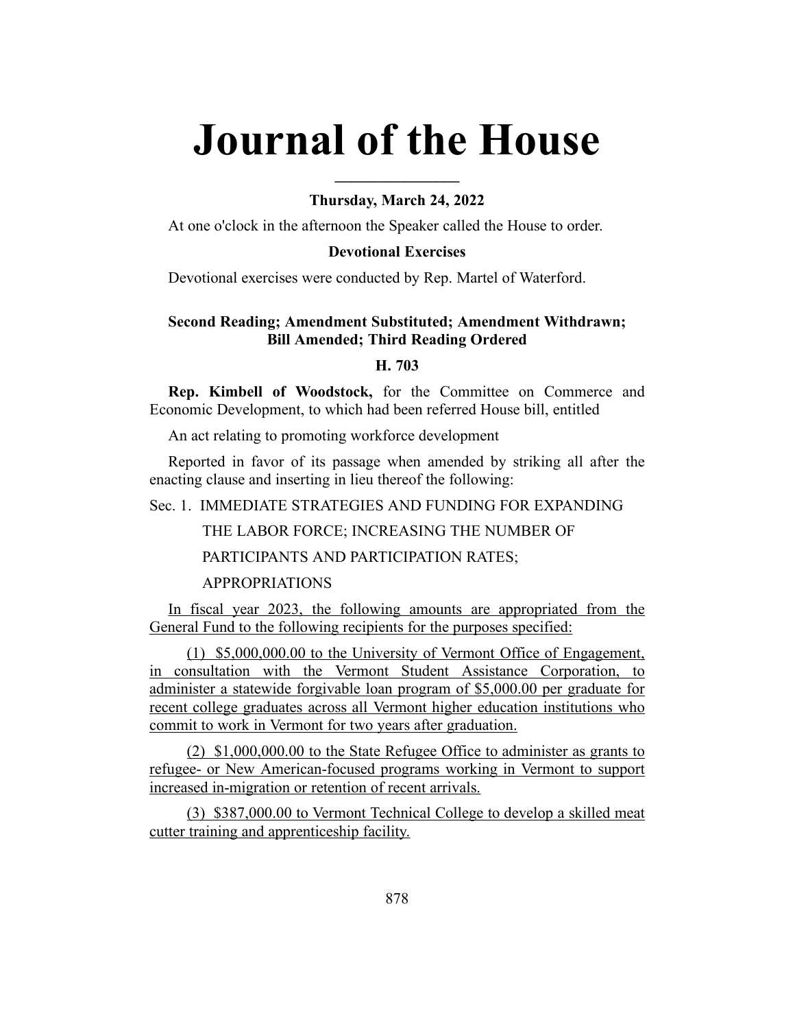# Journal of the House

**Thursday, March 24, 2022**

At one o'clock in the afternoon the Speaker called the House to order.

**Devotional Exercises**

Devotional exercises were conducted by Rep. Martel of Waterford.

**Second Reading; Amendment Substituted; Amendment Withdrawn; Bill Amended; Third Reading Ordered**

**H. 703**

**Rep. Kimbell of Woodstock,** for the Committee on Commerce and Economic Development, to which had been referred House bill, entitled

An act relating to promoting workforce development

Reported in favor of its passage when amended by striking all after the enacting clause and inserting in lieu thereof the following:

Sec. 1. IMMEDIATE STRATEGIES AND FUNDING FOR EXPANDING THE LABOR FORCE; INCREASING THE NUMBER OF PARTICIPANTS AND PARTICIPATION RATES; APPROPRIATIONS

In fiscal year 2023, the following amounts are appropriated from the General Fund to the following recipients for the purposes specified:

(1) $5,000,000.00 to the University of Vermont Office of Engagement, in consultation with the Vermont Student Assistance Corporation, to administer a statewide forgivable loan program of $5,000.00 per graduate for recent college graduates across all Vermont higher education institutions who commit to work in Vermont for two years after graduation.

(2) $1,000,000.00 to the State Refugee Office to administer as grants to refugee- or New American-focused programs working in Vermont to support increased in-migration or retention of recent arrivals.

(3) $387,000.00 to Vermont Technical College to develop a skilled meat cutter training and apprenticeship facility.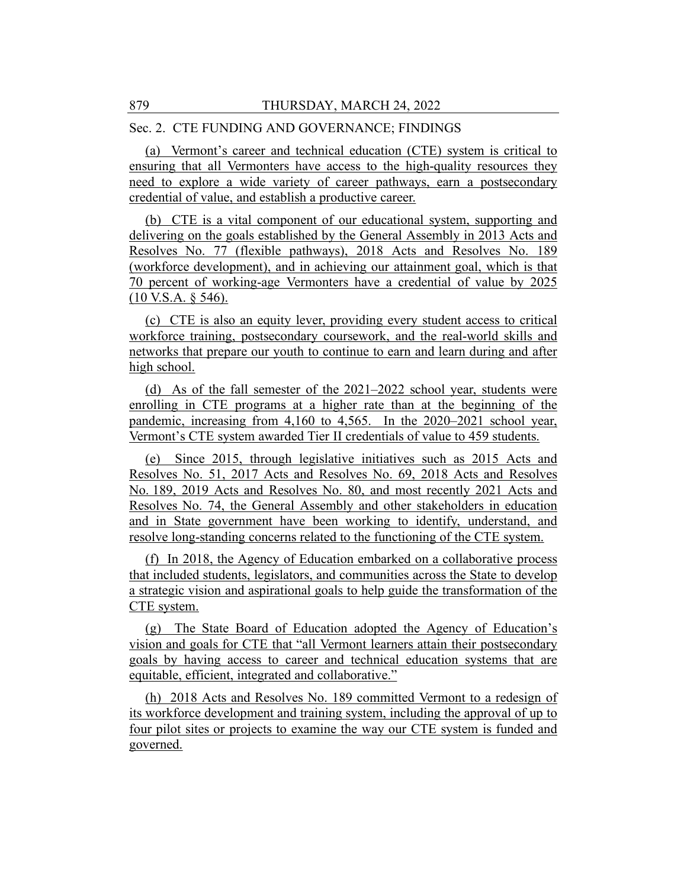Sec. 2. CTE FUNDING AND GOVERNANCE; FINDINGS

(a) Vermont's career and technical education (CTE) system is critical to ensuring that all Vermonters have access to the high-quality resources they need to explore a wide variety of career pathways, earn a postsecondary credential of value, and establish a productive career.

(b) CTE is a vital component of our educational system, supporting and delivering on the goals established by the General Assembly in 2013 Acts and Resolves No. 77 (flexible pathways), 2018 Acts and Resolves No. 189 (workforce development), and in achieving our attainment goal, which is that 70 percent of working-age Vermonters have a credential of value by 2025 (10 V.S.A. § 546).

(c) CTE is also an equity lever, providing every student access to critical workforce training, postsecondary coursework, and the real-world skills and networks that prepare our youth to continue to earn and learn during and after high school.

(d) As of the fall semester of the 2021–2022 school year, students were enrolling in CTE programs at a higher rate than at the beginning of the pandemic, increasing from 4,160 to 4,565. In the 2020–2021 school year, Vermont's CTE system awarded Tier II credentials of value to 459 students.

(e) Since 2015, through legislative initiatives such as 2015 Acts and Resolves No. 51, 2017 Acts and Resolves No. 69, 2018 Acts and Resolves No. 189, 2019 Acts and Resolves No. 80, and most recently 2021 Acts and Resolves No. 74, the General Assembly and other stakeholders in education and in State government have been working to identify, understand, and resolve long-standing concerns related to the functioning of the CTE system.

(f) In 2018, the Agency of Education embarked on a collaborative process that included students, legislators, and communities across the State to develop a strategic vision and aspirational goals to help guide the transformation of the CTE system.

(g) The State Board of Education adopted the Agency of Education's vision and goals for CTE that "all Vermont learners attain their postsecondary goals by having access to career and technical education systems that are equitable, efficient, integrated and collaborative."

(h) 2018 Acts and Resolves No. 189 committed Vermont to a redesign of its workforce development and training system, including the approval of up to four pilot sites or projects to examine the way our CTE system is funded and governed.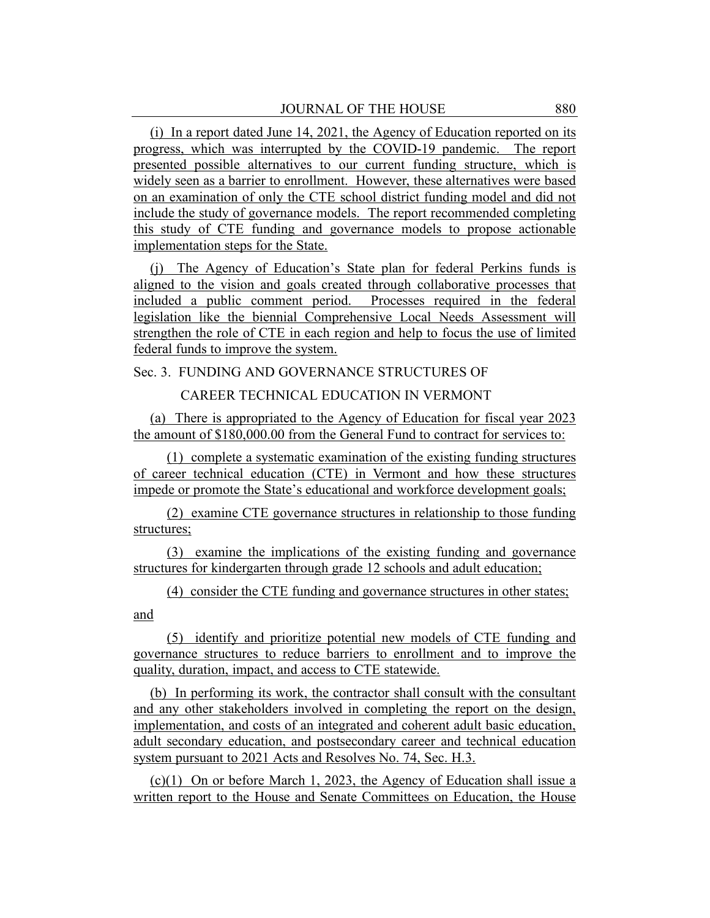(i) In a report dated June 14, 2021, the Agency of Education reported on its progress, which was interrupted by the COVID-19 pandemic. The report presented possible alternatives to our current funding structure, which is widely seen as a barrier to enrollment. However, these alternatives were based on an examination of only the CTE school district funding model and did not include the study of governance models. The report recommended completing this study of CTE funding and governance models to propose actionable implementation steps for the State.

(j) The Agency of Education's State plan for federal Perkins funds is aligned to the vision and goals created through collaborative processes that included a public comment period. Processes required in the federal legislation like the biennial Comprehensive Local Needs Assessment will strengthen the role of CTE in each region and help to focus the use of limited federal funds to improve the system.

Sec. 3. FUNDING AND GOVERNANCE STRUCTURES OF CAREER TECHNICAL EDUCATION IN VERMONT

(a) There is appropriated to the Agency of Education for fiscal year 2023 the amount of $180,000.00 from the General Fund to contract for services to:

(1) complete a systematic examination of the existing funding structures of career technical education (CTE) in Vermont and how these structures impede or promote the State's educational and workforce development goals;

(2) examine CTE governance structures in relationship to those funding structures;

(3) examine the implications of the existing funding and governance structures for kindergarten through grade 12 schools and adult education;

(4) consider the CTE funding and governance structures in other states; and

(5) identify and prioritize potential new models of CTE funding and governance structures to reduce barriers to enrollment and to improve the quality, duration, impact, and access to CTE statewide.

(b) In performing its work, the contractor shall consult with the consultant and any other stakeholders involved in completing the report on the design, implementation, and costs of an integrated and coherent adult basic education, adult secondary education, and postsecondary career and technical education system pursuant to 2021 Acts and Resolves No. 74, Sec. H.3.

(c)(1) On or before March 1, 2023, the Agency of Education shall issue a written report to the House and Senate Committees on Education, the House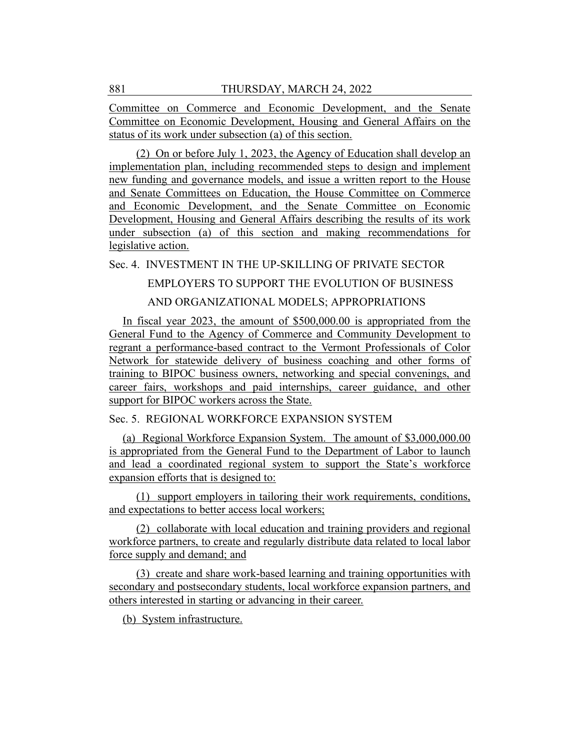Committee on Commerce and Economic Development, and the Senate Committee on Economic Development, Housing and General Affairs on the status of its work under subsection (a) of this section.

(2) On or before July 1, 2023, the Agency of Education shall develop an implementation plan, including recommended steps to design and implement new funding and governance models, and issue a written report to the House and Senate Committees on Education, the House Committee on Commerce and Economic Development, and the Senate Committee on Economic Development, Housing and General Affairs describing the results of its work under subsection (a) of this section and making recommendations for legislative action.

Sec. 4. INVESTMENT IN THE UP-SKILLING OF PRIVATE SECTOR EMPLOYERS TO SUPPORT THE EVOLUTION OF BUSINESS AND ORGANIZATIONAL MODELS; APPROPRIATIONS

In fiscal year 2023, the amount of $500,000.00 is appropriated from the General Fund to the Agency of Commerce and Community Development to regrant a performance-based contract to the Vermont Professionals of Color Network for statewide delivery of business coaching and other forms of training to BIPOC business owners, networking and special convenings, and career fairs, workshops and paid internships, career guidance, and other support for BIPOC workers across the State.

Sec. 5. REGIONAL WORKFORCE EXPANSION SYSTEM

(a) Regional Workforce Expansion System. The amount of $3,000,000.00 is appropriated from the General Fund to the Department of Labor to launch and lead a coordinated regional system to support the State's workforce expansion efforts that is designed to:

(1) support employers in tailoring their work requirements, conditions, and expectations to better access local workers;

(2) collaborate with local education and training providers and regional workforce partners, to create and regularly distribute data related to local labor force supply and demand; and

(3) create and share work-based learning and training opportunities with secondary and postsecondary students, local workforce expansion partners, and others interested in starting or advancing in their career.

(b) System infrastructure.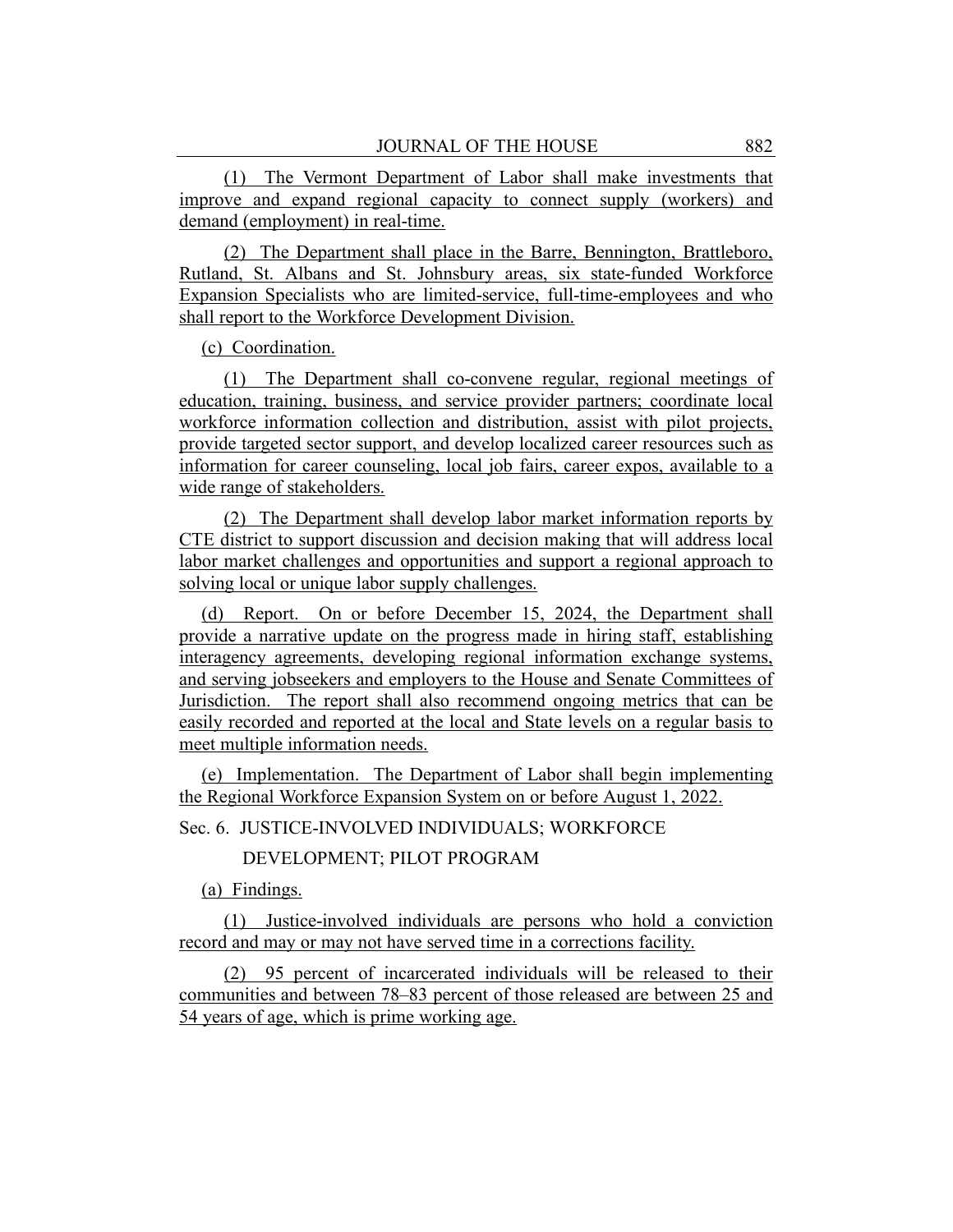(1) The Vermont Department of Labor shall make investments that improve and expand regional capacity to connect supply (workers) and demand (employment) in real-time.

(2) The Department shall place in the Barre, Bennington, Brattleboro, Rutland, St. Albans and St. Johnsbury areas, six state-funded Workforce Expansion Specialists who are limited-service, full-time-employees and who shall report to the Workforce Development Division.

(c) Coordination.

(1) The Department shall co-convene regular, regional meetings of education, training, business, and service provider partners; coordinate local workforce information collection and distribution, assist with pilot projects, provide targeted sector support, and develop localized career resources such as information for career counseling, local job fairs, career expos, available to a wide range of stakeholders.

(2) The Department shall develop labor market information reports by CTE district to support discussion and decision making that will address local labor market challenges and opportunities and support a regional approach to solving local or unique labor supply challenges.

(d) Report. On or before December 15, 2024, the Department shall provide a narrative update on the progress made in hiring staff, establishing interagency agreements, developing regional information exchange systems, and serving jobseekers and employers to the House and Senate Committees of Jurisdiction. The report shall also recommend ongoing metrics that can be easily recorded and reported at the local and State levels on a regular basis to meet multiple information needs.

(e) Implementation. The Department of Labor shall begin implementing the Regional Workforce Expansion System on or before August 1, 2022.

Sec. 6. JUSTICE-INVOLVED INDIVIDUALS; WORKFORCE DEVELOPMENT; PILOT PROGRAM

(a) Findings.

(1) Justice-involved individuals are persons who hold a conviction record and may or may not have served time in a corrections facility.

(2) 95 percent of incarcerated individuals will be released to their communities and between 78–83 percent of those released are between 25 and 54 years of age, which is prime working age.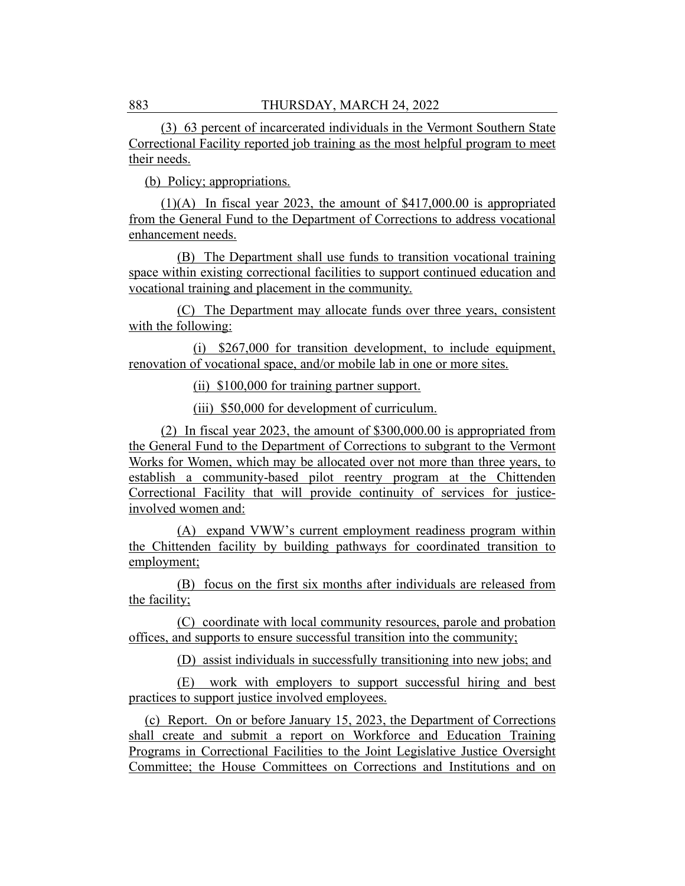(3) 63 percent of incarcerated individuals in the Vermont Southern State Correctional Facility reported job training as the most helpful program to meet their needs.

(b) Policy; appropriations.

(1)(A) In fiscal year 2023, the amount of $417,000.00 is appropriated from the General Fund to the Department of Corrections to address vocational enhancement needs.

(B) The Department shall use funds to transition vocational training space within existing correctional facilities to support continued education and vocational training and placement in the community.

(C) The Department may allocate funds over three years, consistent with the following:

(i) $267,000 for transition development, to include equipment, renovation of vocational space, and/or mobile lab in one or more sites.

(ii) $100,000 for training partner support.

(iii) $50,000 for development of curriculum.

(2) In fiscal year 2023, the amount of $300,000.00 is appropriated from the General Fund to the Department of Corrections to subgrant to the Vermont Works for Women, which may be allocated over not more than three years, to establish a community-based pilot reentry program at the Chittenden Correctional Facility that will provide continuity of services for justice-involved women and:

(A) expand VWW's current employment readiness program within the Chittenden facility by building pathways for coordinated transition to employment;

(B) focus on the first six months after individuals are released from the facility;

(C) coordinate with local community resources, parole and probation offices, and supports to ensure successful transition into the community;

(D) assist individuals in successfully transitioning into new jobs; and

(E) work with employers to support successful hiring and best practices to support justice involved employees.

(c) Report. On or before January 15, 2023, the Department of Corrections shall create and submit a report on Workforce and Education Training Programs in Correctional Facilities to the Joint Legislative Justice Oversight Committee; the House Committees on Corrections and Institutions and on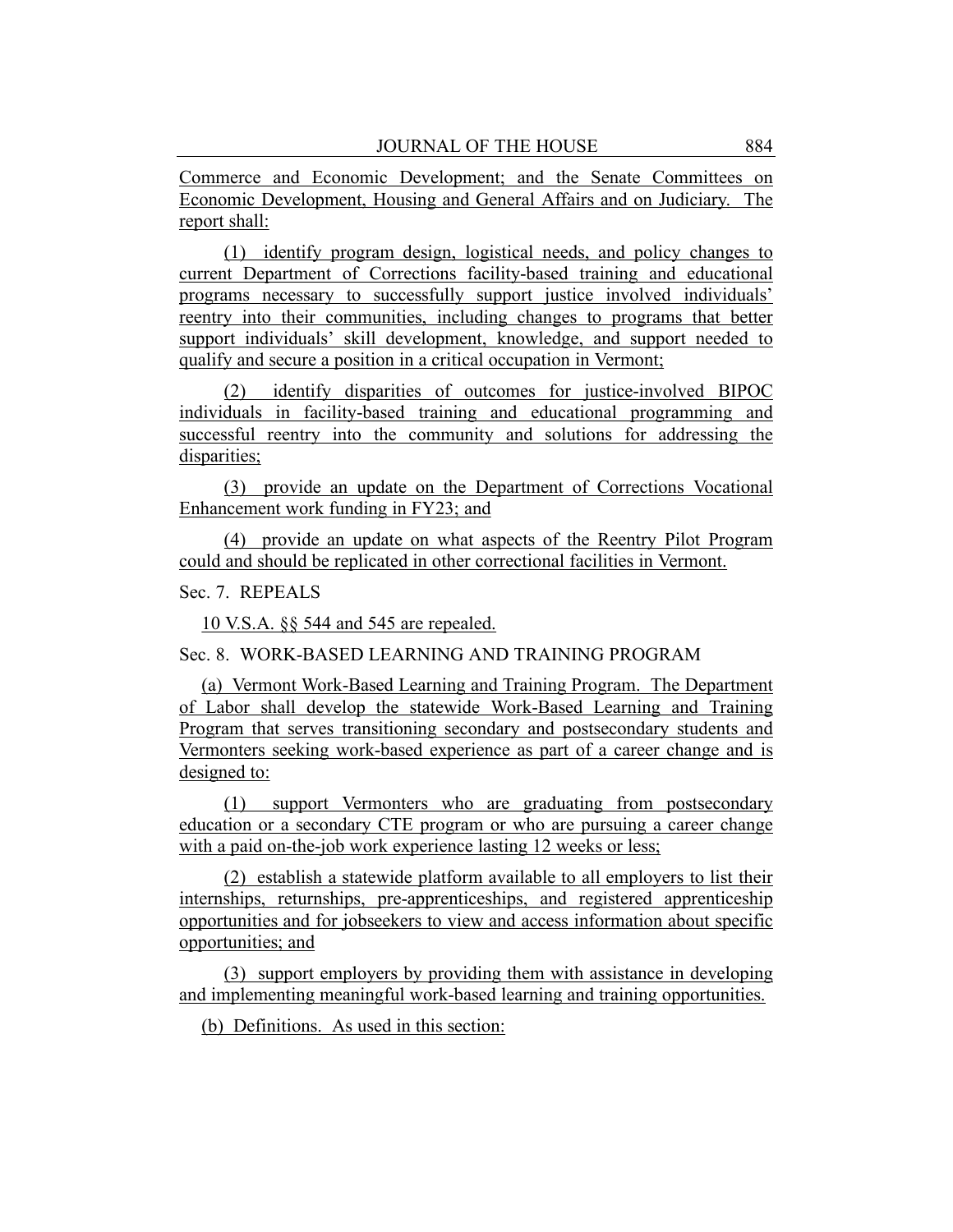Commerce and Economic Development; and the Senate Committees on Economic Development, Housing and General Affairs and on Judiciary. The report shall:

(1) identify program design, logistical needs, and policy changes to current Department of Corrections facility-based training and educational programs necessary to successfully support justice involved individuals' reentry into their communities, including changes to programs that better support individuals' skill development, knowledge, and support needed to qualify and secure a position in a critical occupation in Vermont;

(2) identify disparities of outcomes for justice-involved BIPOC individuals in facility-based training and educational programming and successful reentry into the community and solutions for addressing the disparities;

(3) provide an update on the Department of Corrections Vocational Enhancement work funding in FY23; and

(4) provide an update on what aspects of the Reentry Pilot Program could and should be replicated in other correctional facilities in Vermont.

Sec. 7. REPEALS

10 V.S.A. §§ 544 and 545 are repealed.

Sec. 8. WORK-BASED LEARNING AND TRAINING PROGRAM

(a) Vermont Work-Based Learning and Training Program. The Department of Labor shall develop the statewide Work-Based Learning and Training Program that serves transitioning secondary and postsecondary students and Vermonters seeking work-based experience as part of a career change and is designed to:

(1) support Vermonters who are graduating from postsecondary education or a secondary CTE program or who are pursuing a career change with a paid on-the-job work experience lasting 12 weeks or less;

(2) establish a statewide platform available to all employers to list their internships, returnships, pre-apprenticeships, and registered apprenticeship opportunities and for jobseekers to view and access information about specific opportunities; and

(3) support employers by providing them with assistance in developing and implementing meaningful work-based learning and training opportunities.

(b) Definitions. As used in this section: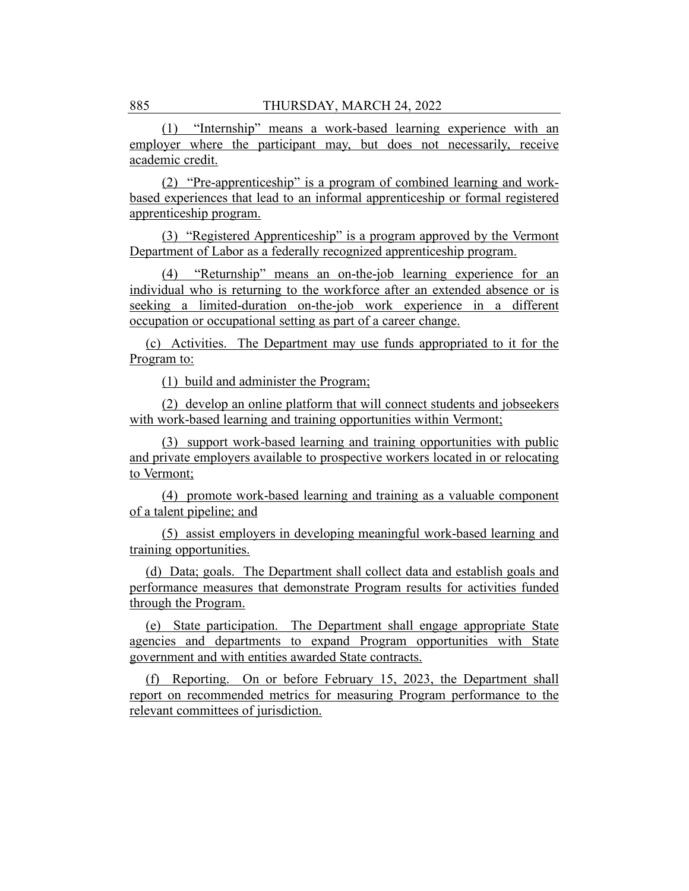(1) "Internship" means a work-based learning experience with an employer where the participant may, but does not necessarily, receive academic credit.

(2) "Pre-apprenticeship" is a program of combined learning and work-based experiences that lead to an informal apprenticeship or formal registered apprenticeship program.

(3) "Registered Apprenticeship" is a program approved by the Vermont Department of Labor as a federally recognized apprenticeship program.

(4) "Returnship" means an on-the-job learning experience for an individual who is returning to the workforce after an extended absence or is seeking a limited-duration on-the-job work experience in a different occupation or occupational setting as part of a career change.

(c) Activities. The Department may use funds appropriated to it for the Program to:

(1) build and administer the Program;

(2) develop an online platform that will connect students and jobseekers with work-based learning and training opportunities within Vermont;

(3) support work-based learning and training opportunities with public and private employers available to prospective workers located in or relocating to Vermont;

(4) promote work-based learning and training as a valuable component of a talent pipeline; and

(5) assist employers in developing meaningful work-based learning and training opportunities.

(d) Data; goals. The Department shall collect data and establish goals and performance measures that demonstrate Program results for activities funded through the Program.

(e) State participation. The Department shall engage appropriate State agencies and departments to expand Program opportunities with State government and with entities awarded State contracts.

(f) Reporting. On or before February 15, 2023, the Department shall report on recommended metrics for measuring Program performance to the relevant committees of jurisdiction.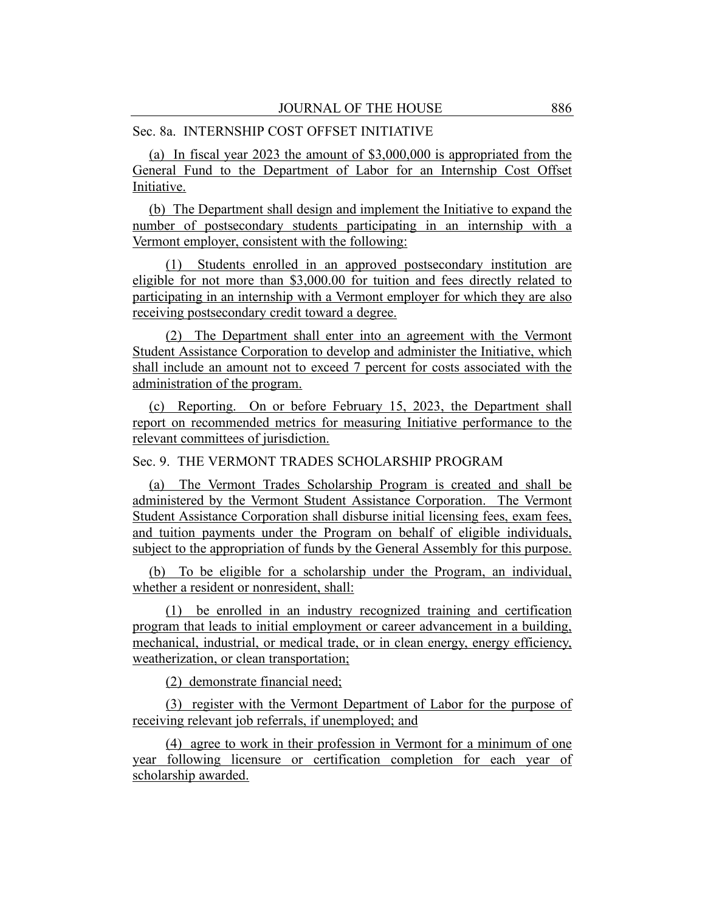Sec. 8a. INTERNSHIP COST OFFSET INITIATIVE

(a) In fiscal year 2023 the amount of $3,000,000 is appropriated from the General Fund to the Department of Labor for an Internship Cost Offset Initiative.

(b) The Department shall design and implement the Initiative to expand the number of postsecondary students participating in an internship with a Vermont employer, consistent with the following:

(1) Students enrolled in an approved postsecondary institution are eligible for not more than $3,000.00 for tuition and fees directly related to participating in an internship with a Vermont employer for which they are also receiving postsecondary credit toward a degree.

(2) The Department shall enter into an agreement with the Vermont Student Assistance Corporation to develop and administer the Initiative, which shall include an amount not to exceed 7 percent for costs associated with the administration of the program.

(c) Reporting. On or before February 15, 2023, the Department shall report on recommended metrics for measuring Initiative performance to the relevant committees of jurisdiction.

Sec. 9. THE VERMONT TRADES SCHOLARSHIP PROGRAM

(a) The Vermont Trades Scholarship Program is created and shall be administered by the Vermont Student Assistance Corporation. The Vermont Student Assistance Corporation shall disburse initial licensing fees, exam fees, and tuition payments under the Program on behalf of eligible individuals, subject to the appropriation of funds by the General Assembly for this purpose.

(b) To be eligible for a scholarship under the Program, an individual, whether a resident or nonresident, shall:

(1) be enrolled in an industry recognized training and certification program that leads to initial employment or career advancement in a building, mechanical, industrial, or medical trade, or in clean energy, energy efficiency, weatherization, or clean transportation;

(2) demonstrate financial need;

(3) register with the Vermont Department of Labor for the purpose of receiving relevant job referrals, if unemployed; and

(4) agree to work in their profession in Vermont for a minimum of one year following licensure or certification completion for each year of scholarship awarded.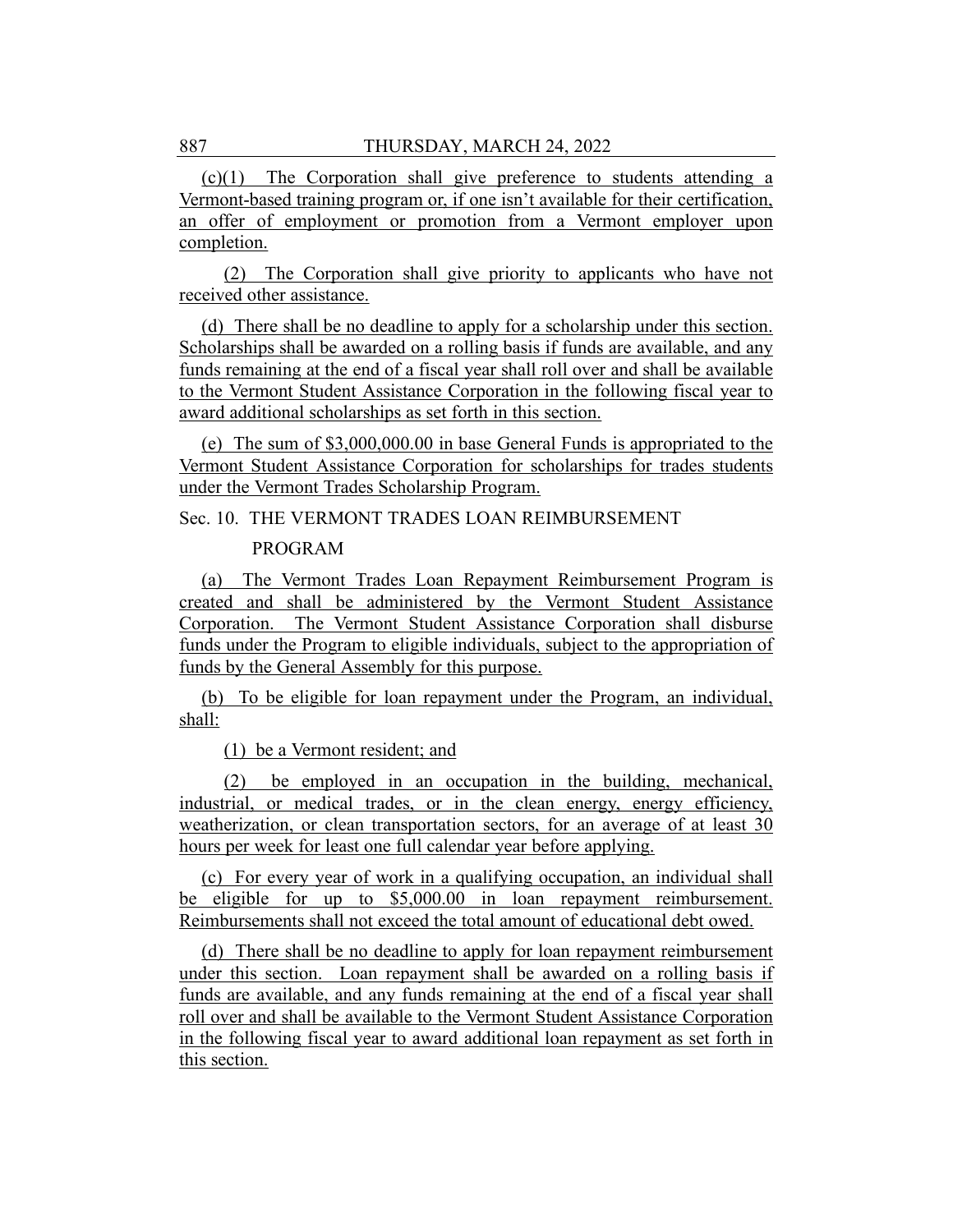(c)(1) The Corporation shall give preference to students attending a Vermont-based training program or, if one isn't available for their certification, an offer of employment or promotion from a Vermont employer upon completion.

(2) The Corporation shall give priority to applicants who have not received other assistance.

(d) There shall be no deadline to apply for a scholarship under this section. Scholarships shall be awarded on a rolling basis if funds are available, and any funds remaining at the end of a fiscal year shall roll over and shall be available to the Vermont Student Assistance Corporation in the following fiscal year to award additional scholarships as set forth in this section.

(e) The sum of $3,000,000.00 in base General Funds is appropriated to the Vermont Student Assistance Corporation for scholarships for trades students under the Vermont Trades Scholarship Program.

Sec. 10. THE VERMONT TRADES LOAN REIMBURSEMENT PROGRAM

(a) The Vermont Trades Loan Repayment Reimbursement Program is created and shall be administered by the Vermont Student Assistance Corporation. The Vermont Student Assistance Corporation shall disburse funds under the Program to eligible individuals, subject to the appropriation of funds by the General Assembly for this purpose.

(b) To be eligible for loan repayment under the Program, an individual, shall:

(1) be a Vermont resident; and

(2) be employed in an occupation in the building, mechanical, industrial, or medical trades, or in the clean energy, energy efficiency, weatherization, or clean transportation sectors, for an average of at least 30 hours per week for least one full calendar year before applying.

(c) For every year of work in a qualifying occupation, an individual shall be eligible for up to $5,000.00 in loan repayment reimbursement. Reimbursements shall not exceed the total amount of educational debt owed.

(d) There shall be no deadline to apply for loan repayment reimbursement under this section. Loan repayment shall be awarded on a rolling basis if funds are available, and any funds remaining at the end of a fiscal year shall roll over and shall be available to the Vermont Student Assistance Corporation in the following fiscal year to award additional loan repayment as set forth in this section.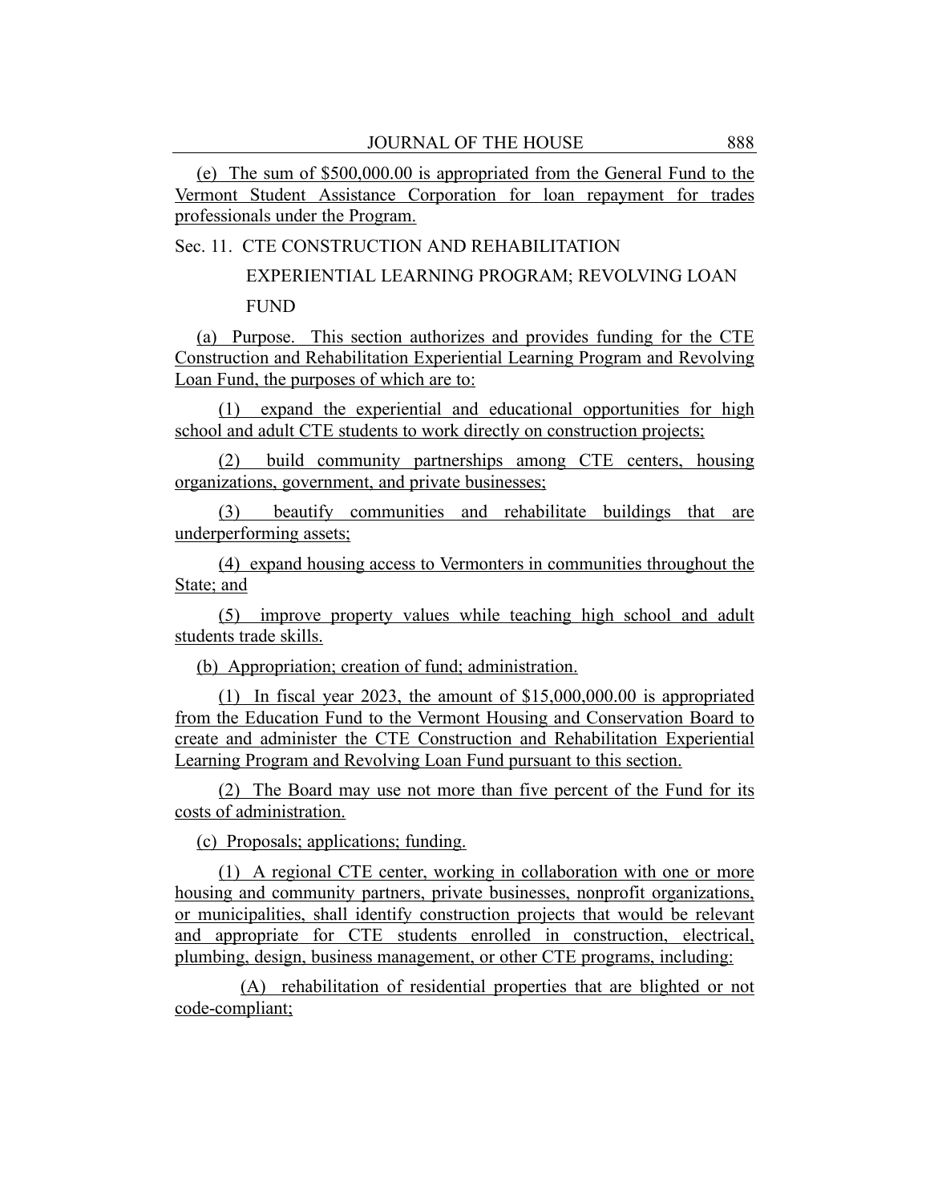(e) The sum of $500,000.00 is appropriated from the General Fund to the Vermont Student Assistance Corporation for loan repayment for trades professionals under the Program.

Sec. 11. CTE CONSTRUCTION AND REHABILITATION EXPERIENTIAL LEARNING PROGRAM; REVOLVING LOAN FUND

(a) Purpose. This section authorizes and provides funding for the CTE Construction and Rehabilitation Experiential Learning Program and Revolving Loan Fund, the purposes of which are to:

(1) expand the experiential and educational opportunities for high school and adult CTE students to work directly on construction projects;

(2) build community partnerships among CTE centers, housing organizations, government, and private businesses;

(3) beautify communities and rehabilitate buildings that are underperforming assets;

(4) expand housing access to Vermonters in communities throughout the State; and

(5) improve property values while teaching high school and adult students trade skills.

(b) Appropriation; creation of fund; administration.

(1) In fiscal year 2023, the amount of $15,000,000.00 is appropriated from the Education Fund to the Vermont Housing and Conservation Board to create and administer the CTE Construction and Rehabilitation Experiential Learning Program and Revolving Loan Fund pursuant to this section.

(2) The Board may use not more than five percent of the Fund for its costs of administration.

(c) Proposals; applications; funding.

(1) A regional CTE center, working in collaboration with one or more housing and community partners, private businesses, nonprofit organizations, or municipalities, shall identify construction projects that would be relevant and appropriate for CTE students enrolled in construction, electrical, plumbing, design, business management, or other CTE programs, including:

(A) rehabilitation of residential properties that are blighted or not code-compliant;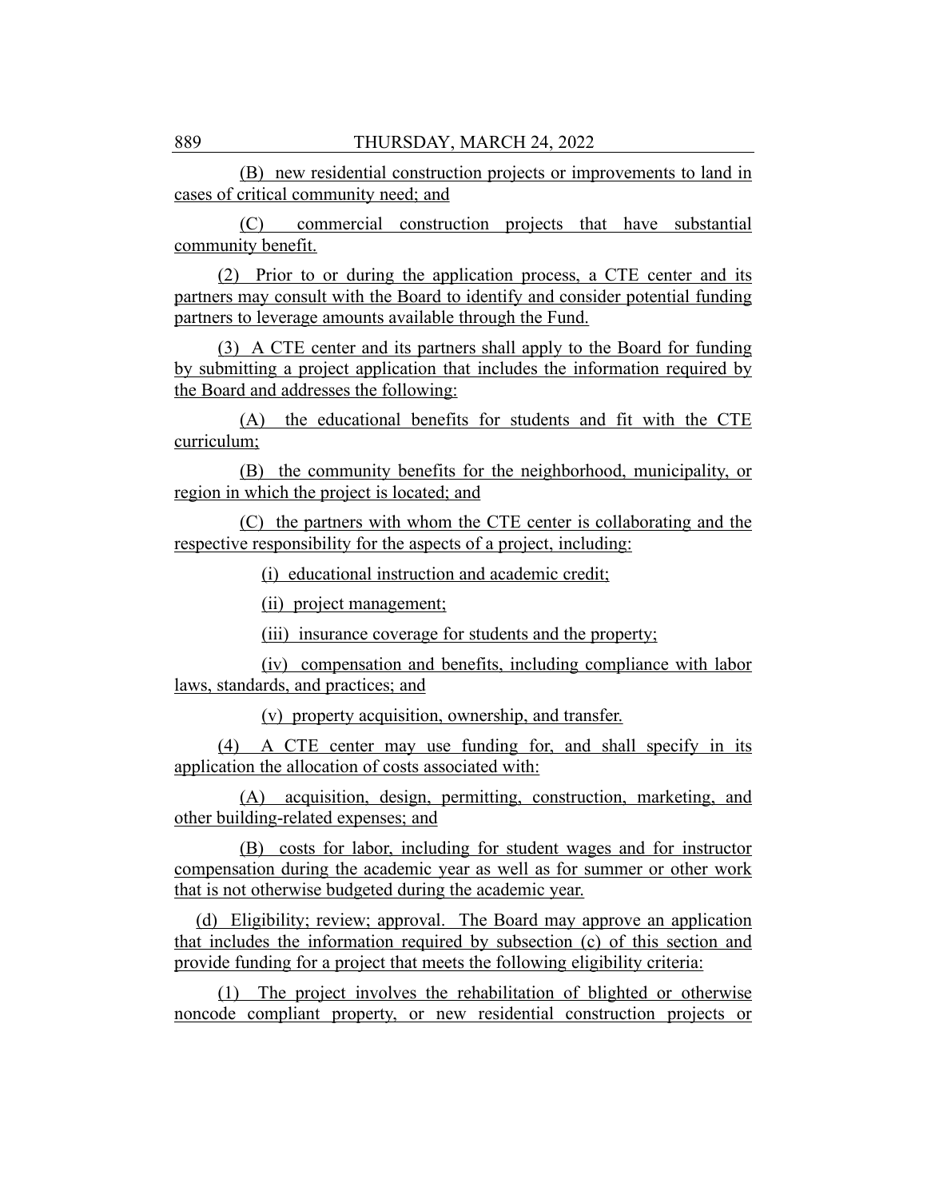(B) new residential construction projects or improvements to land in cases of critical community need; and

(C) commercial construction projects that have substantial community benefit.

(2) Prior to or during the application process, a CTE center and its partners may consult with the Board to identify and consider potential funding partners to leverage amounts available through the Fund.

(3) A CTE center and its partners shall apply to the Board for funding by submitting a project application that includes the information required by the Board and addresses the following:

(A) the educational benefits for students and fit with the CTE curriculum;

(B) the community benefits for the neighborhood, municipality, or region in which the project is located; and

(C) the partners with whom the CTE center is collaborating and the respective responsibility for the aspects of a project, including:

(i) educational instruction and academic credit;

(ii) project management;

(iii) insurance coverage for students and the property;

(iv) compensation and benefits, including compliance with labor laws, standards, and practices; and

(v) property acquisition, ownership, and transfer.

(4) A CTE center may use funding for, and shall specify in its application the allocation of costs associated with:

(A) acquisition, design, permitting, construction, marketing, and other building-related expenses; and

(B) costs for labor, including for student wages and for instructor compensation during the academic year as well as for summer or other work that is not otherwise budgeted during the academic year.

(d) Eligibility; review; approval. The Board may approve an application that includes the information required by subsection (c) of this section and provide funding for a project that meets the following eligibility criteria:

(1) The project involves the rehabilitation of blighted or otherwise noncode compliant property, or new residential construction projects or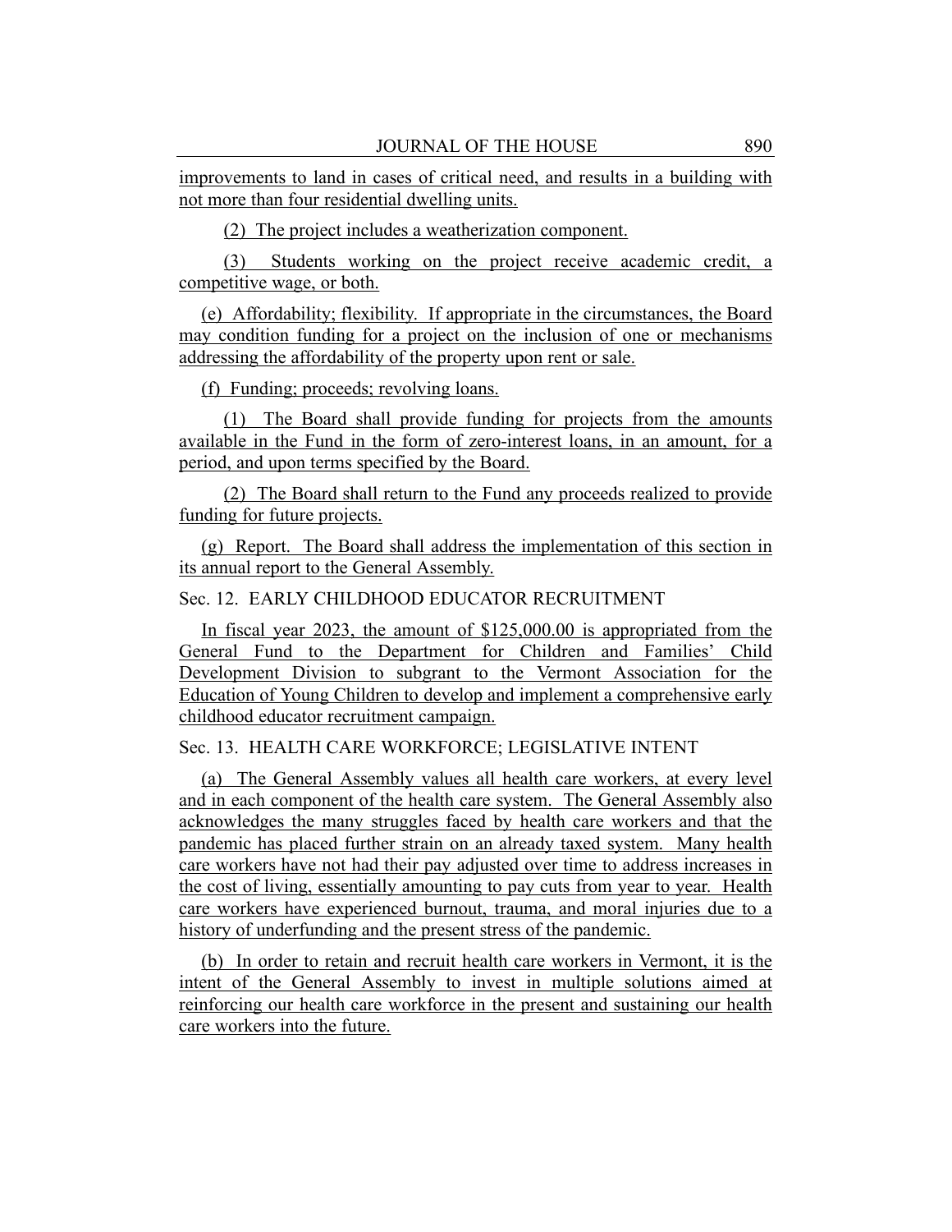improvements to land in cases of critical need, and results in a building with not more than four residential dwelling units.

(2) The project includes a weatherization component.

(3) Students working on the project receive academic credit, a competitive wage, or both.

(e) Affordability; flexibility. If appropriate in the circumstances, the Board may condition funding for a project on the inclusion of one or mechanisms addressing the affordability of the property upon rent or sale.

(f) Funding; proceeds; revolving loans.

(1) The Board shall provide funding for projects from the amounts available in the Fund in the form of zero-interest loans, in an amount, for a period, and upon terms specified by the Board.

(2) The Board shall return to the Fund any proceeds realized to provide funding for future projects.

(g) Report. The Board shall address the implementation of this section in its annual report to the General Assembly.

Sec. 12. EARLY CHILDHOOD EDUCATOR RECRUITMENT

In fiscal year 2023, the amount of $125,000.00 is appropriated from the General Fund to the Department for Children and Families' Child Development Division to subgrant to the Vermont Association for the Education of Young Children to develop and implement a comprehensive early childhood educator recruitment campaign.

Sec. 13. HEALTH CARE WORKFORCE; LEGISLATIVE INTENT

(a) The General Assembly values all health care workers, at every level and in each component of the health care system. The General Assembly also acknowledges the many struggles faced by health care workers and that the pandemic has placed further strain on an already taxed system. Many health care workers have not had their pay adjusted over time to address increases in the cost of living, essentially amounting to pay cuts from year to year. Health care workers have experienced burnout, trauma, and moral injuries due to a history of underfunding and the present stress of the pandemic.

(b) In order to retain and recruit health care workers in Vermont, it is the intent of the General Assembly to invest in multiple solutions aimed at reinforcing our health care workforce in the present and sustaining our health care workers into the future.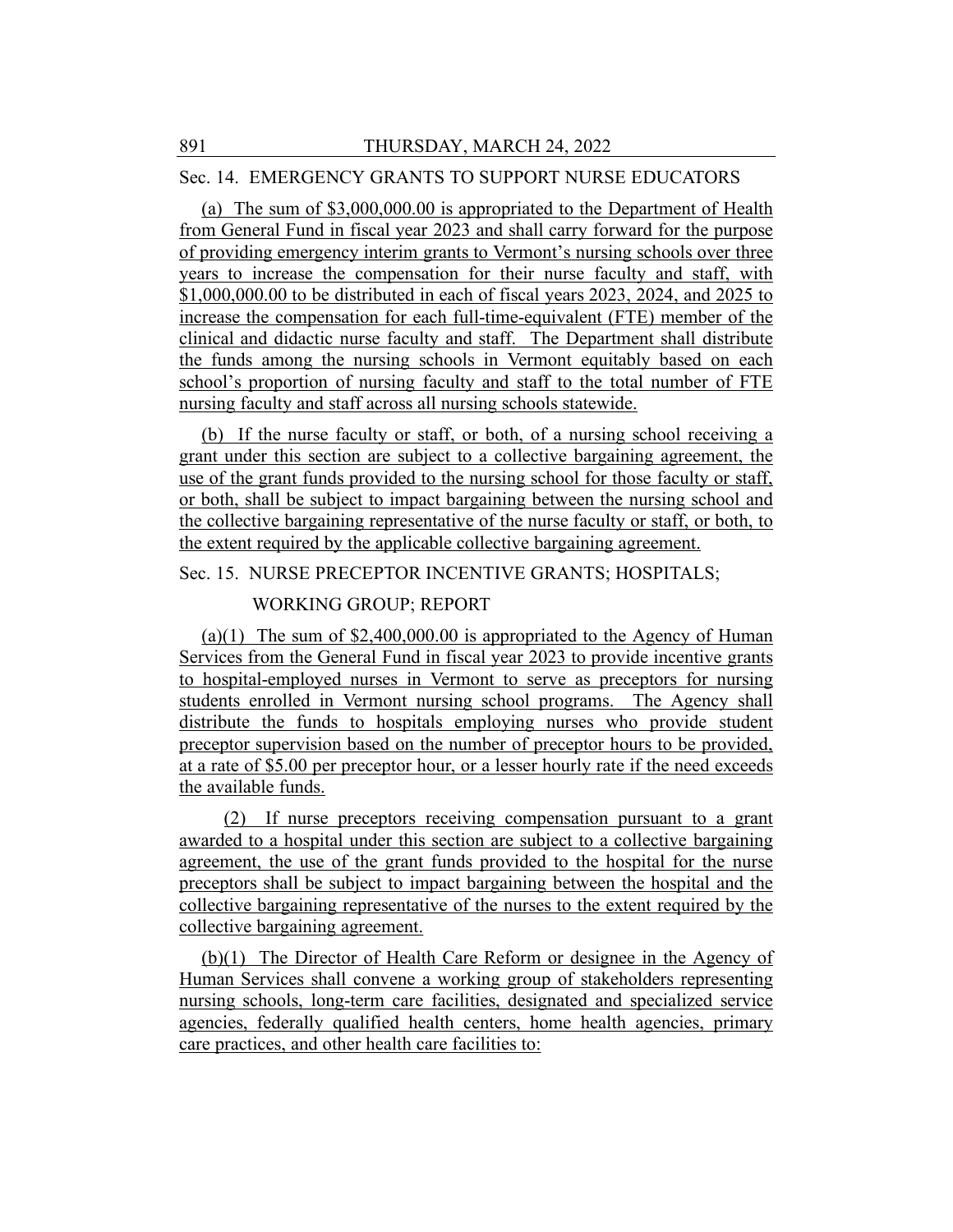Sec. 14. EMERGENCY GRANTS TO SUPPORT NURSE EDUCATORS

(a) The sum of $3,000,000.00 is appropriated to the Department of Health from General Fund in fiscal year 2023 and shall carry forward for the purpose of providing emergency interim grants to Vermont's nursing schools over three years to increase the compensation for their nurse faculty and staff, with $1,000,000.00 to be distributed in each of fiscal years 2023, 2024, and 2025 to increase the compensation for each full-time-equivalent (FTE) member of the clinical and didactic nurse faculty and staff. The Department shall distribute the funds among the nursing schools in Vermont equitably based on each school's proportion of nursing faculty and staff to the total number of FTE nursing faculty and staff across all nursing schools statewide.

(b) If the nurse faculty or staff, or both, of a nursing school receiving a grant under this section are subject to a collective bargaining agreement, the use of the grant funds provided to the nursing school for those faculty or staff, or both, shall be subject to impact bargaining between the nursing school and the collective bargaining representative of the nurse faculty or staff, or both, to the extent required by the applicable collective bargaining agreement.

Sec. 15. NURSE PRECEPTOR INCENTIVE GRANTS; HOSPITALS; WORKING GROUP; REPORT

(a)(1) The sum of $2,400,000.00 is appropriated to the Agency of Human Services from the General Fund in fiscal year 2023 to provide incentive grants to hospital-employed nurses in Vermont to serve as preceptors for nursing students enrolled in Vermont nursing school programs. The Agency shall distribute the funds to hospitals employing nurses who provide student preceptor supervision based on the number of preceptor hours to be provided, at a rate of $5.00 per preceptor hour, or a lesser hourly rate if the need exceeds the available funds.

(2) If nurse preceptors receiving compensation pursuant to a grant awarded to a hospital under this section are subject to a collective bargaining agreement, the use of the grant funds provided to the hospital for the nurse preceptors shall be subject to impact bargaining between the hospital and the collective bargaining representative of the nurses to the extent required by the collective bargaining agreement.

(b)(1) The Director of Health Care Reform or designee in the Agency of Human Services shall convene a working group of stakeholders representing nursing schools, long-term care facilities, designated and specialized service agencies, federally qualified health centers, home health agencies, primary care practices, and other health care facilities to: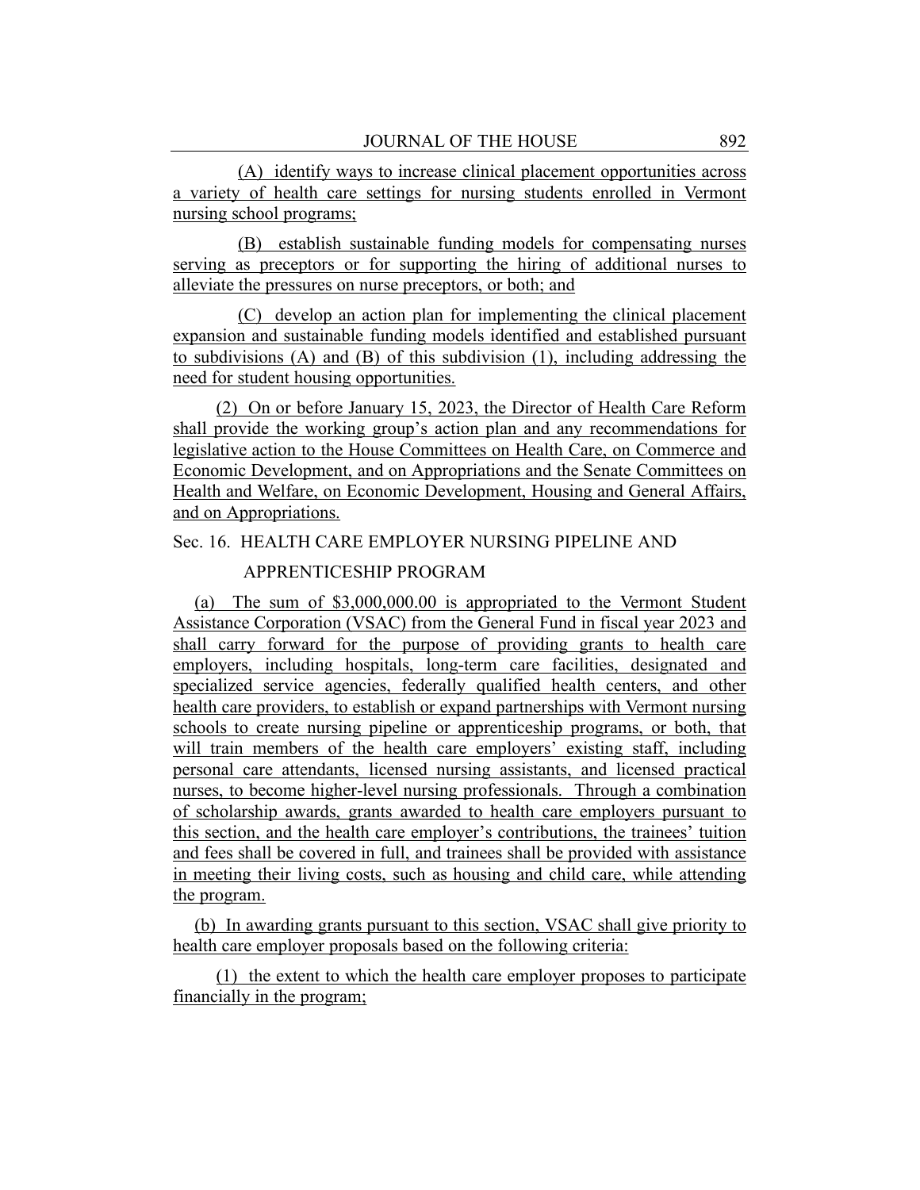(A) identify ways to increase clinical placement opportunities across a variety of health care settings for nursing students enrolled in Vermont nursing school programs;

(B) establish sustainable funding models for compensating nurses serving as preceptors or for supporting the hiring of additional nurses to alleviate the pressures on nurse preceptors, or both; and

(C) develop an action plan for implementing the clinical placement expansion and sustainable funding models identified and established pursuant to subdivisions (A) and (B) of this subdivision (1), including addressing the need for student housing opportunities.

(2) On or before January 15, 2023, the Director of Health Care Reform shall provide the working group's action plan and any recommendations for legislative action to the House Committees on Health Care, on Commerce and Economic Development, and on Appropriations and the Senate Committees on Health and Welfare, on Economic Development, Housing and General Affairs, and on Appropriations.

Sec. 16. HEALTH CARE EMPLOYER NURSING PIPELINE AND APPRENTICESHIP PROGRAM

(a) The sum of $3,000,000.00 is appropriated to the Vermont Student Assistance Corporation (VSAC) from the General Fund in fiscal year 2023 and shall carry forward for the purpose of providing grants to health care employers, including hospitals, long-term care facilities, designated and specialized service agencies, federally qualified health centers, and other health care providers, to establish or expand partnerships with Vermont nursing schools to create nursing pipeline or apprenticeship programs, or both, that will train members of the health care employers' existing staff, including personal care attendants, licensed nursing assistants, and licensed practical nurses, to become higher-level nursing professionals. Through a combination of scholarship awards, grants awarded to health care employers pursuant to this section, and the health care employer's contributions, the trainees' tuition and fees shall be covered in full, and trainees shall be provided with assistance in meeting their living costs, such as housing and child care, while attending the program.

(b) In awarding grants pursuant to this section, VSAC shall give priority to health care employer proposals based on the following criteria:

(1) the extent to which the health care employer proposes to participate financially in the program;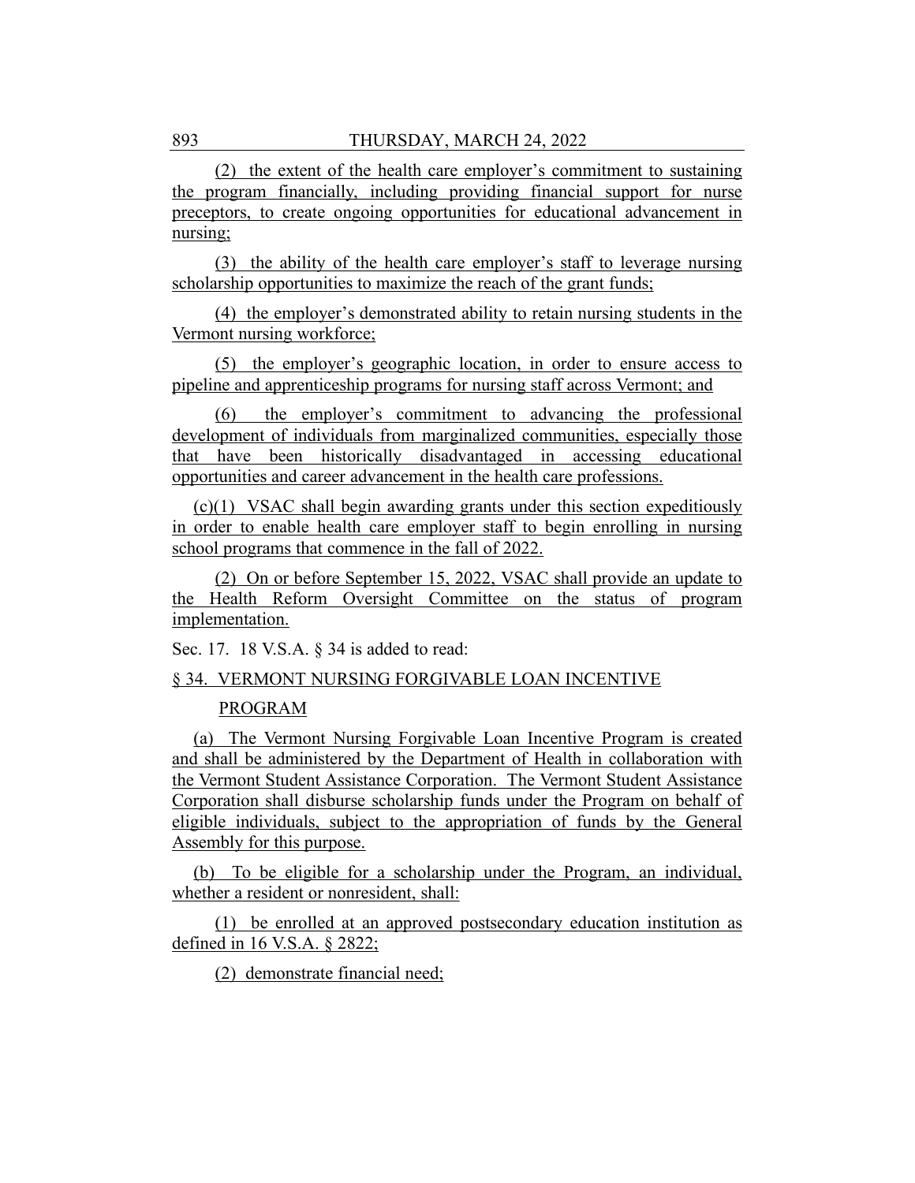(2) the extent of the health care employer's commitment to sustaining the program financially, including providing financial support for nurse preceptors, to create ongoing opportunities for educational advancement in nursing;

(3) the ability of the health care employer's staff to leverage nursing scholarship opportunities to maximize the reach of the grant funds;

(4) the employer's demonstrated ability to retain nursing students in the Vermont nursing workforce;

(5) the employer's geographic location, in order to ensure access to pipeline and apprenticeship programs for nursing staff across Vermont; and

(6) the employer's commitment to advancing the professional development of individuals from marginalized communities, especially those that have been historically disadvantaged in accessing educational opportunities and career advancement in the health care professions.

(c)(1) VSAC shall begin awarding grants under this section expeditiously in order to enable health care employer staff to begin enrolling in nursing school programs that commence in the fall of 2022.

(2) On or before September 15, 2022, VSAC shall provide an update to the Health Reform Oversight Committee on the status of program implementation.

Sec. 17. 18 V.S.A. § 34 is added to read:

§ 34. VERMONT NURSING FORGIVABLE LOAN INCENTIVE PROGRAM

(a) The Vermont Nursing Forgivable Loan Incentive Program is created and shall be administered by the Department of Health in collaboration with the Vermont Student Assistance Corporation. The Vermont Student Assistance Corporation shall disburse scholarship funds under the Program on behalf of eligible individuals, subject to the appropriation of funds by the General Assembly for this purpose.

(b) To be eligible for a scholarship under the Program, an individual, whether a resident or nonresident, shall:

(1) be enrolled at an approved postsecondary education institution as defined in 16 V.S.A. § 2822;

(2) demonstrate financial need;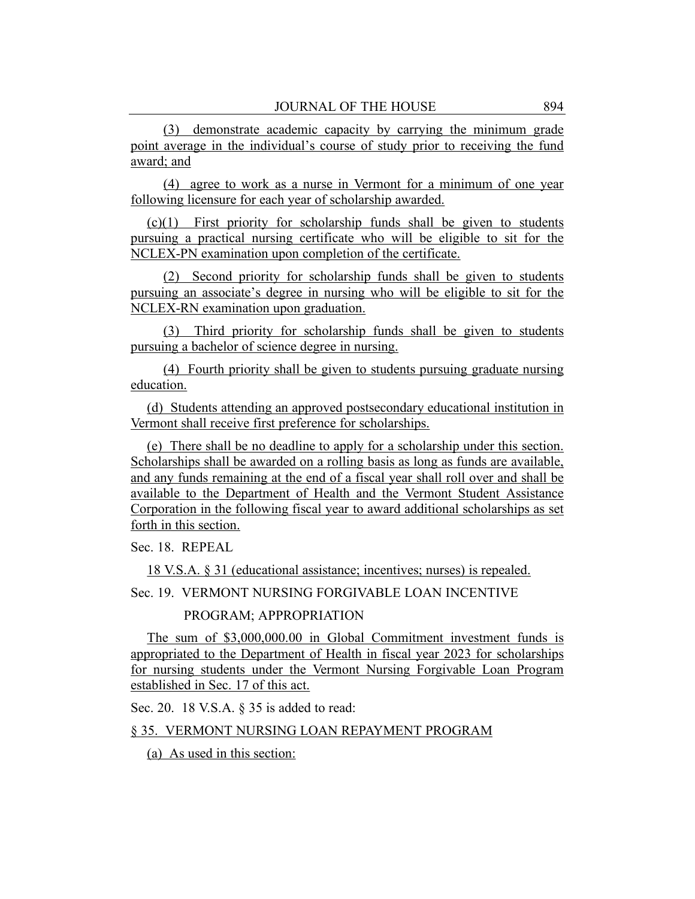(3) demonstrate academic capacity by carrying the minimum grade point average in the individual's course of study prior to receiving the fund award; and

(4) agree to work as a nurse in Vermont for a minimum of one year following licensure for each year of scholarship awarded.

(c)(1) First priority for scholarship funds shall be given to students pursuing a practical nursing certificate who will be eligible to sit for the NCLEX-PN examination upon completion of the certificate.

(2) Second priority for scholarship funds shall be given to students pursuing an associate's degree in nursing who will be eligible to sit for the NCLEX-RN examination upon graduation.

(3) Third priority for scholarship funds shall be given to students pursuing a bachelor of science degree in nursing.

(4) Fourth priority shall be given to students pursuing graduate nursing education.

(d) Students attending an approved postsecondary educational institution in Vermont shall receive first preference for scholarships.

(e) There shall be no deadline to apply for a scholarship under this section. Scholarships shall be awarded on a rolling basis as long as funds are available, and any funds remaining at the end of a fiscal year shall roll over and shall be available to the Department of Health and the Vermont Student Assistance Corporation in the following fiscal year to award additional scholarships as set forth in this section.

Sec. 18. REPEAL

18 V.S.A. § 31 (educational assistance; incentives; nurses) is repealed.

Sec. 19. VERMONT NURSING FORGIVABLE LOAN INCENTIVE PROGRAM; APPROPRIATION

The sum of $3,000,000.00 in Global Commitment investment funds is appropriated to the Department of Health in fiscal year 2023 for scholarships for nursing students under the Vermont Nursing Forgivable Loan Program established in Sec. 17 of this act.

Sec. 20. 18 V.S.A. § 35 is added to read:

§ 35. VERMONT NURSING LOAN REPAYMENT PROGRAM

(a) As used in this section: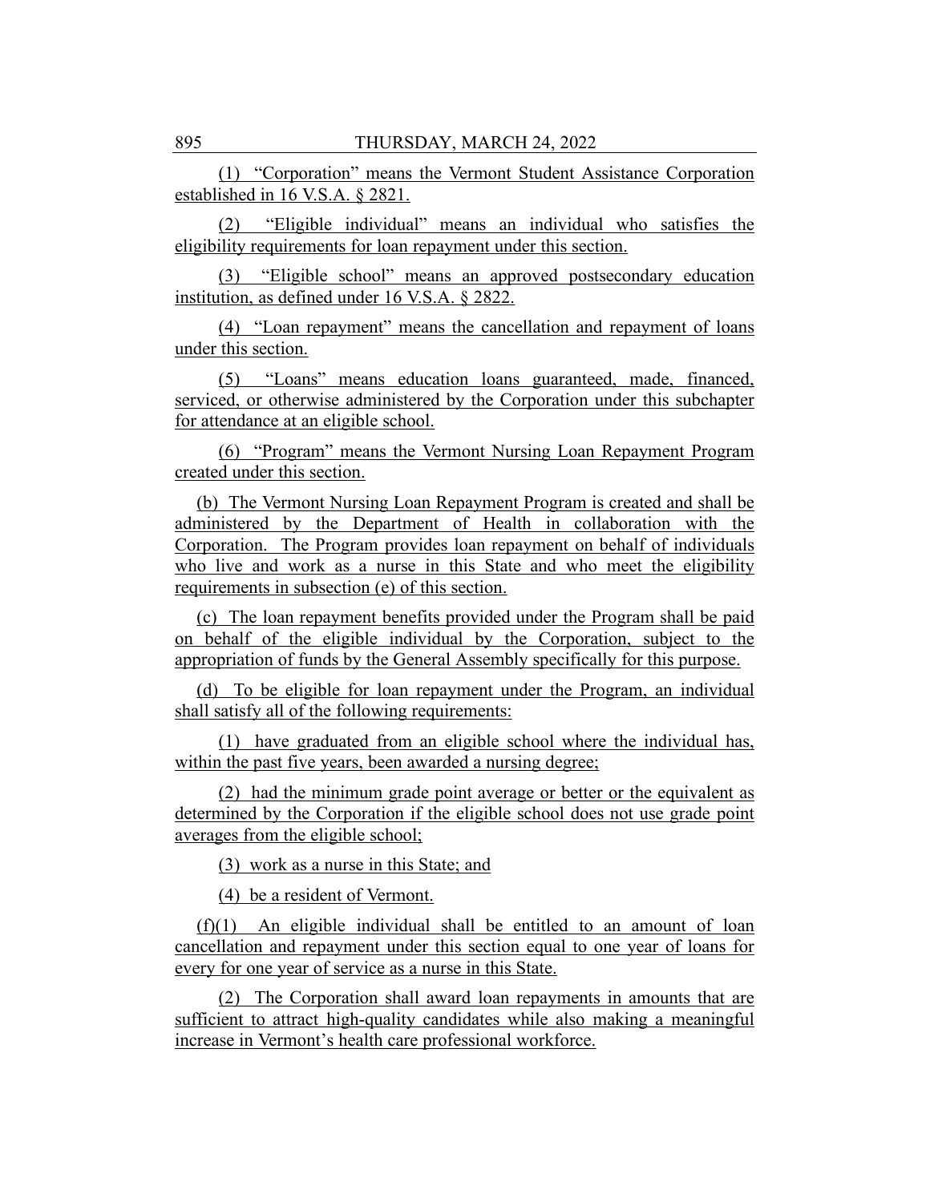(1) "Corporation" means the Vermont Student Assistance Corporation established in 16 V.S.A. § 2821.

(2) "Eligible individual" means an individual who satisfies the eligibility requirements for loan repayment under this section.

(3) "Eligible school" means an approved postsecondary education institution, as defined under 16 V.S.A. § 2822.

(4) "Loan repayment" means the cancellation and repayment of loans under this section.

(5) "Loans" means education loans guaranteed, made, financed, serviced, or otherwise administered by the Corporation under this subchapter for attendance at an eligible school.

(6) "Program" means the Vermont Nursing Loan Repayment Program created under this section.

(b) The Vermont Nursing Loan Repayment Program is created and shall be administered by the Department of Health in collaboration with the Corporation. The Program provides loan repayment on behalf of individuals who live and work as a nurse in this State and who meet the eligibility requirements in subsection (e) of this section.

(c) The loan repayment benefits provided under the Program shall be paid on behalf of the eligible individual by the Corporation, subject to the appropriation of funds by the General Assembly specifically for this purpose.

(d) To be eligible for loan repayment under the Program, an individual shall satisfy all of the following requirements:

(1) have graduated from an eligible school where the individual has, within the past five years, been awarded a nursing degree;

(2) had the minimum grade point average or better or the equivalent as determined by the Corporation if the eligible school does not use grade point averages from the eligible school;

(3) work as a nurse in this State; and

(4) be a resident of Vermont.

(f)(1) An eligible individual shall be entitled to an amount of loan cancellation and repayment under this section equal to one year of loans for every for one year of service as a nurse in this State.

(2) The Corporation shall award loan repayments in amounts that are sufficient to attract high-quality candidates while also making a meaningful increase in Vermont's health care professional workforce.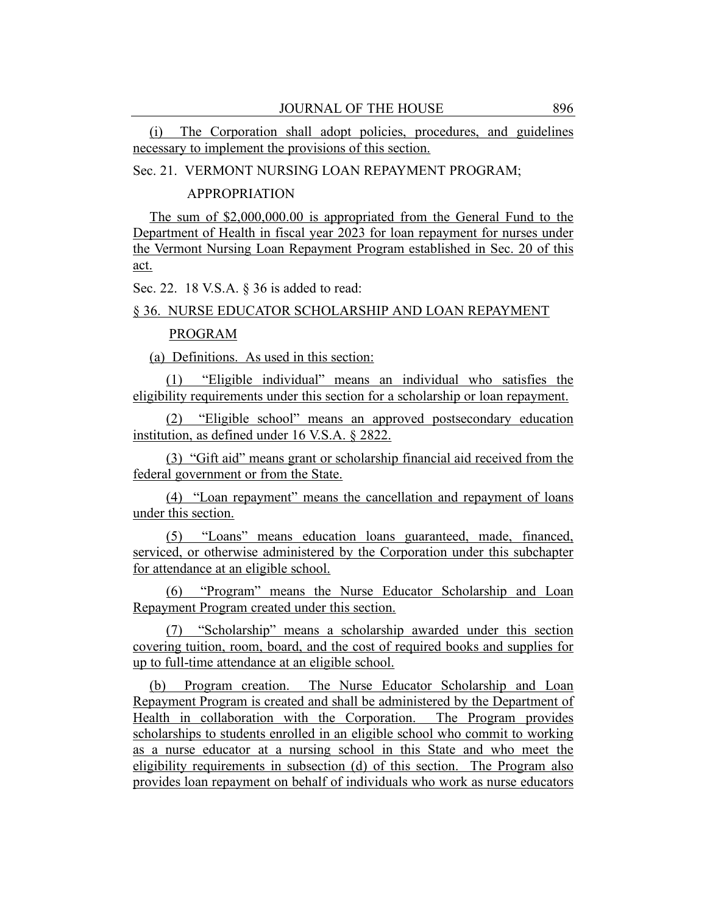(i) The Corporation shall adopt policies, procedures, and guidelines necessary to implement the provisions of this section.

Sec. 21. VERMONT NURSING LOAN REPAYMENT PROGRAM; APPROPRIATION

The sum of $2,000,000.00 is appropriated from the General Fund to the Department of Health in fiscal year 2023 for loan repayment for nurses under the Vermont Nursing Loan Repayment Program established in Sec. 20 of this act.

Sec. 22. 18 V.S.A. § 36 is added to read:

§ 36. NURSE EDUCATOR SCHOLARSHIP AND LOAN REPAYMENT PROGRAM

(a) Definitions. As used in this section:

(1) "Eligible individual" means an individual who satisfies the eligibility requirements under this section for a scholarship or loan repayment.

(2) "Eligible school" means an approved postsecondary education institution, as defined under 16 V.S.A. § 2822.

(3) "Gift aid" means grant or scholarship financial aid received from the federal government or from the State.

(4) "Loan repayment" means the cancellation and repayment of loans under this section.

(5) "Loans" means education loans guaranteed, made, financed, serviced, or otherwise administered by the Corporation under this subchapter for attendance at an eligible school.

(6) "Program" means the Nurse Educator Scholarship and Loan Repayment Program created under this section.

(7) "Scholarship" means a scholarship awarded under this section covering tuition, room, board, and the cost of required books and supplies for up to full-time attendance at an eligible school.

(b) Program creation. The Nurse Educator Scholarship and Loan Repayment Program is created and shall be administered by the Department of Health in collaboration with the Corporation. The Program provides scholarships to students enrolled in an eligible school who commit to working as a nurse educator at a nursing school in this State and who meet the eligibility requirements in subsection (d) of this section. The Program also provides loan repayment on behalf of individuals who work as nurse educators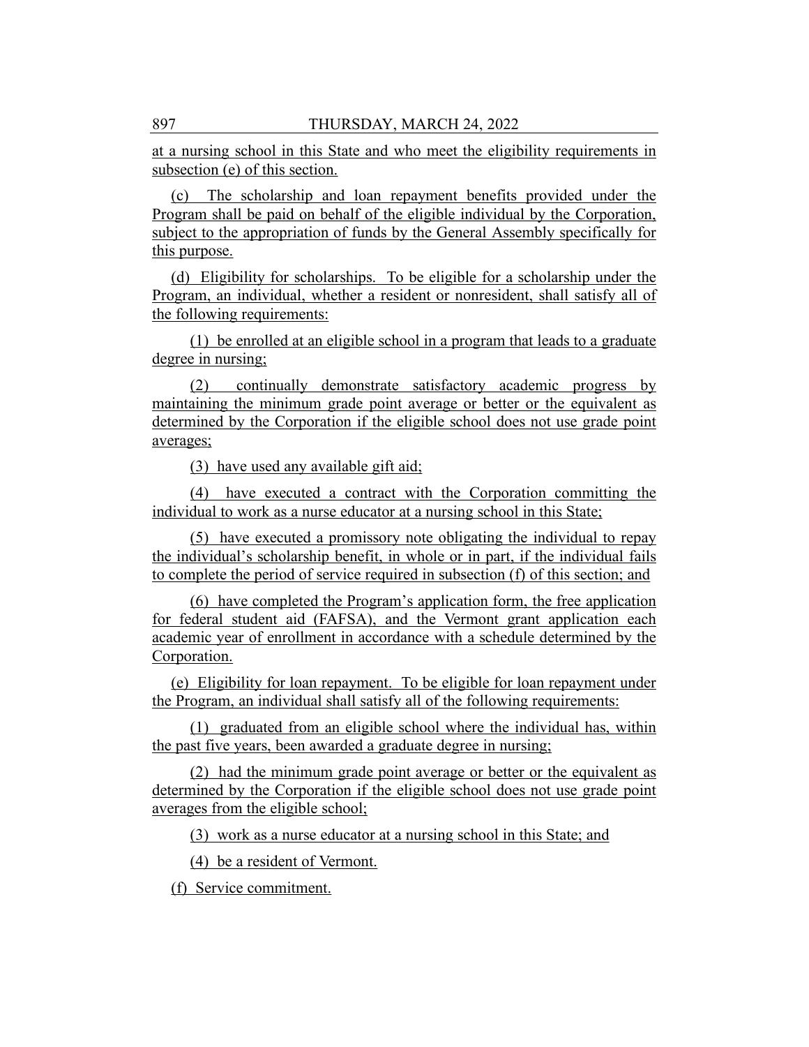at a nursing school in this State and who meet the eligibility requirements in subsection (e) of this section.

(c) The scholarship and loan repayment benefits provided under the Program shall be paid on behalf of the eligible individual by the Corporation, subject to the appropriation of funds by the General Assembly specifically for this purpose.

(d) Eligibility for scholarships. To be eligible for a scholarship under the Program, an individual, whether a resident or nonresident, shall satisfy all of the following requirements:

(1) be enrolled at an eligible school in a program that leads to a graduate degree in nursing;

(2) continually demonstrate satisfactory academic progress by maintaining the minimum grade point average or better or the equivalent as determined by the Corporation if the eligible school does not use grade point averages;

(3) have used any available gift aid;

(4) have executed a contract with the Corporation committing the individual to work as a nurse educator at a nursing school in this State;

(5) have executed a promissory note obligating the individual to repay the individual's scholarship benefit, in whole or in part, if the individual fails to complete the period of service required in subsection (f) of this section; and

(6) have completed the Program's application form, the free application for federal student aid (FAFSA), and the Vermont grant application each academic year of enrollment in accordance with a schedule determined by the Corporation.

(e) Eligibility for loan repayment. To be eligible for loan repayment under the Program, an individual shall satisfy all of the following requirements:

(1) graduated from an eligible school where the individual has, within the past five years, been awarded a graduate degree in nursing;

(2) had the minimum grade point average or better or the equivalent as determined by the Corporation if the eligible school does not use grade point averages from the eligible school;

(3) work as a nurse educator at a nursing school in this State; and

(4) be a resident of Vermont.

(f) Service commitment.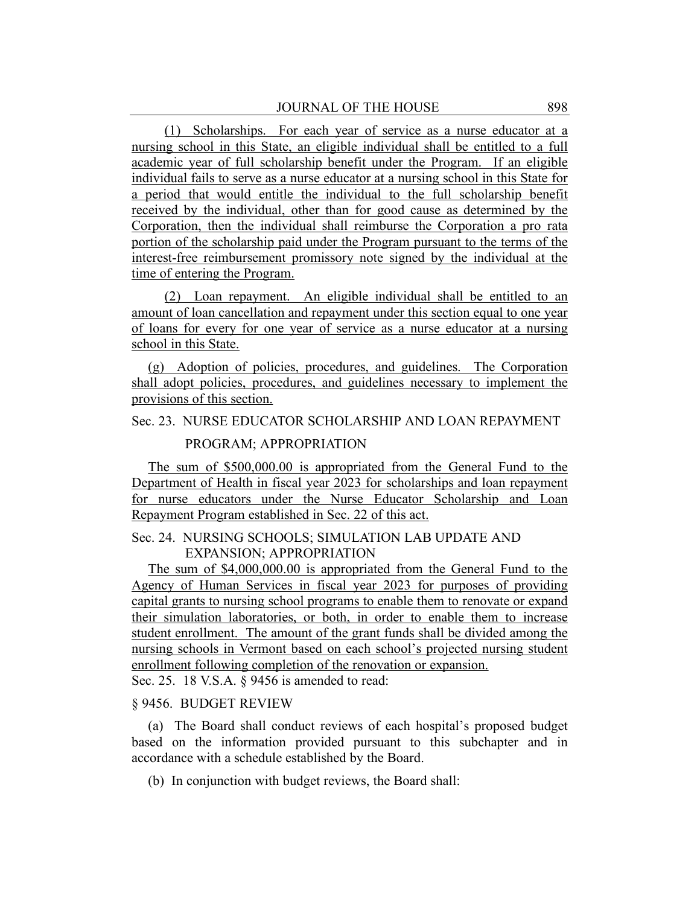(1) Scholarships. For each year of service as a nurse educator at a nursing school in this State, an eligible individual shall be entitled to a full academic year of full scholarship benefit under the Program. If an eligible individual fails to serve as a nurse educator at a nursing school in this State for a period that would entitle the individual to the full scholarship benefit received by the individual, other than for good cause as determined by the Corporation, then the individual shall reimburse the Corporation a pro rata portion of the scholarship paid under the Program pursuant to the terms of the interest-free reimbursement promissory note signed by the individual at the time of entering the Program.

(2) Loan repayment. An eligible individual shall be entitled to an amount of loan cancellation and repayment under this section equal to one year of loans for every for one year of service as a nurse educator at a nursing school in this State.

(g) Adoption of policies, procedures, and guidelines. The Corporation shall adopt policies, procedures, and guidelines necessary to implement the provisions of this section.

Sec. 23. NURSE EDUCATOR SCHOLARSHIP AND LOAN REPAYMENT PROGRAM; APPROPRIATION

The sum of $500,000.00 is appropriated from the General Fund to the Department of Health in fiscal year 2023 for scholarships and loan repayment for nurse educators under the Nurse Educator Scholarship and Loan Repayment Program established in Sec. 22 of this act.

Sec. 24. NURSING SCHOOLS; SIMULATION LAB UPDATE AND EXPANSION; APPROPRIATION

The sum of $4,000,000.00 is appropriated from the General Fund to the Agency of Human Services in fiscal year 2023 for purposes of providing capital grants to nursing school programs to enable them to renovate or expand their simulation laboratories, or both, in order to enable them to increase student enrollment. The amount of the grant funds shall be divided among the nursing schools in Vermont based on each school's projected nursing student enrollment following completion of the renovation or expansion.

Sec. 25. 18 V.S.A. § 9456 is amended to read:

§ 9456. BUDGET REVIEW

(a) The Board shall conduct reviews of each hospital's proposed budget based on the information provided pursuant to this subchapter and in accordance with a schedule established by the Board.

(b) In conjunction with budget reviews, the Board shall: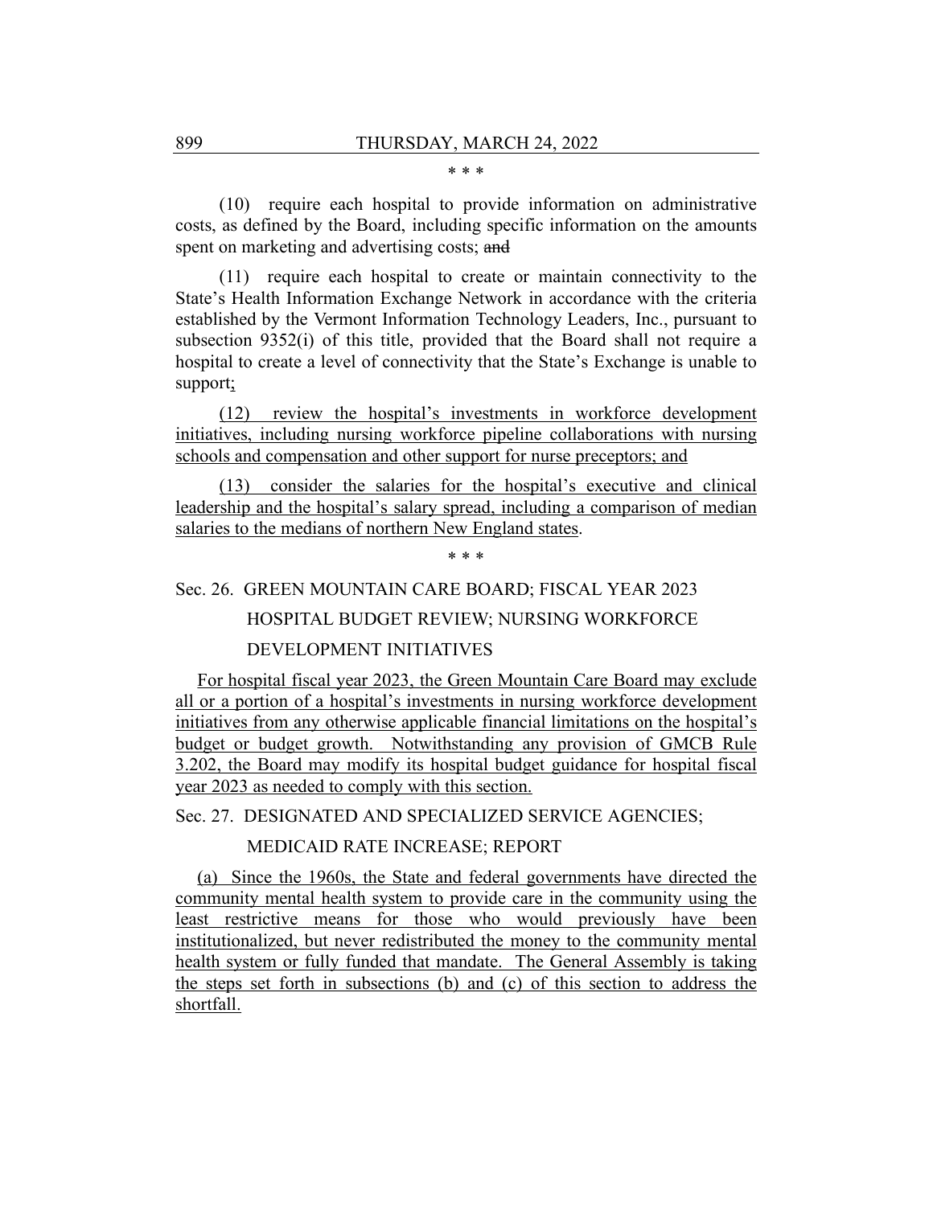\* \* \*

(10) require each hospital to provide information on administrative costs, as defined by the Board, including specific information on the amounts spent on marketing and advertising costs; ~~and~~

(11) require each hospital to create or maintain connectivity to the State's Health Information Exchange Network in accordance with the criteria established by the Vermont Information Technology Leaders, Inc., pursuant to subsection 9352(i) of this title, provided that the Board shall not require a hospital to create a level of connectivity that the State's Exchange is unable to support<u>;</u>

<u>(12) review the hospital's investments in workforce development initiatives, including nursing workforce pipeline collaborations with nursing schools and compensation and other support for nurse preceptors; and</u>

<u>(13) consider the salaries for the hospital's executive and clinical leadership and the hospital's salary spread, including a comparison of median salaries to the medians of northern New England states</u>.

\* \* \*

Sec. 26. GREEN MOUNTAIN CARE BOARD; FISCAL YEAR 2023 HOSPITAL BUDGET REVIEW; NURSING WORKFORCE DEVELOPMENT INITIATIVES

<u>For hospital fiscal year 2023, the Green Mountain Care Board may exclude all or a portion of a hospital's investments in nursing workforce development initiatives from any otherwise applicable financial limitations on the hospital's budget or budget growth. Notwithstanding any provision of GMCB Rule 3.202, the Board may modify its hospital budget guidance for hospital fiscal year 2023 as needed to comply with this section.</u>

Sec. 27. DESIGNATED AND SPECIALIZED SERVICE AGENCIES; MEDICAID RATE INCREASE; REPORT

<u>(a) Since the 1960s, the State and federal governments have directed the community mental health system to provide care in the community using the least restrictive means for those who would previously have been institutionalized, but never redistributed the money to the community mental health system or fully funded that mandate. The General Assembly is taking the steps set forth in subsections (b) and (c) of this section to address the shortfall.</u>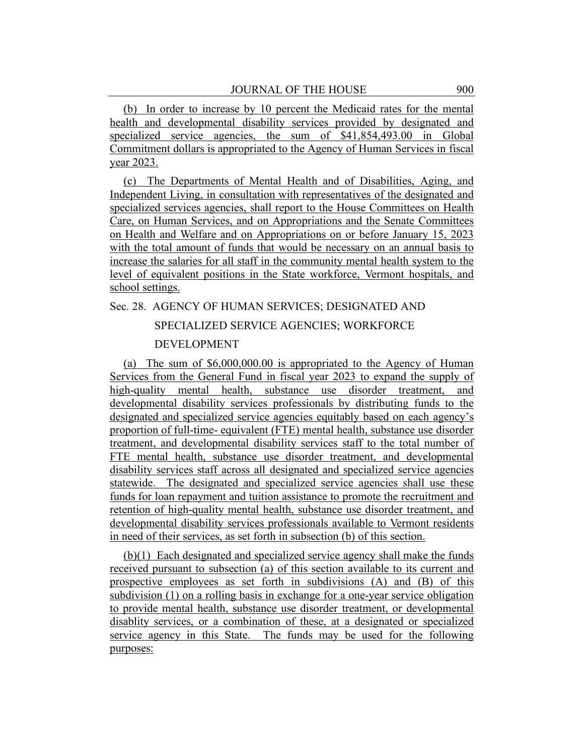(b) In order to increase by 10 percent the Medicaid rates for the mental health and developmental disability services provided by designated and specialized service agencies, the sum of $41,854,493.00 in Global Commitment dollars is appropriated to the Agency of Human Services in fiscal year 2023.

(c) The Departments of Mental Health and of Disabilities, Aging, and Independent Living, in consultation with representatives of the designated and specialized services agencies, shall report to the House Committees on Health Care, on Human Services, and on Appropriations and the Senate Committees on Health and Welfare and on Appropriations on or before January 15, 2023 with the total amount of funds that would be necessary on an annual basis to increase the salaries for all staff in the community mental health system to the level of equivalent positions in the State workforce, Vermont hospitals, and school settings.

Sec. 28. AGENCY OF HUMAN SERVICES; DESIGNATED AND SPECIALIZED SERVICE AGENCIES; WORKFORCE DEVELOPMENT

(a) The sum of $6,000,000.00 is appropriated to the Agency of Human Services from the General Fund in fiscal year 2023 to expand the supply of high-quality mental health, substance use disorder treatment, and developmental disability services professionals by distributing funds to the designated and specialized service agencies equitably based on each agency's proportion of full-time- equivalent (FTE) mental health, substance use disorder treatment, and developmental disability services staff to the total number of FTE mental health, substance use disorder treatment, and developmental disability services staff across all designated and specialized service agencies statewide. The designated and specialized service agencies shall use these funds for loan repayment and tuition assistance to promote the recruitment and retention of high-quality mental health, substance use disorder treatment, and developmental disability services professionals available to Vermont residents in need of their services, as set forth in subsection (b) of this section.

(b)(1) Each designated and specialized service agency shall make the funds received pursuant to subsection (a) of this section available to its current and prospective employees as set forth in subdivisions (A) and (B) of this subdivision (1) on a rolling basis in exchange for a one-year service obligation to provide mental health, substance use disorder treatment, or developmental disablity services, or a combination of these, at a designated or specialized service agency in this State. The funds may be used for the following purposes: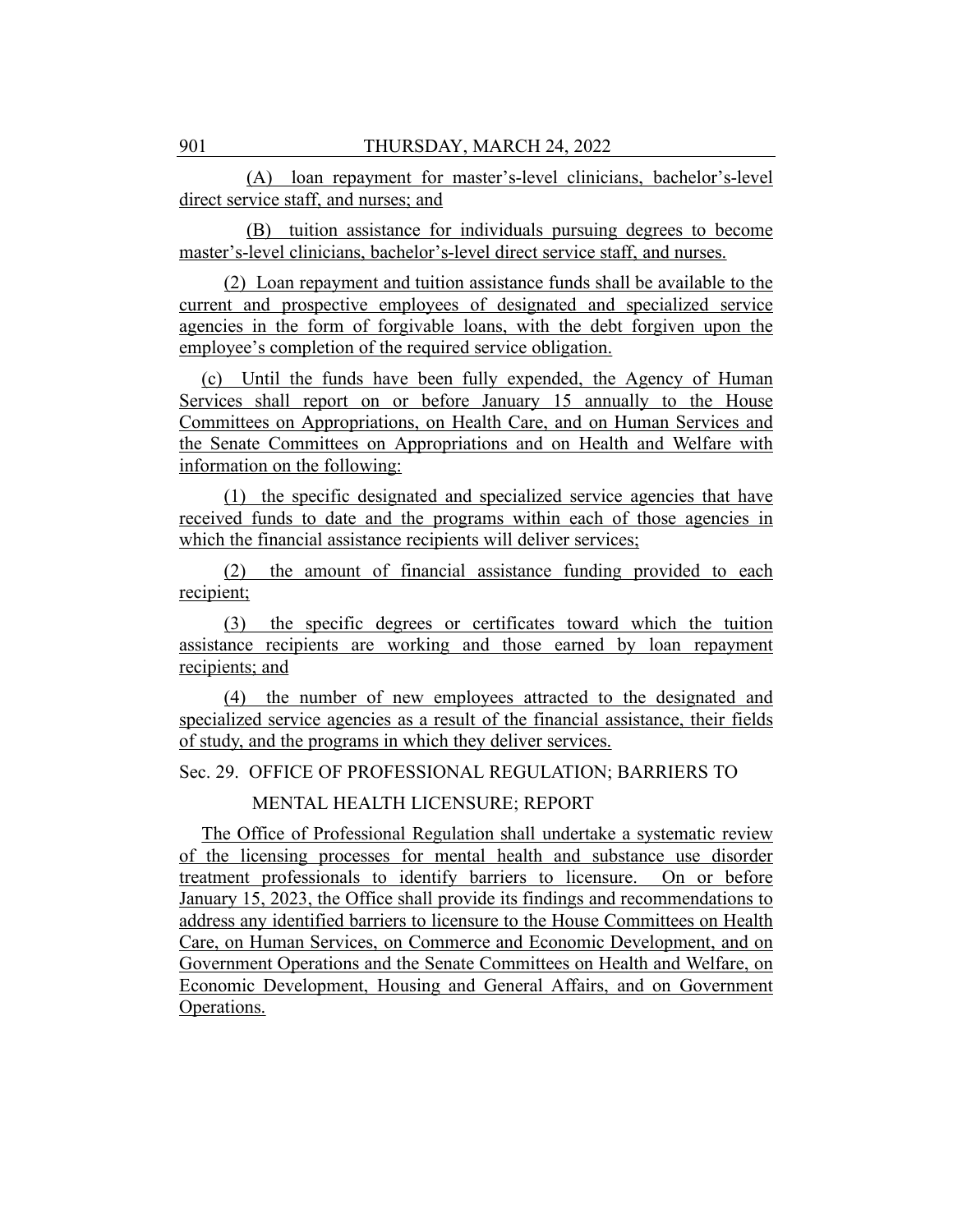(A) loan repayment for master's-level clinicians, bachelor's-level direct service staff, and nurses; and

(B) tuition assistance for individuals pursuing degrees to become master's-level clinicians, bachelor's-level direct service staff, and nurses.

(2) Loan repayment and tuition assistance funds shall be available to the current and prospective employees of designated and specialized service agencies in the form of forgivable loans, with the debt forgiven upon the employee's completion of the required service obligation.

(c) Until the funds have been fully expended, the Agency of Human Services shall report on or before January 15 annually to the House Committees on Appropriations, on Health Care, and on Human Services and the Senate Committees on Appropriations and on Health and Welfare with information on the following:

(1) the specific designated and specialized service agencies that have received funds to date and the programs within each of those agencies in which the financial assistance recipients will deliver services;

(2) the amount of financial assistance funding provided to each recipient;

(3) the specific degrees or certificates toward which the tuition assistance recipients are working and those earned by loan repayment recipients; and

(4) the number of new employees attracted to the designated and specialized service agencies as a result of the financial assistance, their fields of study, and the programs in which they deliver services.

Sec. 29. OFFICE OF PROFESSIONAL REGULATION; BARRIERS TO MENTAL HEALTH LICENSURE; REPORT

The Office of Professional Regulation shall undertake a systematic review of the licensing processes for mental health and substance use disorder treatment professionals to identify barriers to licensure. On or before January 15, 2023, the Office shall provide its findings and recommendations to address any identified barriers to licensure to the House Committees on Health Care, on Human Services, on Commerce and Economic Development, and on Government Operations and the Senate Committees on Health and Welfare, on Economic Development, Housing and General Affairs, and on Government Operations.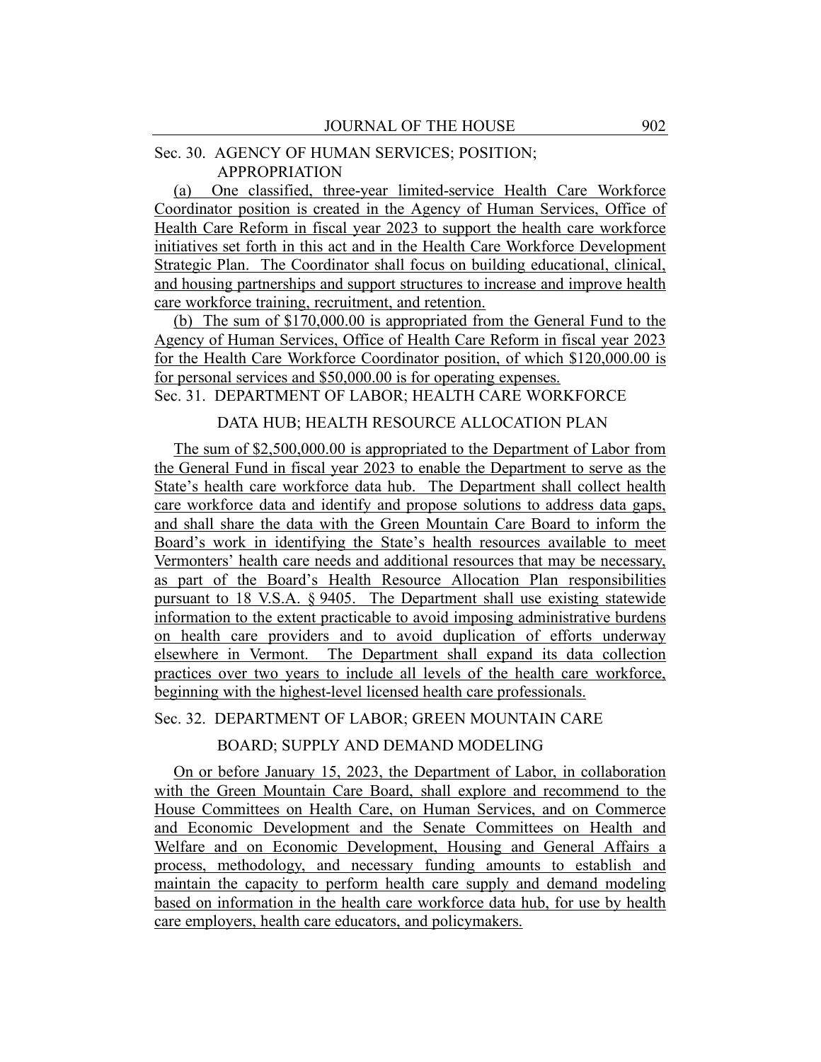Sec. 30. AGENCY OF HUMAN SERVICES; POSITION; APPROPRIATION

(a) One classified, three-year limited-service Health Care Workforce Coordinator position is created in the Agency of Human Services, Office of Health Care Reform in fiscal year 2023 to support the health care workforce initiatives set forth in this act and in the Health Care Workforce Development Strategic Plan. The Coordinator shall focus on building educational, clinical, and housing partnerships and support structures to increase and improve health care workforce training, recruitment, and retention.

(b) The sum of $170,000.00 is appropriated from the General Fund to the Agency of Human Services, Office of Health Care Reform in fiscal year 2023 for the Health Care Workforce Coordinator position, of which $120,000.00 is for personal services and $50,000.00 is for operating expenses.

Sec. 31. DEPARTMENT OF LABOR; HEALTH CARE WORKFORCE DATA HUB; HEALTH RESOURCE ALLOCATION PLAN

The sum of $2,500,000.00 is appropriated to the Department of Labor from the General Fund in fiscal year 2023 to enable the Department to serve as the State's health care workforce data hub. The Department shall collect health care workforce data and identify and propose solutions to address data gaps, and shall share the data with the Green Mountain Care Board to inform the Board's work in identifying the State's health resources available to meet Vermonters' health care needs and additional resources that may be necessary, as part of the Board's Health Resource Allocation Plan responsibilities pursuant to 18 V.S.A. § 9405. The Department shall use existing statewide information to the extent practicable to avoid imposing administrative burdens on health care providers and to avoid duplication of efforts underway elsewhere in Vermont. The Department shall expand its data collection practices over two years to include all levels of the health care workforce, beginning with the highest-level licensed health care professionals.

Sec. 32. DEPARTMENT OF LABOR; GREEN MOUNTAIN CARE BOARD; SUPPLY AND DEMAND MODELING

On or before January 15, 2023, the Department of Labor, in collaboration with the Green Mountain Care Board, shall explore and recommend to the House Committees on Health Care, on Human Services, and on Commerce and Economic Development and the Senate Committees on Health and Welfare and on Economic Development, Housing and General Affairs a process, methodology, and necessary funding amounts to establish and maintain the capacity to perform health care supply and demand modeling based on information in the health care workforce data hub, for use by health care employers, health care educators, and policymakers.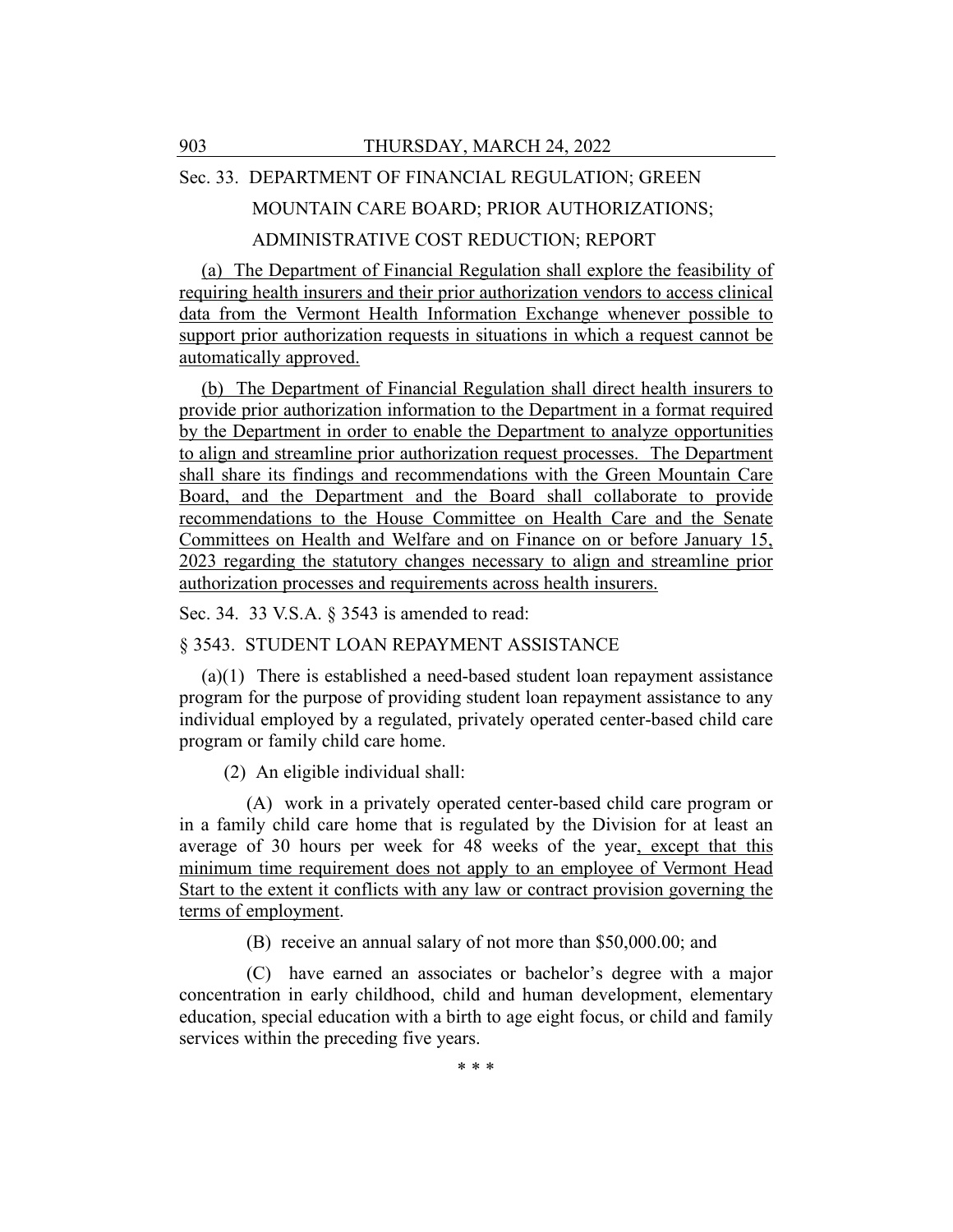Sec. 33. DEPARTMENT OF FINANCIAL REGULATION; GREEN MOUNTAIN CARE BOARD; PRIOR AUTHORIZATIONS; ADMINISTRATIVE COST REDUCTION; REPORT

(a) The Department of Financial Regulation shall explore the feasibility of requiring health insurers and their prior authorization vendors to access clinical data from the Vermont Health Information Exchange whenever possible to support prior authorization requests in situations in which a request cannot be automatically approved.

(b) The Department of Financial Regulation shall direct health insurers to provide prior authorization information to the Department in a format required by the Department in order to enable the Department to analyze opportunities to align and streamline prior authorization request processes. The Department shall share its findings and recommendations with the Green Mountain Care Board, and the Department and the Board shall collaborate to provide recommendations to the House Committee on Health Care and the Senate Committees on Health and Welfare and on Finance on or before January 15, 2023 regarding the statutory changes necessary to align and streamline prior authorization processes and requirements across health insurers.

Sec. 34. 33 V.S.A. § 3543 is amended to read:

§ 3543. STUDENT LOAN REPAYMENT ASSISTANCE

(a)(1) There is established a need-based student loan repayment assistance program for the purpose of providing student loan repayment assistance to any individual employed by a regulated, privately operated center-based child care program or family child care home.

(2) An eligible individual shall:

(A) work in a privately operated center-based child care program or in a family child care home that is regulated by the Division for at least an average of 30 hours per week for 48 weeks of the year, except that this minimum time requirement does not apply to an employee of Vermont Head Start to the extent it conflicts with any law or contract provision governing the terms of employment.

(B) receive an annual salary of not more than $50,000.00; and

(C) have earned an associates or bachelor's degree with a major concentration in early childhood, child and human development, elementary education, special education with a birth to age eight focus, or child and family services within the preceding five years.

\* \* \*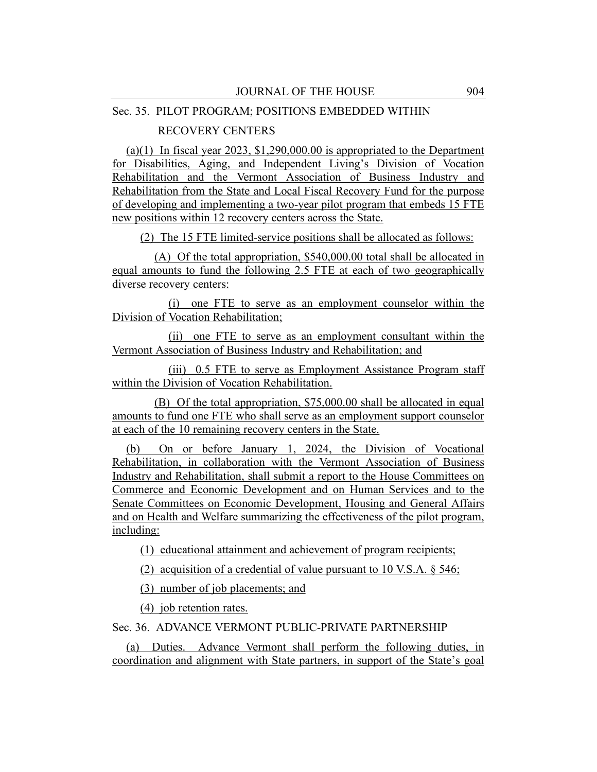Sec. 35. PILOT PROGRAM; POSITIONS EMBEDDED WITHIN RECOVERY CENTERS

(a)(1) In fiscal year 2023, $1,290,000.00 is appropriated to the Department for Disabilities, Aging, and Independent Living's Division of Vocation Rehabilitation and the Vermont Association of Business Industry and Rehabilitation from the State and Local Fiscal Recovery Fund for the purpose of developing and implementing a two-year pilot program that embeds 15 FTE new positions within 12 recovery centers across the State.

(2) The 15 FTE limited-service positions shall be allocated as follows:

(A) Of the total appropriation, $540,000.00 total shall be allocated in equal amounts to fund the following 2.5 FTE at each of two geographically diverse recovery centers:

(i) one FTE to serve as an employment counselor within the Division of Vocation Rehabilitation;

(ii) one FTE to serve as an employment consultant within the Vermont Association of Business Industry and Rehabilitation; and

(iii) 0.5 FTE to serve as Employment Assistance Program staff within the Division of Vocation Rehabilitation.

(B) Of the total appropriation, $75,000.00 shall be allocated in equal amounts to fund one FTE who shall serve as an employment support counselor at each of the 10 remaining recovery centers in the State.

(b) On or before January 1, 2024, the Division of Vocational Rehabilitation, in collaboration with the Vermont Association of Business Industry and Rehabilitation, shall submit a report to the House Committees on Commerce and Economic Development and on Human Services and to the Senate Committees on Economic Development, Housing and General Affairs and on Health and Welfare summarizing the effectiveness of the pilot program, including:

(1) educational attainment and achievement of program recipients;

(2) acquisition of a credential of value pursuant to 10 V.S.A. § 546;

(3) number of job placements; and

(4) job retention rates.

Sec. 36. ADVANCE VERMONT PUBLIC-PRIVATE PARTNERSHIP

(a) Duties. Advance Vermont shall perform the following duties, in coordination and alignment with State partners, in support of the State's goal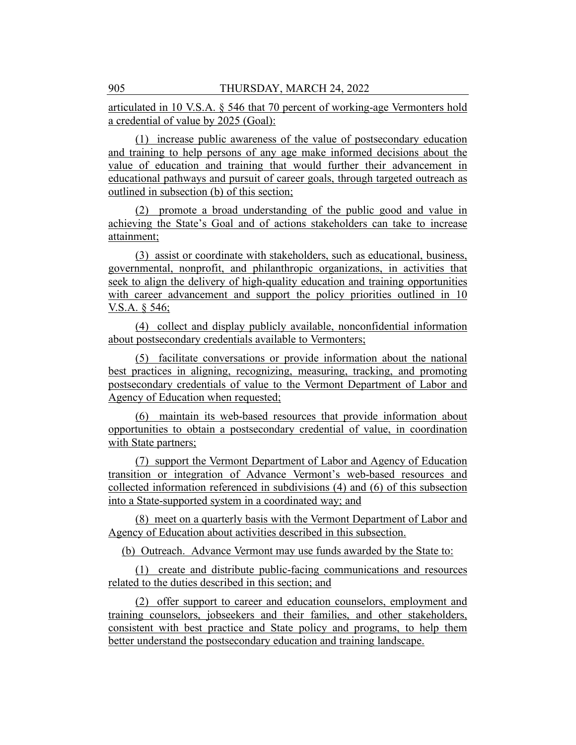articulated in 10 V.S.A. § 546 that 70 percent of working-age Vermonters hold a credential of value by 2025 (Goal):

(1) increase public awareness of the value of postsecondary education and training to help persons of any age make informed decisions about the value of education and training that would further their advancement in educational pathways and pursuit of career goals, through targeted outreach as outlined in subsection (b) of this section;

(2) promote a broad understanding of the public good and value in achieving the State's Goal and of actions stakeholders can take to increase attainment;

(3) assist or coordinate with stakeholders, such as educational, business, governmental, nonprofit, and philanthropic organizations, in activities that seek to align the delivery of high-quality education and training opportunities with career advancement and support the policy priorities outlined in 10 V.S.A. § 546;

(4) collect and display publicly available, nonconfidential information about postsecondary credentials available to Vermonters;

(5) facilitate conversations or provide information about the national best practices in aligning, recognizing, measuring, tracking, and promoting postsecondary credentials of value to the Vermont Department of Labor and Agency of Education when requested;

(6) maintain its web-based resources that provide information about opportunities to obtain a postsecondary credential of value, in coordination with State partners;

(7) support the Vermont Department of Labor and Agency of Education transition or integration of Advance Vermont's web-based resources and collected information referenced in subdivisions (4) and (6) of this subsection into a State-supported system in a coordinated way; and

(8) meet on a quarterly basis with the Vermont Department of Labor and Agency of Education about activities described in this subsection.

(b) Outreach. Advance Vermont may use funds awarded by the State to:

(1) create and distribute public-facing communications and resources related to the duties described in this section; and

(2) offer support to career and education counselors, employment and training counselors, jobseekers and their families, and other stakeholders, consistent with best practice and State policy and programs, to help them better understand the postsecondary education and training landscape.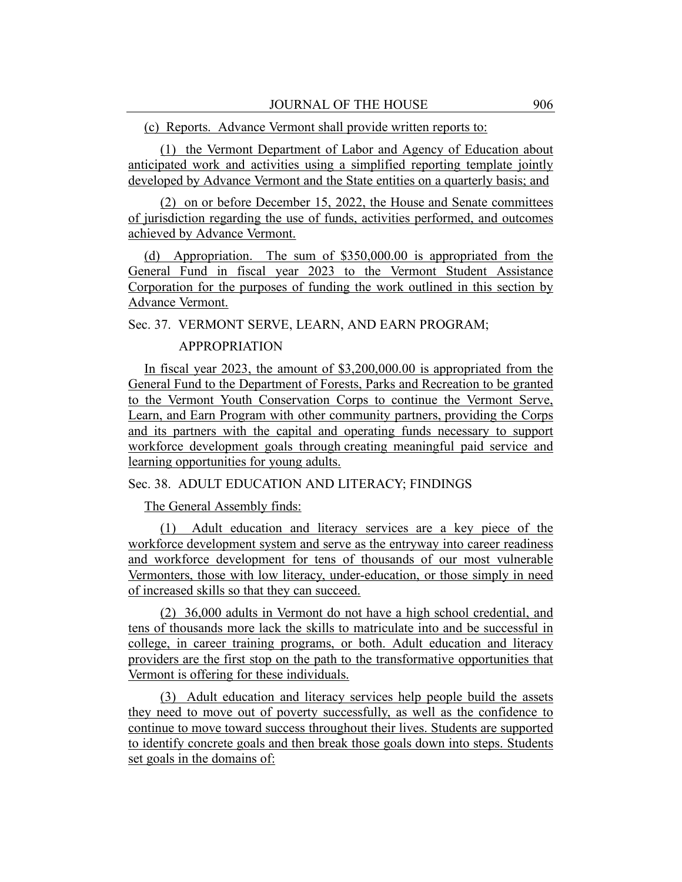(c) Reports. Advance Vermont shall provide written reports to:

(1) the Vermont Department of Labor and Agency of Education about anticipated work and activities using a simplified reporting template jointly developed by Advance Vermont and the State entities on a quarterly basis; and

(2) on or before December 15, 2022, the House and Senate committees of jurisdiction regarding the use of funds, activities performed, and outcomes achieved by Advance Vermont.

(d) Appropriation. The sum of $350,000.00 is appropriated from the General Fund in fiscal year 2023 to the Vermont Student Assistance Corporation for the purposes of funding the work outlined in this section by Advance Vermont.

Sec. 37. VERMONT SERVE, LEARN, AND EARN PROGRAM; APPROPRIATION

In fiscal year 2023, the amount of $3,200,000.00 is appropriated from the General Fund to the Department of Forests, Parks and Recreation to be granted to the Vermont Youth Conservation Corps to continue the Vermont Serve, Learn, and Earn Program with other community partners, providing the Corps and its partners with the capital and operating funds necessary to support workforce development goals through creating meaningful paid service and learning opportunities for young adults.

Sec. 38. ADULT EDUCATION AND LITERACY; FINDINGS

The General Assembly finds:

(1) Adult education and literacy services are a key piece of the workforce development system and serve as the entryway into career readiness and workforce development for tens of thousands of our most vulnerable Vermonters, those with low literacy, under-education, or those simply in need of increased skills so that they can succeed.

(2) 36,000 adults in Vermont do not have a high school credential, and tens of thousands more lack the skills to matriculate into and be successful in college, in career training programs, or both. Adult education and literacy providers are the first stop on the path to the transformative opportunities that Vermont is offering for these individuals.

(3) Adult education and literacy services help people build the assets they need to move out of poverty successfully, as well as the confidence to continue to move toward success throughout their lives. Students are supported to identify concrete goals and then break those goals down into steps. Students set goals in the domains of: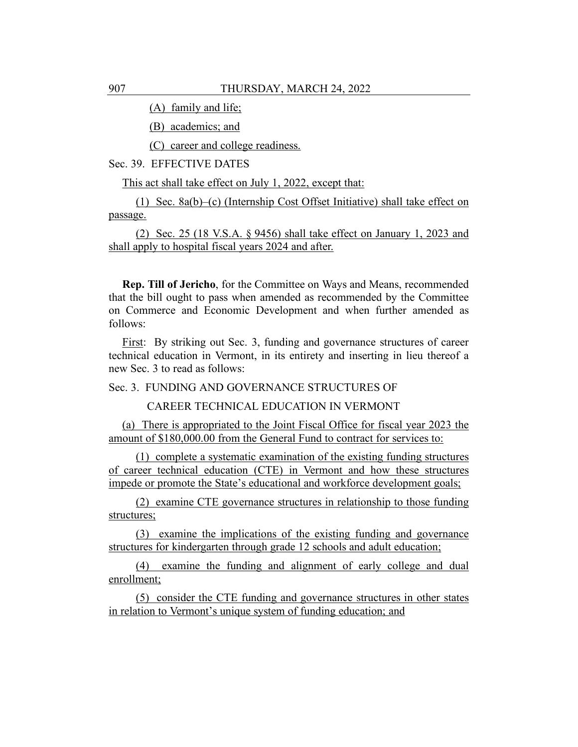(A) family and life;

(B) academics; and

(C) career and college readiness.

Sec. 39. EFFECTIVE DATES

This act shall take effect on July 1, 2022, except that:

(1) Sec. 8a(b)–(c) (Internship Cost Offset Initiative) shall take effect on passage.

(2) Sec. 25 (18 V.S.A. § 9456) shall take effect on January 1, 2023 and shall apply to hospital fiscal years 2024 and after.

**Rep. Till of Jericho**, for the Committee on Ways and Means, recommended that the bill ought to pass when amended as recommended by the Committee on Commerce and Economic Development and when further amended as follows:

First: By striking out Sec. 3, funding and governance structures of career technical education in Vermont, in its entirety and inserting in lieu thereof a new Sec. 3 to read as follows:

Sec. 3. FUNDING AND GOVERNANCE STRUCTURES OF CAREER TECHNICAL EDUCATION IN VERMONT

(a) There is appropriated to the Joint Fiscal Office for fiscal year 2023 the amount of $180,000.00 from the General Fund to contract for services to:

(1) complete a systematic examination of the existing funding structures of career technical education (CTE) in Vermont and how these structures impede or promote the State's educational and workforce development goals;

(2) examine CTE governance structures in relationship to those funding structures;

(3) examine the implications of the existing funding and governance structures for kindergarten through grade 12 schools and adult education;

(4) examine the funding and alignment of early college and dual enrollment;

(5) consider the CTE funding and governance structures in other states in relation to Vermont's unique system of funding education; and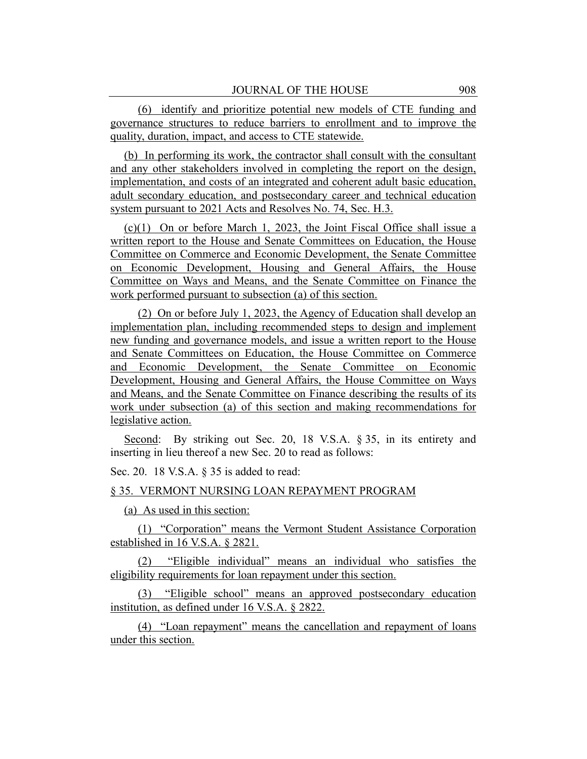(6) identify and prioritize potential new models of CTE funding and governance structures to reduce barriers to enrollment and to improve the quality, duration, impact, and access to CTE statewide.

(b) In performing its work, the contractor shall consult with the consultant and any other stakeholders involved in completing the report on the design, implementation, and costs of an integrated and coherent adult basic education, adult secondary education, and postsecondary career and technical education system pursuant to 2021 Acts and Resolves No. 74, Sec. H.3.

(c)(1) On or before March 1, 2023, the Joint Fiscal Office shall issue a written report to the House and Senate Committees on Education, the House Committee on Commerce and Economic Development, the Senate Committee on Economic Development, Housing and General Affairs, the House Committee on Ways and Means, and the Senate Committee on Finance the work performed pursuant to subsection (a) of this section.

(2) On or before July 1, 2023, the Agency of Education shall develop an implementation plan, including recommended steps to design and implement new funding and governance models, and issue a written report to the House and Senate Committees on Education, the House Committee on Commerce and Economic Development, the Senate Committee on Economic Development, Housing and General Affairs, the House Committee on Ways and Means, and the Senate Committee on Finance describing the results of its work under subsection (a) of this section and making recommendations for legislative action.

Second: By striking out Sec. 20, 18 V.S.A. § 35, in its entirety and inserting in lieu thereof a new Sec. 20 to read as follows:

Sec. 20. 18 V.S.A. § 35 is added to read:

§ 35. VERMONT NURSING LOAN REPAYMENT PROGRAM

(a) As used in this section:

(1) "Corporation" means the Vermont Student Assistance Corporation established in 16 V.S.A. § 2821.

(2) "Eligible individual" means an individual who satisfies the eligibility requirements for loan repayment under this section.

(3) "Eligible school" means an approved postsecondary education institution, as defined under 16 V.S.A. § 2822.

(4) "Loan repayment" means the cancellation and repayment of loans under this section.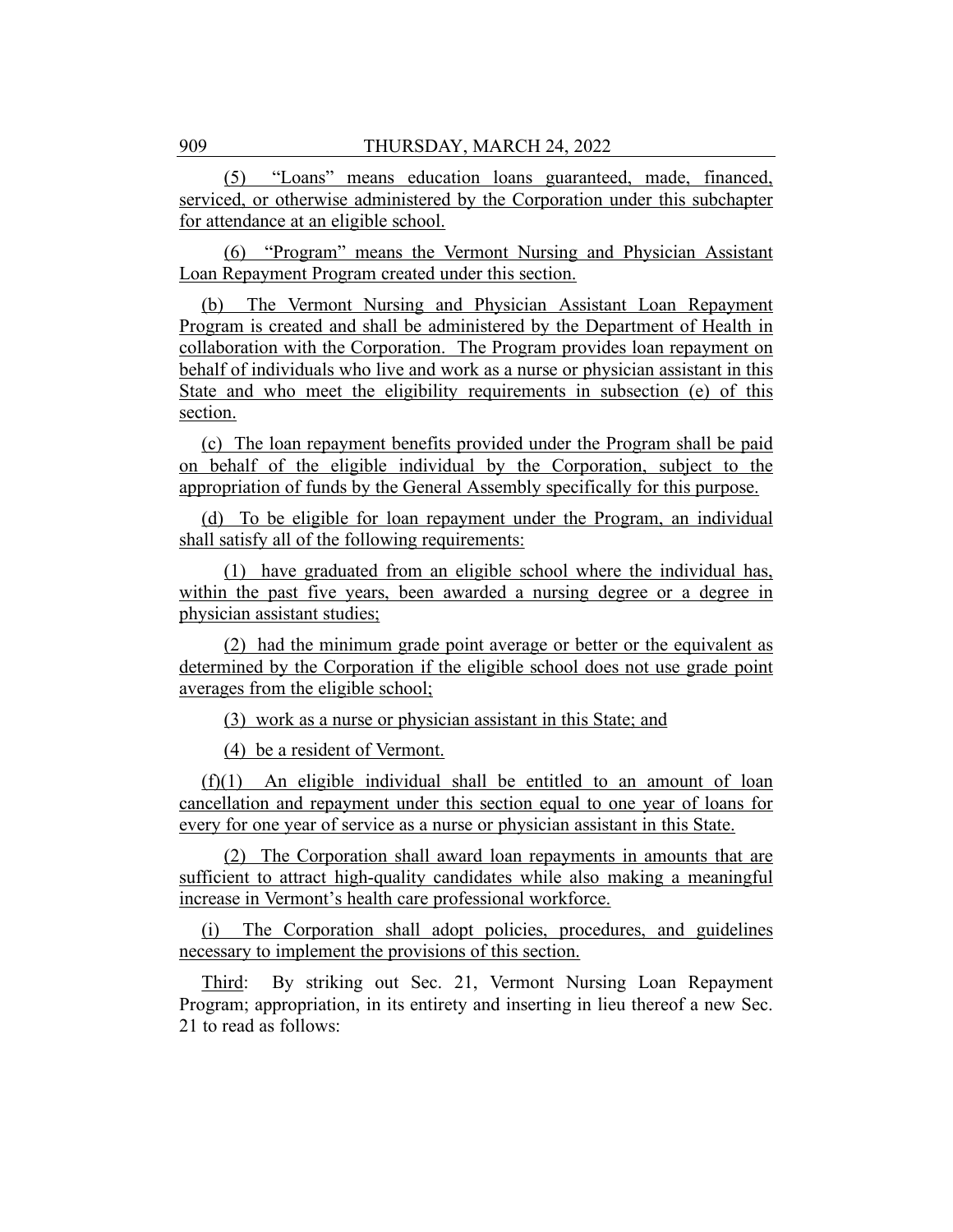(5) "Loans" means education loans guaranteed, made, financed, serviced, or otherwise administered by the Corporation under this subchapter for attendance at an eligible school.

(6) "Program" means the Vermont Nursing and Physician Assistant Loan Repayment Program created under this section.

(b) The Vermont Nursing and Physician Assistant Loan Repayment Program is created and shall be administered by the Department of Health in collaboration with the Corporation. The Program provides loan repayment on behalf of individuals who live and work as a nurse or physician assistant in this State and who meet the eligibility requirements in subsection (e) of this section.

(c) The loan repayment benefits provided under the Program shall be paid on behalf of the eligible individual by the Corporation, subject to the appropriation of funds by the General Assembly specifically for this purpose.

(d) To be eligible for loan repayment under the Program, an individual shall satisfy all of the following requirements:

(1) have graduated from an eligible school where the individual has, within the past five years, been awarded a nursing degree or a degree in physician assistant studies;

(2) had the minimum grade point average or better or the equivalent as determined by the Corporation if the eligible school does not use grade point averages from the eligible school;

(3) work as a nurse or physician assistant in this State; and

(4) be a resident of Vermont.

(f)(1) An eligible individual shall be entitled to an amount of loan cancellation and repayment under this section equal to one year of loans for every for one year of service as a nurse or physician assistant in this State.

(2) The Corporation shall award loan repayments in amounts that are sufficient to attract high-quality candidates while also making a meaningful increase in Vermont's health care professional workforce.

(i) The Corporation shall adopt policies, procedures, and guidelines necessary to implement the provisions of this section.

Third: By striking out Sec. 21, Vermont Nursing Loan Repayment Program; appropriation, in its entirety and inserting in lieu thereof a new Sec. 21 to read as follows: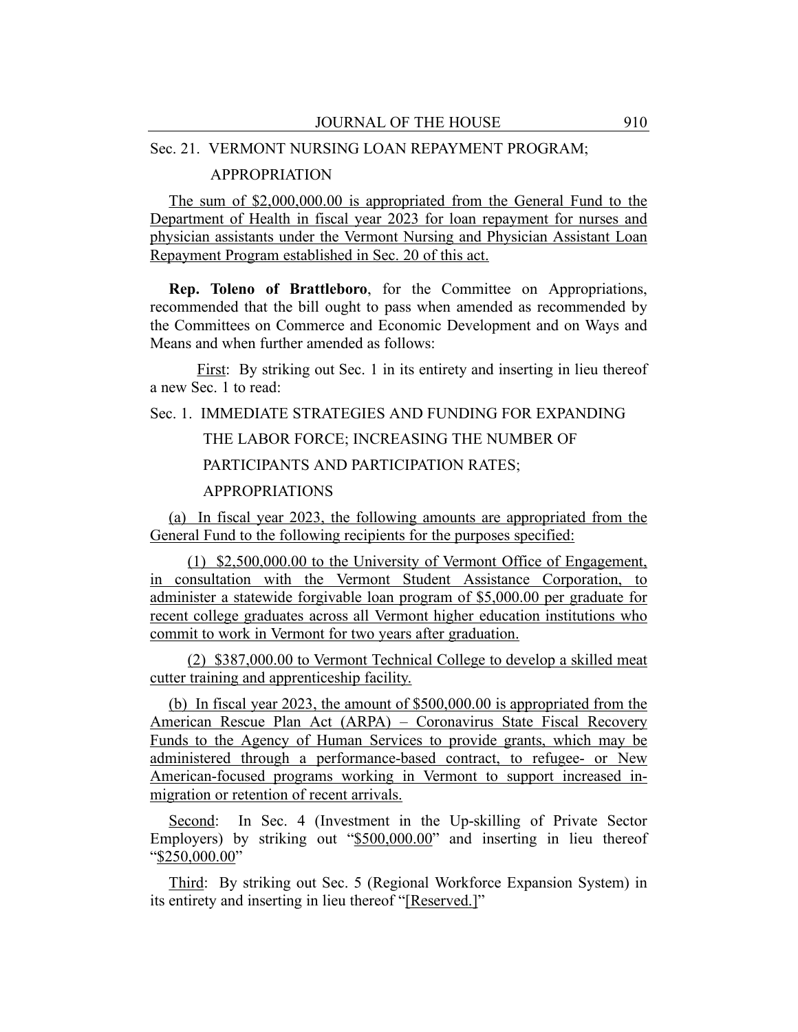Sec. 21. VERMONT NURSING LOAN REPAYMENT PROGRAM; APPROPRIATION

The sum of $2,000,000.00 is appropriated from the General Fund to the Department of Health in fiscal year 2023 for loan repayment for nurses and physician assistants under the Vermont Nursing and Physician Assistant Loan Repayment Program established in Sec. 20 of this act.

**Rep. Toleno of Brattleboro**, for the Committee on Appropriations, recommended that the bill ought to pass when amended as recommended by the Committees on Commerce and Economic Development and on Ways and Means and when further amended as follows:

First: By striking out Sec. 1 in its entirety and inserting in lieu thereof a new Sec. 1 to read:

Sec. 1. IMMEDIATE STRATEGIES AND FUNDING FOR EXPANDING THE LABOR FORCE; INCREASING THE NUMBER OF PARTICIPANTS AND PARTICIPATION RATES; APPROPRIATIONS

(a) In fiscal year 2023, the following amounts are appropriated from the General Fund to the following recipients for the purposes specified:

(1) $2,500,000.00 to the University of Vermont Office of Engagement, in consultation with the Vermont Student Assistance Corporation, to administer a statewide forgivable loan program of $5,000.00 per graduate for recent college graduates across all Vermont higher education institutions who commit to work in Vermont for two years after graduation.

(2) $387,000.00 to Vermont Technical College to develop a skilled meat cutter training and apprenticeship facility.

(b) In fiscal year 2023, the amount of $500,000.00 is appropriated from the American Rescue Plan Act (ARPA) – Coronavirus State Fiscal Recovery Funds to the Agency of Human Services to provide grants, which may be administered through a performance-based contract, to refugee- or New American-focused programs working in Vermont to support increased in-migration or retention of recent arrivals.

Second: In Sec. 4 (Investment in the Up-skilling of Private Sector Employers) by striking out "$500,000.00" and inserting in lieu thereof "$250,000.00"

Third: By striking out Sec. 5 (Regional Workforce Expansion System) in its entirety and inserting in lieu thereof "[Reserved.]"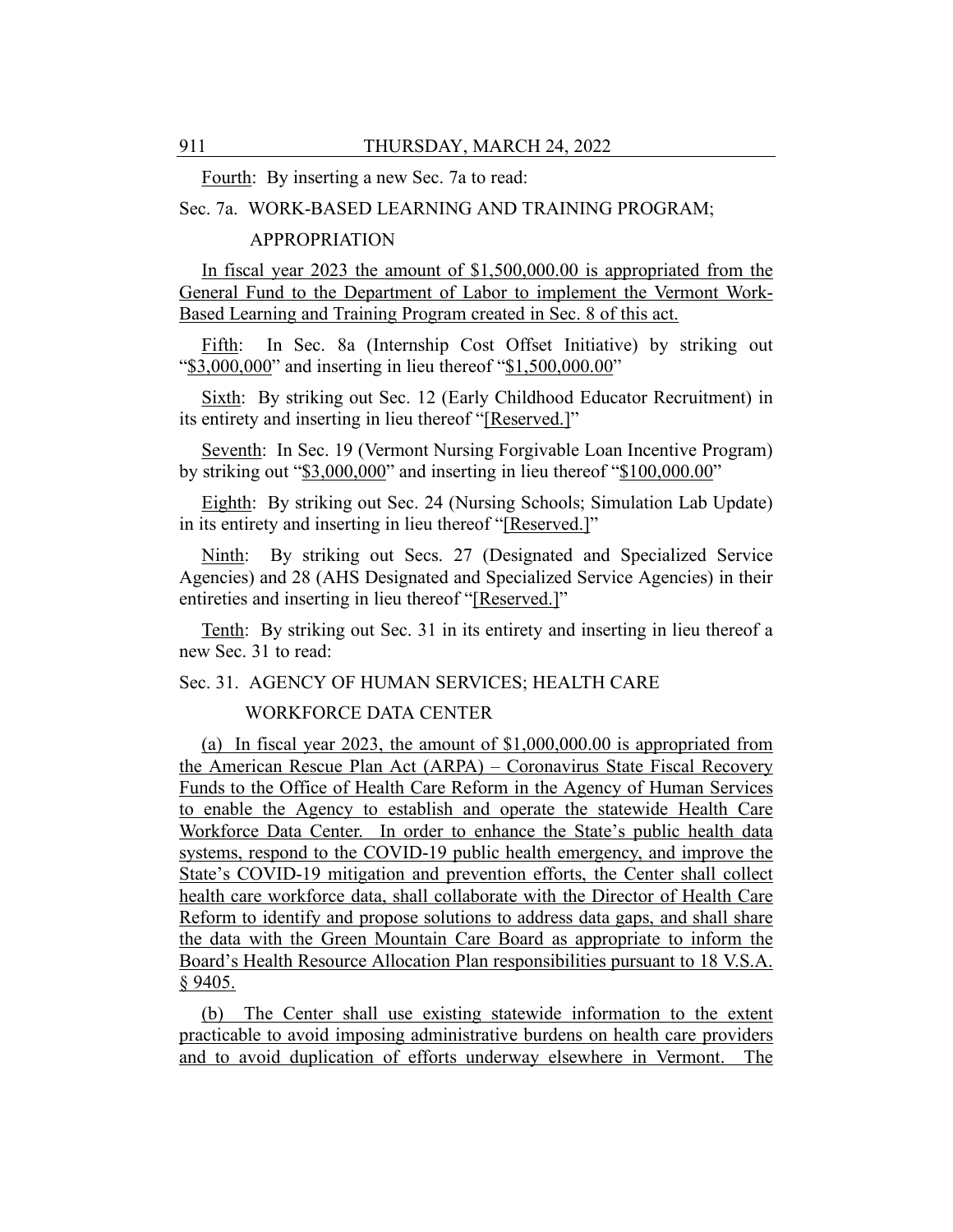Fourth: By inserting a new Sec. 7a to read:

Sec. 7a. WORK-BASED LEARNING AND TRAINING PROGRAM; APPROPRIATION

In fiscal year 2023 the amount of $1,500,000.00 is appropriated from the General Fund to the Department of Labor to implement the Vermont Work-Based Learning and Training Program created in Sec. 8 of this act.

Fifth: In Sec. 8a (Internship Cost Offset Initiative) by striking out "$3,000,000" and inserting in lieu thereof "$1,500,000.00"

Sixth: By striking out Sec. 12 (Early Childhood Educator Recruitment) in its entirety and inserting in lieu thereof "[Reserved.]"

Seventh: In Sec. 19 (Vermont Nursing Forgivable Loan Incentive Program) by striking out "$3,000,000" and inserting in lieu thereof "$100,000.00"

Eighth: By striking out Sec. 24 (Nursing Schools; Simulation Lab Update) in its entirety and inserting in lieu thereof "[Reserved.]"

Ninth: By striking out Secs. 27 (Designated and Specialized Service Agencies) and 28 (AHS Designated and Specialized Service Agencies) in their entireties and inserting in lieu thereof "[Reserved.]"

Tenth: By striking out Sec. 31 in its entirety and inserting in lieu thereof a new Sec. 31 to read:

Sec. 31. AGENCY OF HUMAN SERVICES; HEALTH CARE WORKFORCE DATA CENTER

(a) In fiscal year 2023, the amount of $1,000,000.00 is appropriated from the American Rescue Plan Act (ARPA) – Coronavirus State Fiscal Recovery Funds to the Office of Health Care Reform in the Agency of Human Services to enable the Agency to establish and operate the statewide Health Care Workforce Data Center. In order to enhance the State's public health data systems, respond to the COVID-19 public health emergency, and improve the State's COVID-19 mitigation and prevention efforts, the Center shall collect health care workforce data, shall collaborate with the Director of Health Care Reform to identify and propose solutions to address data gaps, and shall share the data with the Green Mountain Care Board as appropriate to inform the Board's Health Resource Allocation Plan responsibilities pursuant to 18 V.S.A. § 9405.

(b) The Center shall use existing statewide information to the extent practicable to avoid imposing administrative burdens on health care providers and to avoid duplication of efforts underway elsewhere in Vermont. The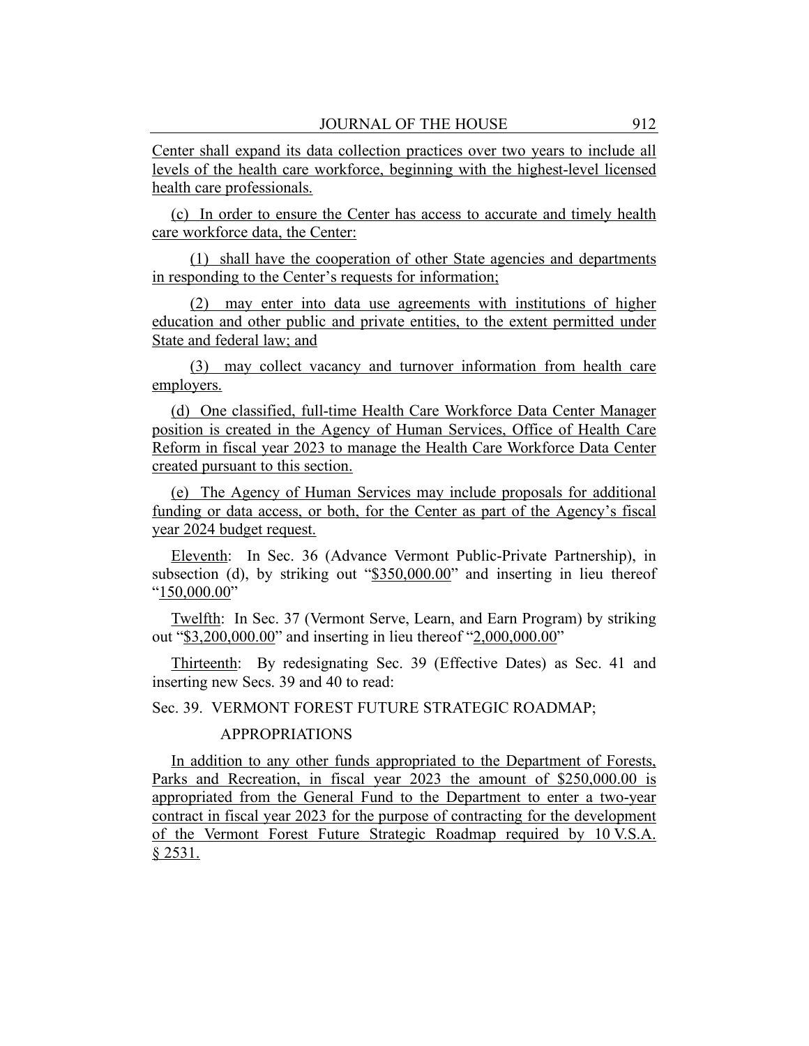Center shall expand its data collection practices over two years to include all levels of the health care workforce, beginning with the highest-level licensed health care professionals.

(c) In order to ensure the Center has access to accurate and timely health care workforce data, the Center:

(1) shall have the cooperation of other State agencies and departments in responding to the Center's requests for information;

(2) may enter into data use agreements with institutions of higher education and other public and private entities, to the extent permitted under State and federal law; and

(3) may collect vacancy and turnover information from health care employers.

(d) One classified, full-time Health Care Workforce Data Center Manager position is created in the Agency of Human Services, Office of Health Care Reform in fiscal year 2023 to manage the Health Care Workforce Data Center created pursuant to this section.

(e) The Agency of Human Services may include proposals for additional funding or data access, or both, for the Center as part of the Agency's fiscal year 2024 budget request.

Eleventh: In Sec. 36 (Advance Vermont Public-Private Partnership), in subsection (d), by striking out "$350,000.00" and inserting in lieu thereof "150,000.00"

Twelfth: In Sec. 37 (Vermont Serve, Learn, and Earn Program) by striking out "$3,200,000.00" and inserting in lieu thereof "2,000,000.00"

Thirteenth: By redesignating Sec. 39 (Effective Dates) as Sec. 41 and inserting new Secs. 39 and 40 to read:

Sec. 39. VERMONT FOREST FUTURE STRATEGIC ROADMAP; APPROPRIATIONS

In addition to any other funds appropriated to the Department of Forests, Parks and Recreation, in fiscal year 2023 the amount of $250,000.00 is appropriated from the General Fund to the Department to enter a two-year contract in fiscal year 2023 for the purpose of contracting for the development of the Vermont Forest Future Strategic Roadmap required by 10 V.S.A. § 2531.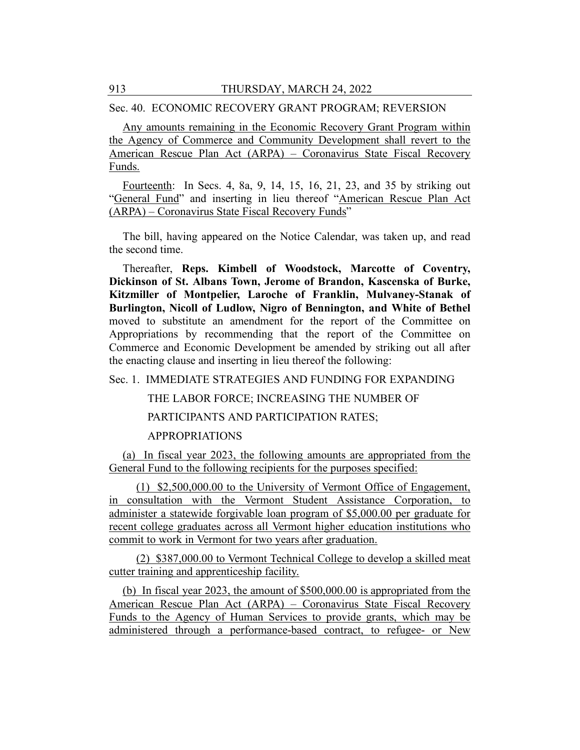Sec. 40. ECONOMIC RECOVERY GRANT PROGRAM; REVERSION

Any amounts remaining in the Economic Recovery Grant Program within the Agency of Commerce and Community Development shall revert to the American Rescue Plan Act (ARPA) – Coronavirus State Fiscal Recovery Funds.

Fourteenth: In Secs. 4, 8a, 9, 14, 15, 16, 21, 23, and 35 by striking out "General Fund" and inserting in lieu thereof "American Rescue Plan Act (ARPA) – Coronavirus State Fiscal Recovery Funds"

The bill, having appeared on the Notice Calendar, was taken up, and read the second time.

Thereafter, **Reps. Kimbell of Woodstock, Marcotte of Coventry, Dickinson of St. Albans Town, Jerome of Brandon, Kascenska of Burke, Kitzmiller of Montpelier, Laroche of Franklin, Mulvaney-Stanak of Burlington, Nicoll of Ludlow, Nigro of Bennington, and White of Bethel** moved to substitute an amendment for the report of the Committee on Appropriations by recommending that the report of the Committee on Commerce and Economic Development be amended by striking out all after the enacting clause and inserting in lieu thereof the following:

Sec. 1. IMMEDIATE STRATEGIES AND FUNDING FOR EXPANDING THE LABOR FORCE; INCREASING THE NUMBER OF PARTICIPANTS AND PARTICIPATION RATES; APPROPRIATIONS

(a) In fiscal year 2023, the following amounts are appropriated from the General Fund to the following recipients for the purposes specified:

(1) $2,500,000.00 to the University of Vermont Office of Engagement, in consultation with the Vermont Student Assistance Corporation, to administer a statewide forgivable loan program of $5,000.00 per graduate for recent college graduates across all Vermont higher education institutions who commit to work in Vermont for two years after graduation.

(2) $387,000.00 to Vermont Technical College to develop a skilled meat cutter training and apprenticeship facility.

(b) In fiscal year 2023, the amount of $500,000.00 is appropriated from the American Rescue Plan Act (ARPA) – Coronavirus State Fiscal Recovery Funds to the Agency of Human Services to provide grants, which may be administered through a performance-based contract, to refugee- or New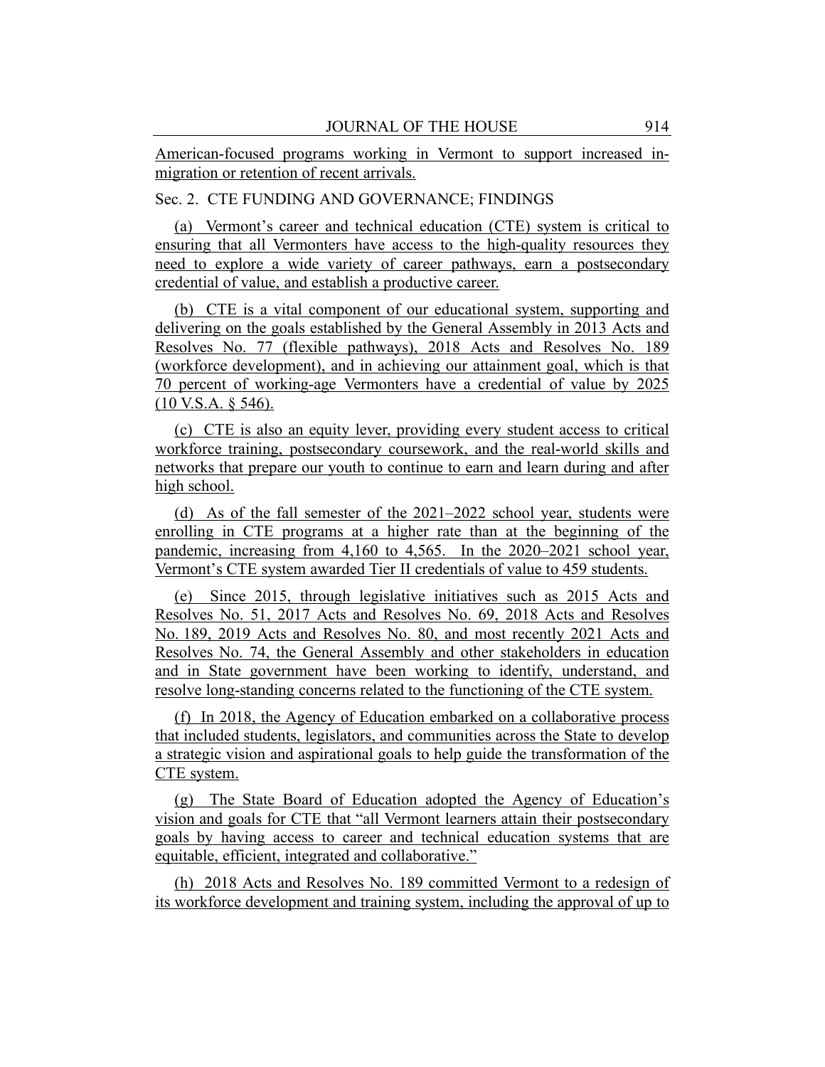American-focused programs working in Vermont to support increased in-migration or retention of recent arrivals.

Sec. 2. CTE FUNDING AND GOVERNANCE; FINDINGS

(a) Vermont's career and technical education (CTE) system is critical to ensuring that all Vermonters have access to the high-quality resources they need to explore a wide variety of career pathways, earn a postsecondary credential of value, and establish a productive career.

(b) CTE is a vital component of our educational system, supporting and delivering on the goals established by the General Assembly in 2013 Acts and Resolves No. 77 (flexible pathways), 2018 Acts and Resolves No. 189 (workforce development), and in achieving our attainment goal, which is that 70 percent of working-age Vermonters have a credential of value by 2025 (10 V.S.A. § 546).

(c) CTE is also an equity lever, providing every student access to critical workforce training, postsecondary coursework, and the real-world skills and networks that prepare our youth to continue to earn and learn during and after high school.

(d) As of the fall semester of the 2021–2022 school year, students were enrolling in CTE programs at a higher rate than at the beginning of the pandemic, increasing from 4,160 to 4,565. In the 2020–2021 school year, Vermont's CTE system awarded Tier II credentials of value to 459 students.

(e) Since 2015, through legislative initiatives such as 2015 Acts and Resolves No. 51, 2017 Acts and Resolves No. 69, 2018 Acts and Resolves No. 189, 2019 Acts and Resolves No. 80, and most recently 2021 Acts and Resolves No. 74, the General Assembly and other stakeholders in education and in State government have been working to identify, understand, and resolve long-standing concerns related to the functioning of the CTE system.

(f) In 2018, the Agency of Education embarked on a collaborative process that included students, legislators, and communities across the State to develop a strategic vision and aspirational goals to help guide the transformation of the CTE system.

(g) The State Board of Education adopted the Agency of Education's vision and goals for CTE that "all Vermont learners attain their postsecondary goals by having access to career and technical education systems that are equitable, efficient, integrated and collaborative."

(h) 2018 Acts and Resolves No. 189 committed Vermont to a redesign of its workforce development and training system, including the approval of up to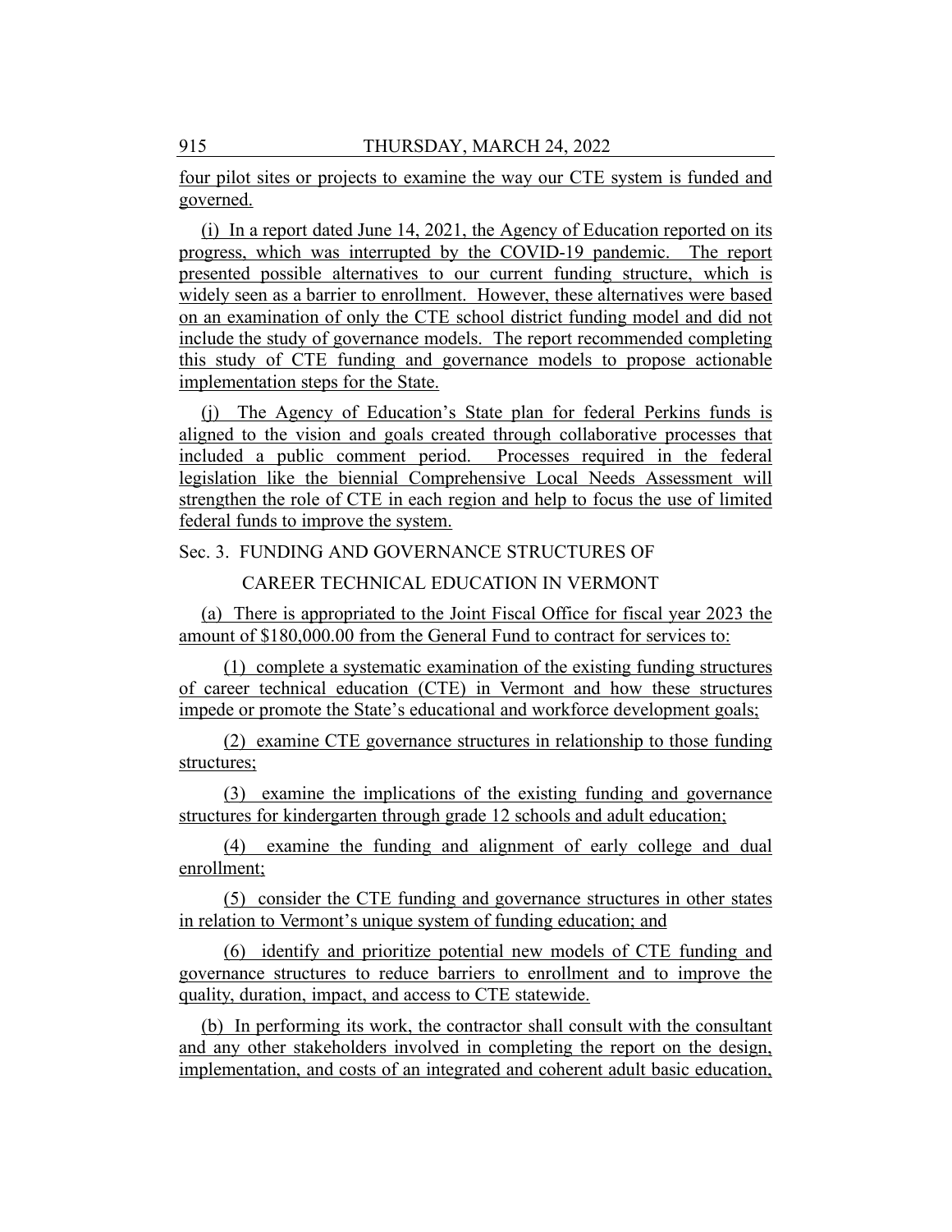four pilot sites or projects to examine the way our CTE system is funded and governed.

(i) In a report dated June 14, 2021, the Agency of Education reported on its progress, which was interrupted by the COVID-19 pandemic. The report presented possible alternatives to our current funding structure, which is widely seen as a barrier to enrollment. However, these alternatives were based on an examination of only the CTE school district funding model and did not include the study of governance models. The report recommended completing this study of CTE funding and governance models to propose actionable implementation steps for the State.

(j) The Agency of Education's State plan for federal Perkins funds is aligned to the vision and goals created through collaborative processes that included a public comment period. Processes required in the federal legislation like the biennial Comprehensive Local Needs Assessment will strengthen the role of CTE in each region and help to focus the use of limited federal funds to improve the system.

Sec. 3. FUNDING AND GOVERNANCE STRUCTURES OF CAREER TECHNICAL EDUCATION IN VERMONT

(a) There is appropriated to the Joint Fiscal Office for fiscal year 2023 the amount of $180,000.00 from the General Fund to contract for services to:

(1) complete a systematic examination of the existing funding structures of career technical education (CTE) in Vermont and how these structures impede or promote the State's educational and workforce development goals;

(2) examine CTE governance structures in relationship to those funding structures;

(3) examine the implications of the existing funding and governance structures for kindergarten through grade 12 schools and adult education;

(4) examine the funding and alignment of early college and dual enrollment;

(5) consider the CTE funding and governance structures in other states in relation to Vermont's unique system of funding education; and

(6) identify and prioritize potential new models of CTE funding and governance structures to reduce barriers to enrollment and to improve the quality, duration, impact, and access to CTE statewide.

(b) In performing its work, the contractor shall consult with the consultant and any other stakeholders involved in completing the report on the design, implementation, and costs of an integrated and coherent adult basic education,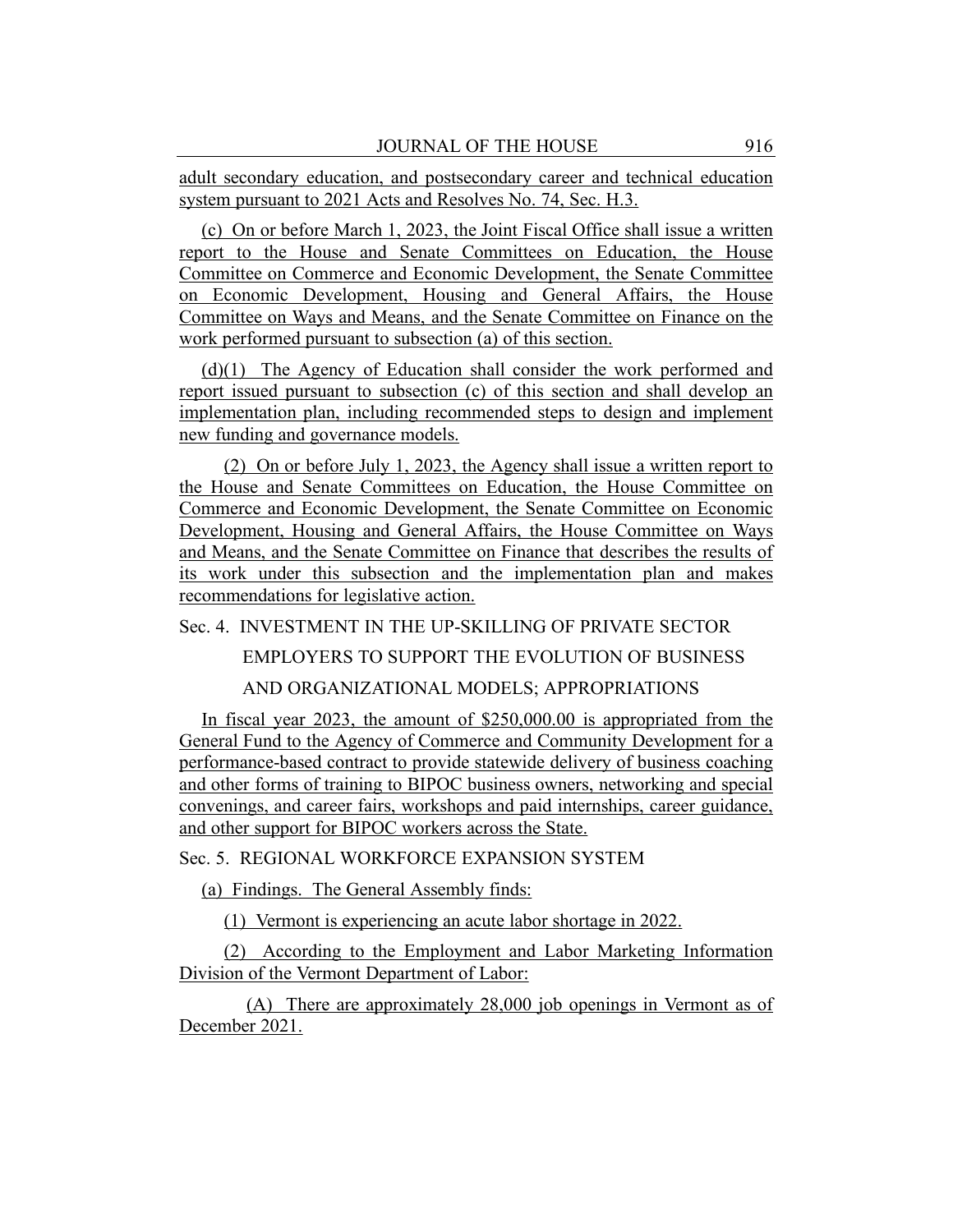adult secondary education, and postsecondary career and technical education system pursuant to 2021 Acts and Resolves No. 74, Sec. H.3.

(c) On or before March 1, 2023, the Joint Fiscal Office shall issue a written report to the House and Senate Committees on Education, the House Committee on Commerce and Economic Development, the Senate Committee on Economic Development, Housing and General Affairs, the House Committee on Ways and Means, and the Senate Committee on Finance on the work performed pursuant to subsection (a) of this section.

(d)(1) The Agency of Education shall consider the work performed and report issued pursuant to subsection (c) of this section and shall develop an implementation plan, including recommended steps to design and implement new funding and governance models.

(2) On or before July 1, 2023, the Agency shall issue a written report to the House and Senate Committees on Education, the House Committee on Commerce and Economic Development, the Senate Committee on Economic Development, Housing and General Affairs, the House Committee on Ways and Means, and the Senate Committee on Finance that describes the results of its work under this subsection and the implementation plan and makes recommendations for legislative action.

Sec. 4. INVESTMENT IN THE UP-SKILLING OF PRIVATE SECTOR EMPLOYERS TO SUPPORT THE EVOLUTION OF BUSINESS AND ORGANIZATIONAL MODELS; APPROPRIATIONS

In fiscal year 2023, the amount of $250,000.00 is appropriated from the General Fund to the Agency of Commerce and Community Development for a performance-based contract to provide statewide delivery of business coaching and other forms of training to BIPOC business owners, networking and special convenings, and career fairs, workshops and paid internships, career guidance, and other support for BIPOC workers across the State.

Sec. 5. REGIONAL WORKFORCE EXPANSION SYSTEM

(a) Findings. The General Assembly finds:

(1) Vermont is experiencing an acute labor shortage in 2022.

(2) According to the Employment and Labor Marketing Information Division of the Vermont Department of Labor:

(A) There are approximately 28,000 job openings in Vermont as of December 2021.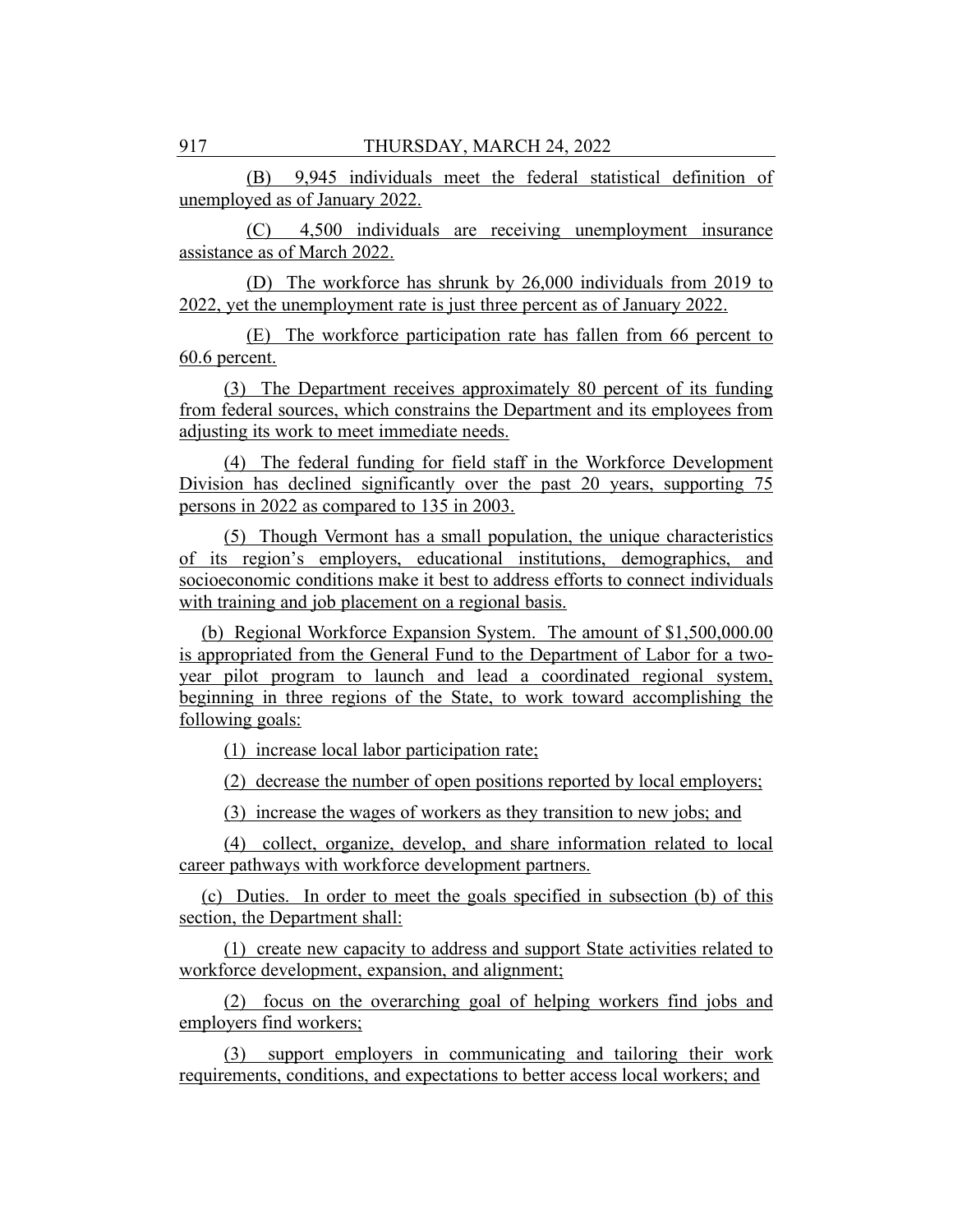(B) 9,945 individuals meet the federal statistical definition of unemployed as of January 2022.

(C) 4,500 individuals are receiving unemployment insurance assistance as of March 2022.

(D) The workforce has shrunk by 26,000 individuals from 2019 to 2022, yet the unemployment rate is just three percent as of January 2022.

(E) The workforce participation rate has fallen from 66 percent to 60.6 percent.

(3) The Department receives approximately 80 percent of its funding from federal sources, which constrains the Department and its employees from adjusting its work to meet immediate needs.

(4) The federal funding for field staff in the Workforce Development Division has declined significantly over the past 20 years, supporting 75 persons in 2022 as compared to 135 in 2003.

(5) Though Vermont has a small population, the unique characteristics of its region's employers, educational institutions, demographics, and socioeconomic conditions make it best to address efforts to connect individuals with training and job placement on a regional basis.

(b) Regional Workforce Expansion System. The amount of $1,500,000.00 is appropriated from the General Fund to the Department of Labor for a two-year pilot program to launch and lead a coordinated regional system, beginning in three regions of the State, to work toward accomplishing the following goals:

(1) increase local labor participation rate;

(2) decrease the number of open positions reported by local employers;

(3) increase the wages of workers as they transition to new jobs; and

(4) collect, organize, develop, and share information related to local career pathways with workforce development partners.

(c) Duties. In order to meet the goals specified in subsection (b) of this section, the Department shall:

(1) create new capacity to address and support State activities related to workforce development, expansion, and alignment;

(2) focus on the overarching goal of helping workers find jobs and employers find workers;

(3) support employers in communicating and tailoring their work requirements, conditions, and expectations to better access local workers; and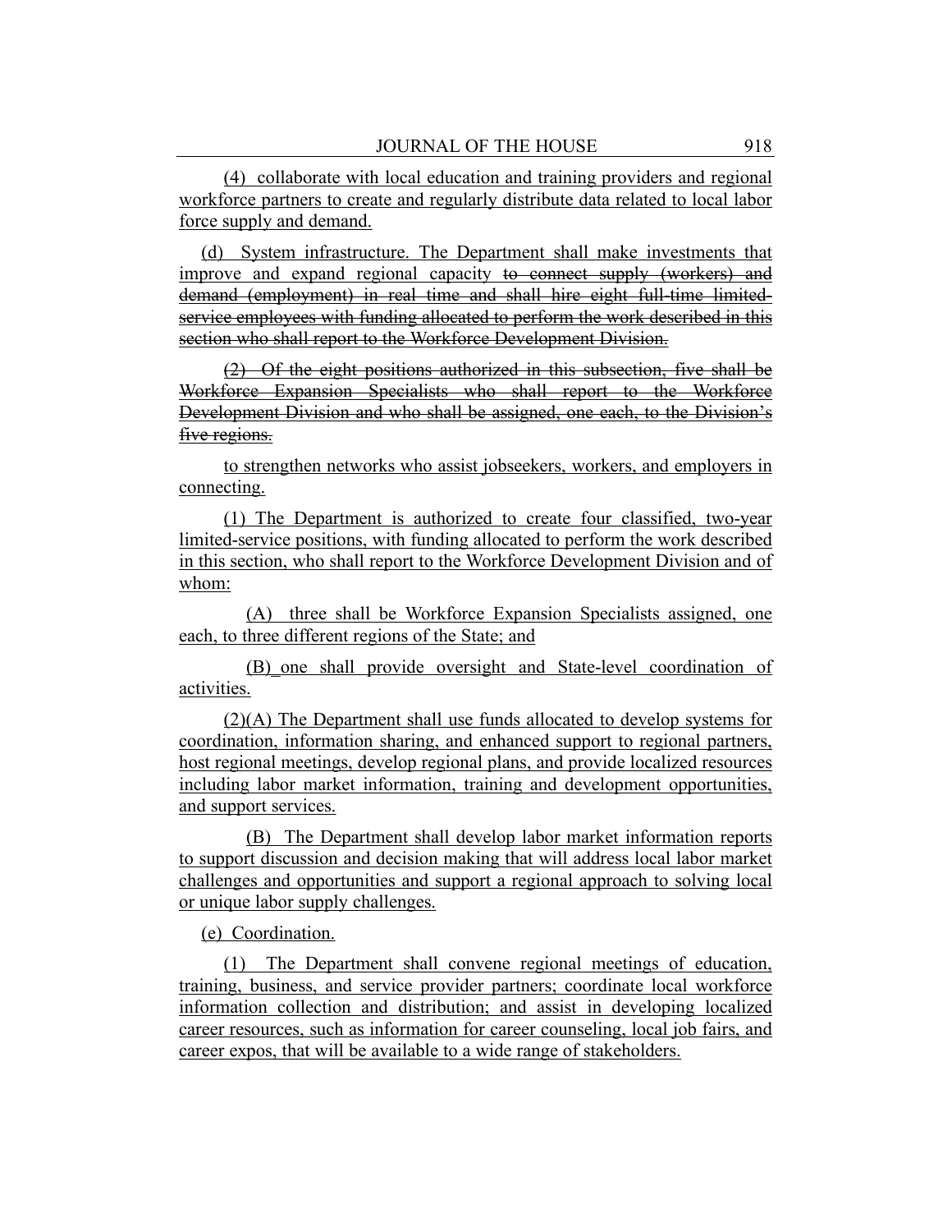(4) collaborate with local education and training providers and regional workforce partners to create and regularly distribute data related to local labor force supply and demand.

(d) System infrastructure. The Department shall make investments that improve and expand regional capacity ~~to connect supply (workers) and demand (employment) in real time and shall hire eight full-time limited-service employees with funding allocated to perform the work described in this section who shall report to the Workforce Development Division.~~

~~(2) Of the eight positions authorized in this subsection, five shall be Workforce Expansion Specialists who shall report to the Workforce Development Division and who shall be assigned, one each, to the Division's five regions.~~

to strengthen networks who assist jobseekers, workers, and employers in connecting.

(1) The Department is authorized to create four classified, two-year limited-service positions, with funding allocated to perform the work described in this section, who shall report to the Workforce Development Division and of whom:

(A) three shall be Workforce Expansion Specialists assigned, one each, to three different regions of the State; and

(B) one shall provide oversight and State-level coordination of activities.

(2)(A) The Department shall use funds allocated to develop systems for coordination, information sharing, and enhanced support to regional partners, host regional meetings, develop regional plans, and provide localized resources including labor market information, training and development opportunities, and support services.

(B) The Department shall develop labor market information reports to support discussion and decision making that will address local labor market challenges and opportunities and support a regional approach to solving local or unique labor supply challenges.

(e) Coordination.

(1) The Department shall convene regional meetings of education, training, business, and service provider partners; coordinate local workforce information collection and distribution; and assist in developing localized career resources, such as information for career counseling, local job fairs, and career expos, that will be available to a wide range of stakeholders.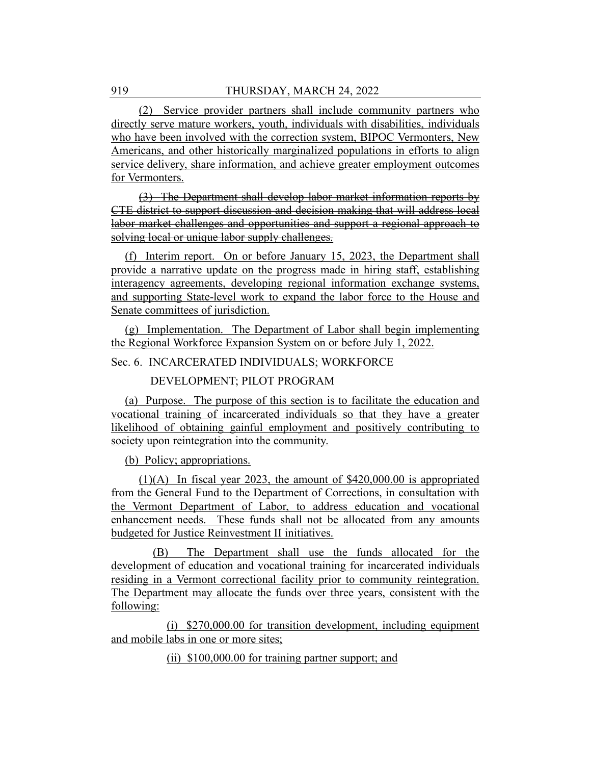(2) Service provider partners shall include community partners who directly serve mature workers, youth, individuals with disabilities, individuals who have been involved with the correction system, BIPOC Vermonters, New Americans, and other historically marginalized populations in efforts to align service delivery, share information, and achieve greater employment outcomes for Vermonters.

~~(3) The Department shall develop labor market information reports by CTE district to support discussion and decision making that will address local labor market challenges and opportunities and support a regional approach to solving local or unique labor supply challenges.~~

(f) Interim report. On or before January 15, 2023, the Department shall provide a narrative update on the progress made in hiring staff, establishing interagency agreements, developing regional information exchange systems, and supporting State-level work to expand the labor force to the House and Senate committees of jurisdiction.

(g) Implementation. The Department of Labor shall begin implementing the Regional Workforce Expansion System on or before July 1, 2022.

Sec. 6. INCARCERATED INDIVIDUALS; WORKFORCE DEVELOPMENT; PILOT PROGRAM

(a) Purpose. The purpose of this section is to facilitate the education and vocational training of incarcerated individuals so that they have a greater likelihood of obtaining gainful employment and positively contributing to society upon reintegration into the community.

(b) Policy; appropriations.

(1)(A) In fiscal year 2023, the amount of $420,000.00 is appropriated from the General Fund to the Department of Corrections, in consultation with the Vermont Department of Labor, to address education and vocational enhancement needs. These funds shall not be allocated from any amounts budgeted for Justice Reinvestment II initiatives.

(B) The Department shall use the funds allocated for the development of education and vocational training for incarcerated individuals residing in a Vermont correctional facility prior to community reintegration. The Department may allocate the funds over three years, consistent with the following:

(i) $270,000.00 for transition development, including equipment and mobile labs in one or more sites;

(ii) $100,000.00 for training partner support; and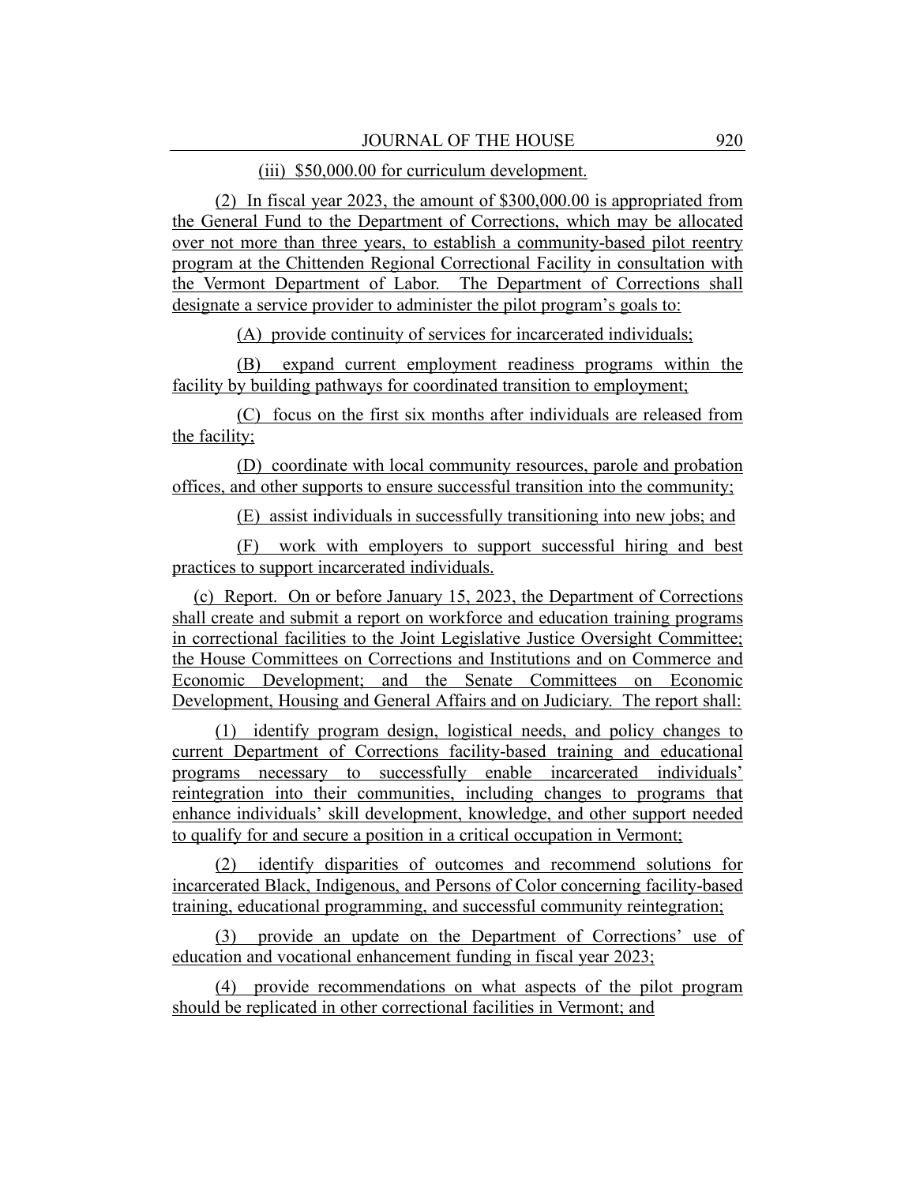(iii) $50,000.00 for curriculum development.

(2) In fiscal year 2023, the amount of $300,000.00 is appropriated from the General Fund to the Department of Corrections, which may be allocated over not more than three years, to establish a community-based pilot reentry program at the Chittenden Regional Correctional Facility in consultation with the Vermont Department of Labor. The Department of Corrections shall designate a service provider to administer the pilot program's goals to:

(A) provide continuity of services for incarcerated individuals;

(B) expand current employment readiness programs within the facility by building pathways for coordinated transition to employment;

(C) focus on the first six months after individuals are released from the facility;

(D) coordinate with local community resources, parole and probation offices, and other supports to ensure successful transition into the community;

(E) assist individuals in successfully transitioning into new jobs; and

(F) work with employers to support successful hiring and best practices to support incarcerated individuals.

(c) Report. On or before January 15, 2023, the Department of Corrections shall create and submit a report on workforce and education training programs in correctional facilities to the Joint Legislative Justice Oversight Committee; the House Committees on Corrections and Institutions and on Commerce and Economic Development; and the Senate Committees on Economic Development, Housing and General Affairs and on Judiciary. The report shall:

(1) identify program design, logistical needs, and policy changes to current Department of Corrections facility-based training and educational programs necessary to successfully enable incarcerated individuals' reintegration into their communities, including changes to programs that enhance individuals' skill development, knowledge, and other support needed to qualify for and secure a position in a critical occupation in Vermont;

(2) identify disparities of outcomes and recommend solutions for incarcerated Black, Indigenous, and Persons of Color concerning facility-based training, educational programming, and successful community reintegration;

(3) provide an update on the Department of Corrections' use of education and vocational enhancement funding in fiscal year 2023;

(4) provide recommendations on what aspects of the pilot program should be replicated in other correctional facilities in Vermont; and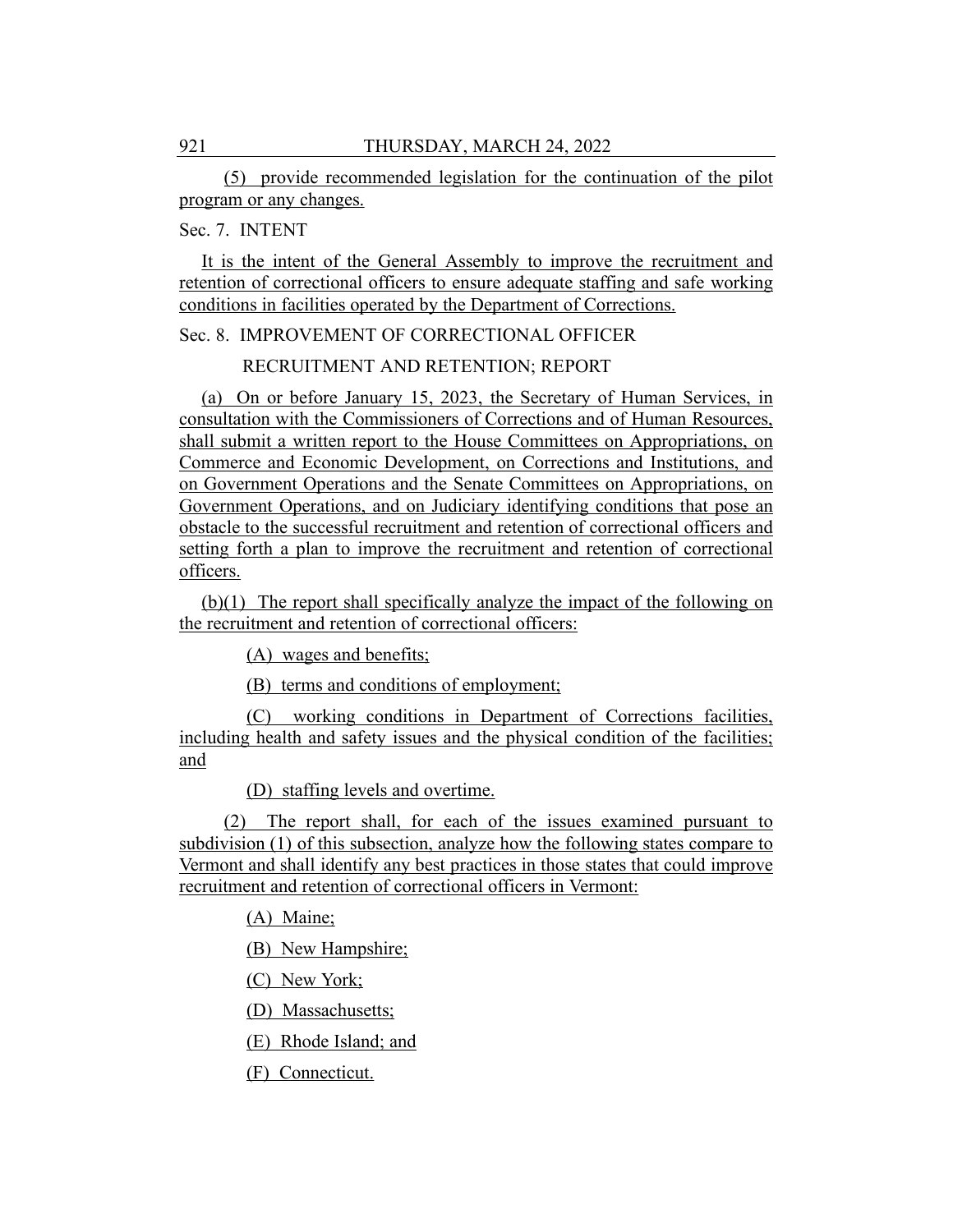(5) provide recommended legislation for the continuation of the pilot program or any changes.

Sec. 7. INTENT

It is the intent of the General Assembly to improve the recruitment and retention of correctional officers to ensure adequate staffing and safe working conditions in facilities operated by the Department of Corrections.

Sec. 8. IMPROVEMENT OF CORRECTIONAL OFFICER RECRUITMENT AND RETENTION; REPORT

(a) On or before January 15, 2023, the Secretary of Human Services, in consultation with the Commissioners of Corrections and of Human Resources, shall submit a written report to the House Committees on Appropriations, on Commerce and Economic Development, on Corrections and Institutions, and on Government Operations and the Senate Committees on Appropriations, on Government Operations, and on Judiciary identifying conditions that pose an obstacle to the successful recruitment and retention of correctional officers and setting forth a plan to improve the recruitment and retention of correctional officers.

(b)(1) The report shall specifically analyze the impact of the following on the recruitment and retention of correctional officers:

(A) wages and benefits;

(B) terms and conditions of employment;

(C) working conditions in Department of Corrections facilities, including health and safety issues and the physical condition of the facilities; and

(D) staffing levels and overtime.

(2) The report shall, for each of the issues examined pursuant to subdivision (1) of this subsection, analyze how the following states compare to Vermont and shall identify any best practices in those states that could improve recruitment and retention of correctional officers in Vermont:

(A) Maine;

(B) New Hampshire;

(C) New York;

(D) Massachusetts;

(E) Rhode Island; and

(F) Connecticut.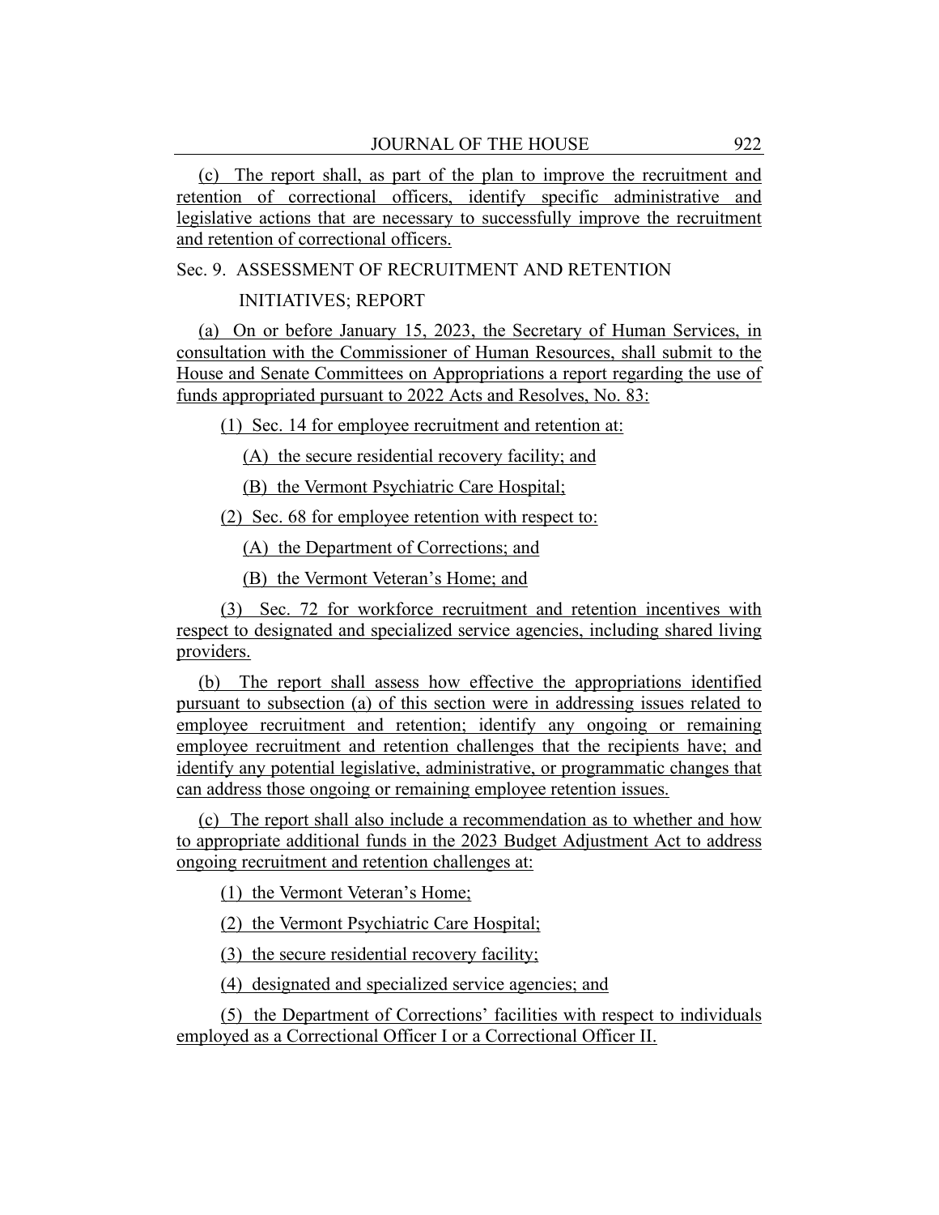(c) The report shall, as part of the plan to improve the recruitment and retention of correctional officers, identify specific administrative and legislative actions that are necessary to successfully improve the recruitment and retention of correctional officers.

Sec. 9. ASSESSMENT OF RECRUITMENT AND RETENTION INITIATIVES; REPORT

(a) On or before January 15, 2023, the Secretary of Human Services, in consultation with the Commissioner of Human Resources, shall submit to the House and Senate Committees on Appropriations a report regarding the use of funds appropriated pursuant to 2022 Acts and Resolves, No. 83:

(1) Sec. 14 for employee recruitment and retention at:

(A) the secure residential recovery facility; and

(B) the Vermont Psychiatric Care Hospital;

(2) Sec. 68 for employee retention with respect to:

(A) the Department of Corrections; and

(B) the Vermont Veteran's Home; and

(3) Sec. 72 for workforce recruitment and retention incentives with respect to designated and specialized service agencies, including shared living providers.

(b) The report shall assess how effective the appropriations identified pursuant to subsection (a) of this section were in addressing issues related to employee recruitment and retention; identify any ongoing or remaining employee recruitment and retention challenges that the recipients have; and identify any potential legislative, administrative, or programmatic changes that can address those ongoing or remaining employee retention issues.

(c) The report shall also include a recommendation as to whether and how to appropriate additional funds in the 2023 Budget Adjustment Act to address ongoing recruitment and retention challenges at:

(1) the Vermont Veteran's Home;

(2) the Vermont Psychiatric Care Hospital;

(3) the secure residential recovery facility;

(4) designated and specialized service agencies; and

(5) the Department of Corrections' facilities with respect to individuals employed as a Correctional Officer I or a Correctional Officer II.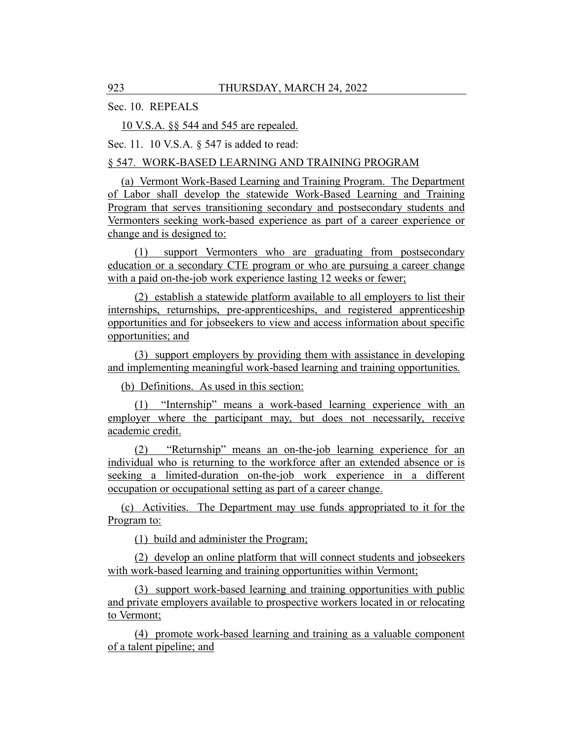Sec. 10. REPEALS

10 V.S.A. §§ 544 and 545 are repealed.

Sec. 11. 10 V.S.A. § 547 is added to read:

§ 547. WORK-BASED LEARNING AND TRAINING PROGRAM

(a) Vermont Work-Based Learning and Training Program. The Department of Labor shall develop the statewide Work-Based Learning and Training Program that serves transitioning secondary and postsecondary students and Vermonters seeking work-based experience as part of a career experience or change and is designed to:

(1) support Vermonters who are graduating from postsecondary education or a secondary CTE program or who are pursuing a career change with a paid on-the-job work experience lasting 12 weeks or fewer;

(2) establish a statewide platform available to all employers to list their internships, returnships, pre-apprenticeships, and registered apprenticeship opportunities and for jobseekers to view and access information about specific opportunities; and

(3) support employers by providing them with assistance in developing and implementing meaningful work-based learning and training opportunities.

(b) Definitions. As used in this section:

(1) "Internship" means a work-based learning experience with an employer where the participant may, but does not necessarily, receive academic credit.

(2) "Returnship" means an on-the-job learning experience for an individual who is returning to the workforce after an extended absence or is seeking a limited-duration on-the-job work experience in a different occupation or occupational setting as part of a career change.

(c) Activities. The Department may use funds appropriated to it for the Program to:

(1) build and administer the Program;

(2) develop an online platform that will connect students and jobseekers with work-based learning and training opportunities within Vermont;

(3) support work-based learning and training opportunities with public and private employers available to prospective workers located in or relocating to Vermont;

(4) promote work-based learning and training as a valuable component of a talent pipeline; and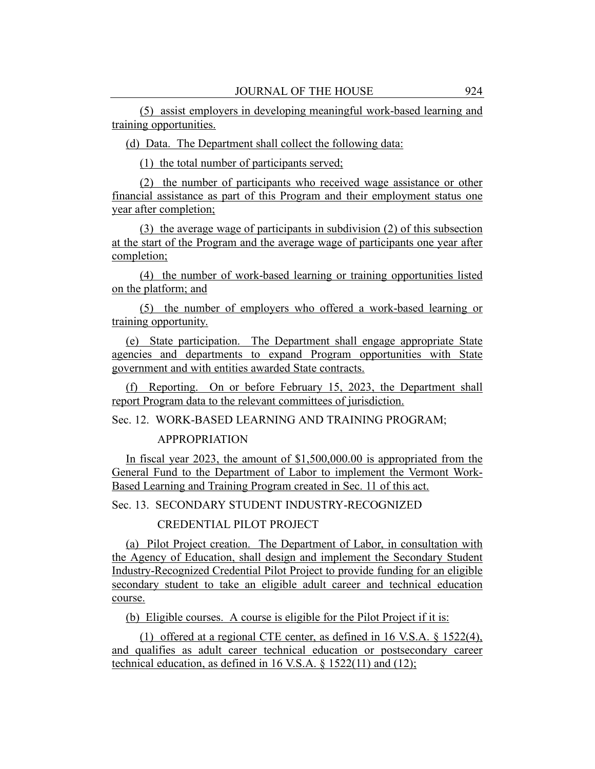(5) assist employers in developing meaningful work-based learning and training opportunities.

(d) Data. The Department shall collect the following data:

(1) the total number of participants served;

(2) the number of participants who received wage assistance or other financial assistance as part of this Program and their employment status one year after completion;

(3) the average wage of participants in subdivision (2) of this subsection at the start of the Program and the average wage of participants one year after completion;

(4) the number of work-based learning or training opportunities listed on the platform; and

(5) the number of employers who offered a work-based learning or training opportunity.

(e) State participation. The Department shall engage appropriate State agencies and departments to expand Program opportunities with State government and with entities awarded State contracts.

(f) Reporting. On or before February 15, 2023, the Department shall report Program data to the relevant committees of jurisdiction.

Sec. 12. WORK-BASED LEARNING AND TRAINING PROGRAM; APPROPRIATION

In fiscal year 2023, the amount of $1,500,000.00 is appropriated from the General Fund to the Department of Labor to implement the Vermont Work-Based Learning and Training Program created in Sec. 11 of this act.

Sec. 13. SECONDARY STUDENT INDUSTRY-RECOGNIZED CREDENTIAL PILOT PROJECT

(a) Pilot Project creation. The Department of Labor, in consultation with the Agency of Education, shall design and implement the Secondary Student Industry-Recognized Credential Pilot Project to provide funding for an eligible secondary student to take an eligible adult career and technical education course.

(b) Eligible courses. A course is eligible for the Pilot Project if it is:

(1) offered at a regional CTE center, as defined in 16 V.S.A. § 1522(4), and qualifies as adult career technical education or postsecondary career technical education, as defined in 16 V.S.A. § 1522(11) and (12);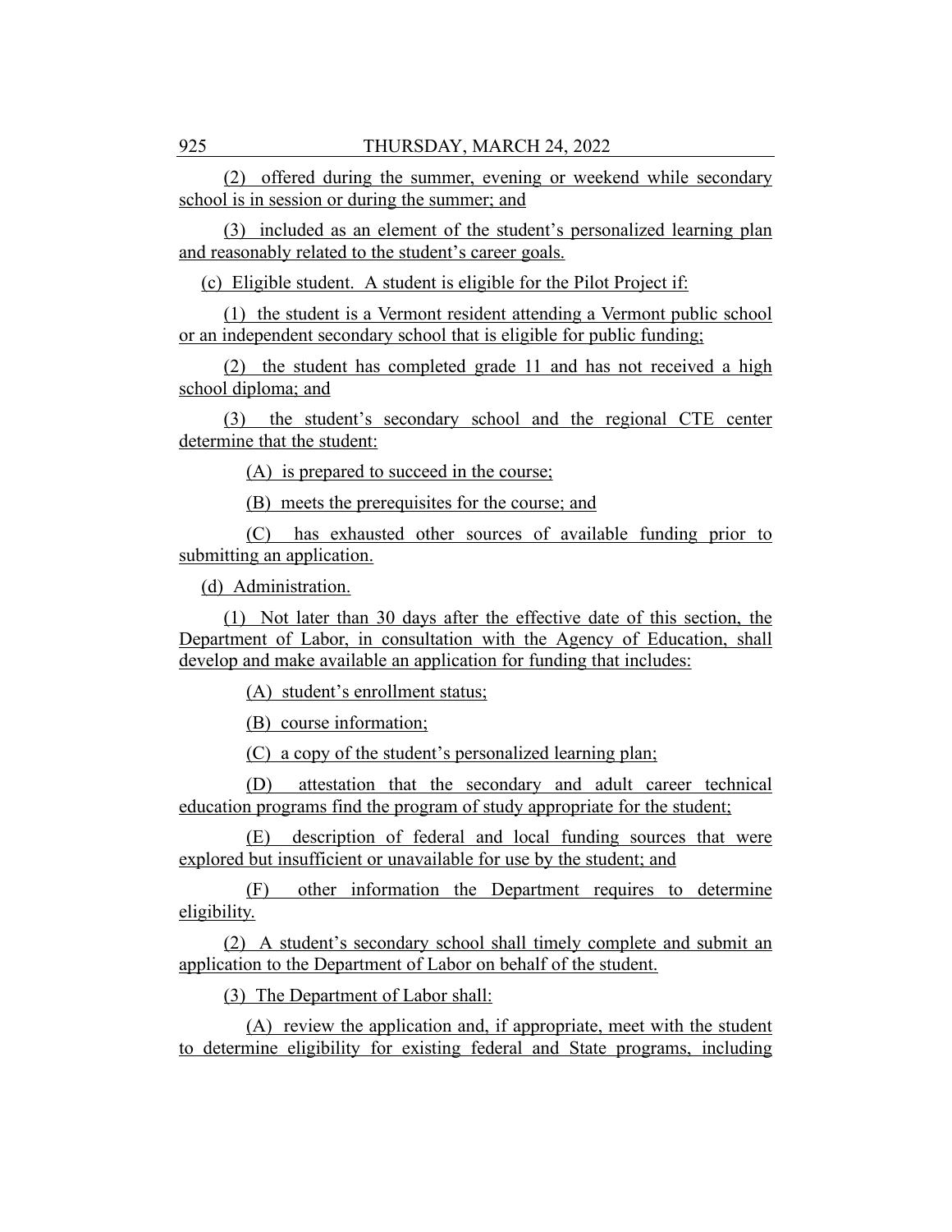(2) offered during the summer, evening or weekend while secondary school is in session or during the summer; and

(3) included as an element of the student's personalized learning plan and reasonably related to the student's career goals.

(c) Eligible student. A student is eligible for the Pilot Project if:

(1) the student is a Vermont resident attending a Vermont public school or an independent secondary school that is eligible for public funding;

(2) the student has completed grade 11 and has not received a high school diploma; and

(3) the student's secondary school and the regional CTE center determine that the student:

(A) is prepared to succeed in the course;

(B) meets the prerequisites for the course; and

(C) has exhausted other sources of available funding prior to submitting an application.

(d) Administration.

(1) Not later than 30 days after the effective date of this section, the Department of Labor, in consultation with the Agency of Education, shall develop and make available an application for funding that includes:

(A) student's enrollment status;

(B) course information;

(C) a copy of the student's personalized learning plan;

(D) attestation that the secondary and adult career technical education programs find the program of study appropriate for the student;

(E) description of federal and local funding sources that were explored but insufficient or unavailable for use by the student; and

(F) other information the Department requires to determine eligibility.

(2) A student's secondary school shall timely complete and submit an application to the Department of Labor on behalf of the student.

(3) The Department of Labor shall:

(A) review the application and, if appropriate, meet with the student to determine eligibility for existing federal and State programs, including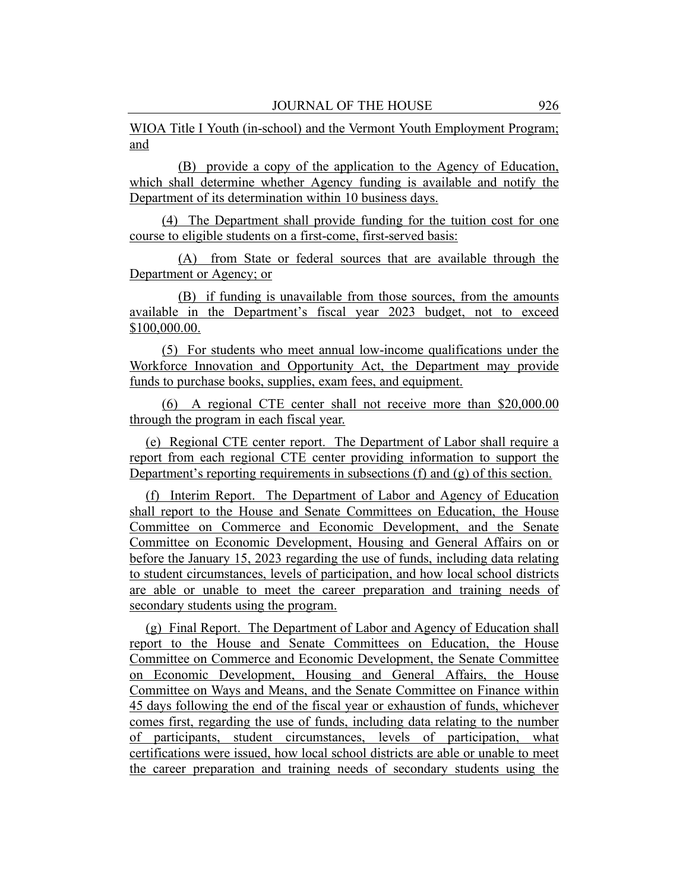WIOA Title I Youth (in-school) and the Vermont Youth Employment Program; and

(B) provide a copy of the application to the Agency of Education, which shall determine whether Agency funding is available and notify the Department of its determination within 10 business days.

(4) The Department shall provide funding for the tuition cost for one course to eligible students on a first-come, first-served basis:

(A) from State or federal sources that are available through the Department or Agency; or

(B) if funding is unavailable from those sources, from the amounts available in the Department's fiscal year 2023 budget, not to exceed $100,000.00.

(5) For students who meet annual low-income qualifications under the Workforce Innovation and Opportunity Act, the Department may provide funds to purchase books, supplies, exam fees, and equipment.

(6) A regional CTE center shall not receive more than $20,000.00 through the program in each fiscal year.

(e) Regional CTE center report. The Department of Labor shall require a report from each regional CTE center providing information to support the Department's reporting requirements in subsections (f) and (g) of this section.

(f) Interim Report. The Department of Labor and Agency of Education shall report to the House and Senate Committees on Education, the House Committee on Commerce and Economic Development, and the Senate Committee on Economic Development, Housing and General Affairs on or before the January 15, 2023 regarding the use of funds, including data relating to student circumstances, levels of participation, and how local school districts are able or unable to meet the career preparation and training needs of secondary students using the program.

(g) Final Report. The Department of Labor and Agency of Education shall report to the House and Senate Committees on Education, the House Committee on Commerce and Economic Development, the Senate Committee on Economic Development, Housing and General Affairs, the House Committee on Ways and Means, and the Senate Committee on Finance within 45 days following the end of the fiscal year or exhaustion of funds, whichever comes first, regarding the use of funds, including data relating to the number of participants, student circumstances, levels of participation, what certifications were issued, how local school districts are able or unable to meet the career preparation and training needs of secondary students using the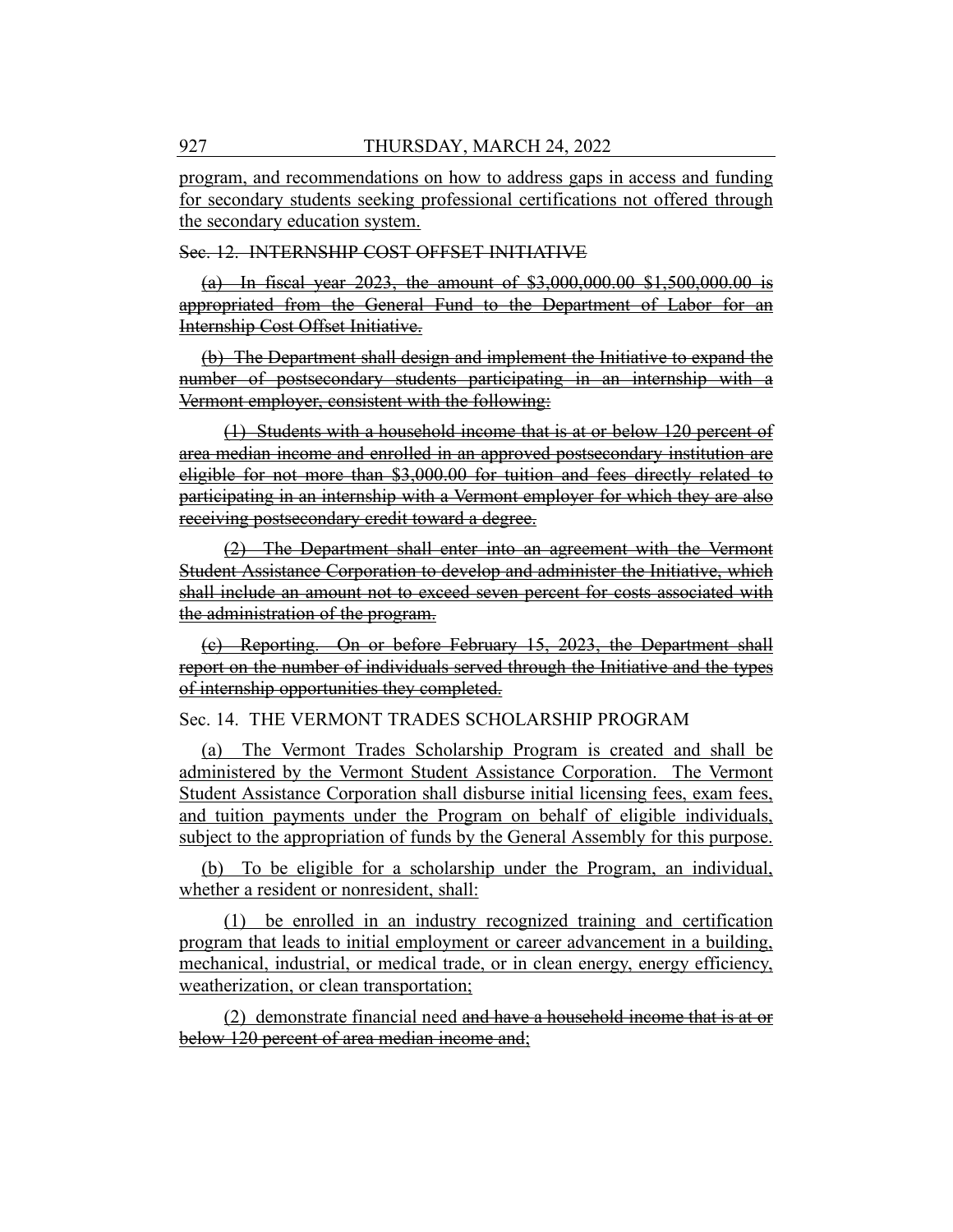program, and recommendations on how to address gaps in access and funding for secondary students seeking professional certifications not offered through the secondary education system.

~~Sec. 12. INTERNSHIP COST OFFSET INITIATIVE~~

~~(a) In fiscal year 2023, the amount of $3,000,000.00 $1,500,000.00 is appropriated from the General Fund to the Department of Labor for an Internship Cost Offset Initiative.~~

~~(b) The Department shall design and implement the Initiative to expand the number of postsecondary students participating in an internship with a Vermont employer, consistent with the following:~~

~~(1) Students with a household income that is at or below 120 percent of area median income and enrolled in an approved postsecondary institution are eligible for not more than $3,000.00 for tuition and fees directly related to participating in an internship with a Vermont employer for which they are also receiving postsecondary credit toward a degree.~~

~~(2) The Department shall enter into an agreement with the Vermont Student Assistance Corporation to develop and administer the Initiative, which shall include an amount not to exceed seven percent for costs associated with the administration of the program.~~

~~(c) Reporting. On or before February 15, 2023, the Department shall report on the number of individuals served through the Initiative and the types of internship opportunities they completed.~~

Sec. 14. THE VERMONT TRADES SCHOLARSHIP PROGRAM

(a) The Vermont Trades Scholarship Program is created and shall be administered by the Vermont Student Assistance Corporation. The Vermont Student Assistance Corporation shall disburse initial licensing fees, exam fees, and tuition payments under the Program on behalf of eligible individuals, subject to the appropriation of funds by the General Assembly for this purpose.

(b) To be eligible for a scholarship under the Program, an individual, whether a resident or nonresident, shall:

(1) be enrolled in an industry recognized training and certification program that leads to initial employment or career advancement in a building, mechanical, industrial, or medical trade, or in clean energy, energy efficiency, weatherization, or clean transportation;

(2) demonstrate financial need ~~and have a household income that is at or below 120 percent of area median income and~~;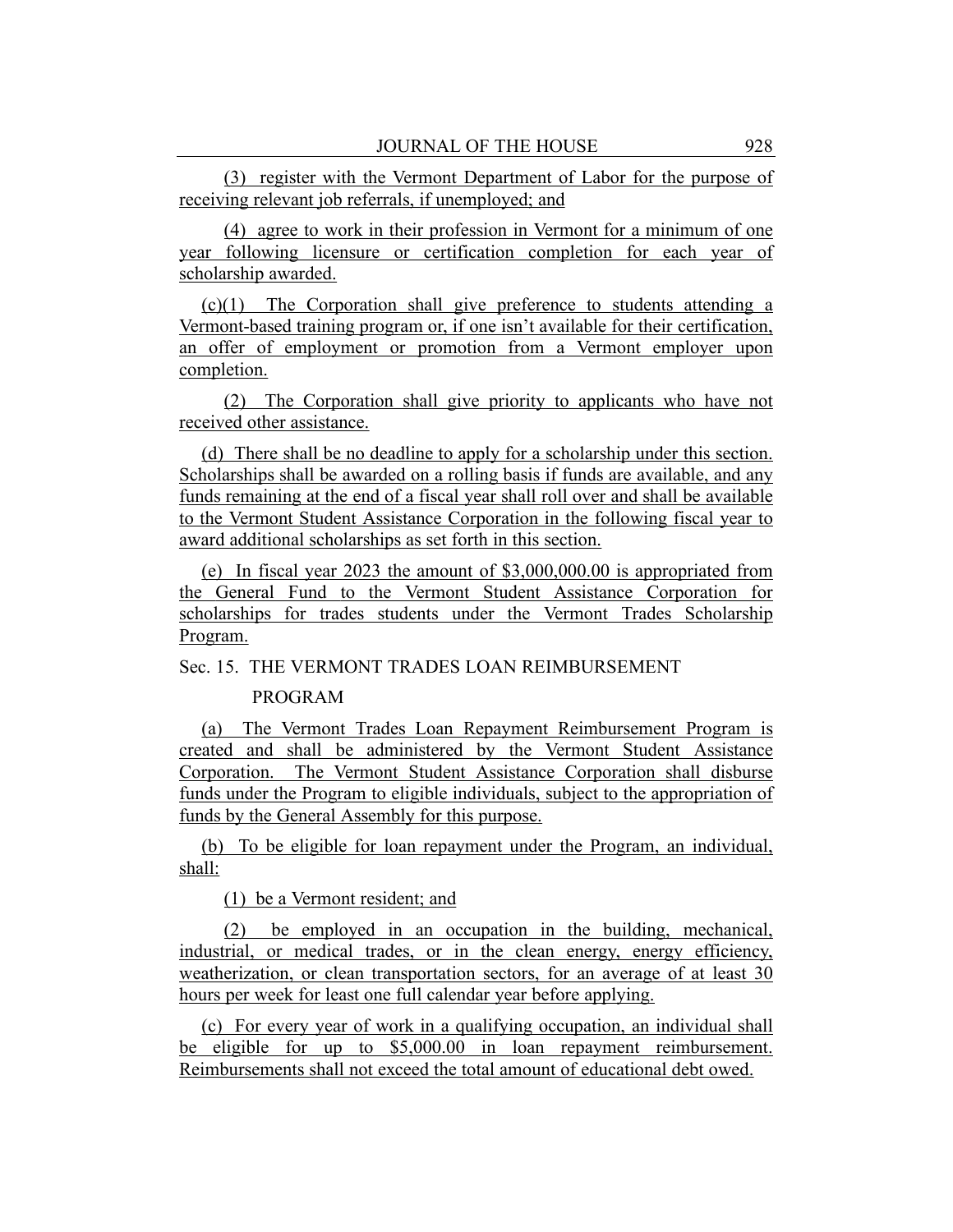(3) register with the Vermont Department of Labor for the purpose of receiving relevant job referrals, if unemployed; and

(4) agree to work in their profession in Vermont for a minimum of one year following licensure or certification completion for each year of scholarship awarded.

(c)(1) The Corporation shall give preference to students attending a Vermont-based training program or, if one isn't available for their certification, an offer of employment or promotion from a Vermont employer upon completion.

(2) The Corporation shall give priority to applicants who have not received other assistance.

(d) There shall be no deadline to apply for a scholarship under this section. Scholarships shall be awarded on a rolling basis if funds are available, and any funds remaining at the end of a fiscal year shall roll over and shall be available to the Vermont Student Assistance Corporation in the following fiscal year to award additional scholarships as set forth in this section.

(e) In fiscal year 2023 the amount of $3,000,000.00 is appropriated from the General Fund to the Vermont Student Assistance Corporation for scholarships for trades students under the Vermont Trades Scholarship Program.

Sec. 15. THE VERMONT TRADES LOAN REIMBURSEMENT PROGRAM

(a) The Vermont Trades Loan Repayment Reimbursement Program is created and shall be administered by the Vermont Student Assistance Corporation. The Vermont Student Assistance Corporation shall disburse funds under the Program to eligible individuals, subject to the appropriation of funds by the General Assembly for this purpose.

(b) To be eligible for loan repayment under the Program, an individual, shall:

(1) be a Vermont resident; and

(2) be employed in an occupation in the building, mechanical, industrial, or medical trades, or in the clean energy, energy efficiency, weatherization, or clean transportation sectors, for an average of at least 30 hours per week for least one full calendar year before applying.

(c) For every year of work in a qualifying occupation, an individual shall be eligible for up to $5,000.00 in loan repayment reimbursement. Reimbursements shall not exceed the total amount of educational debt owed.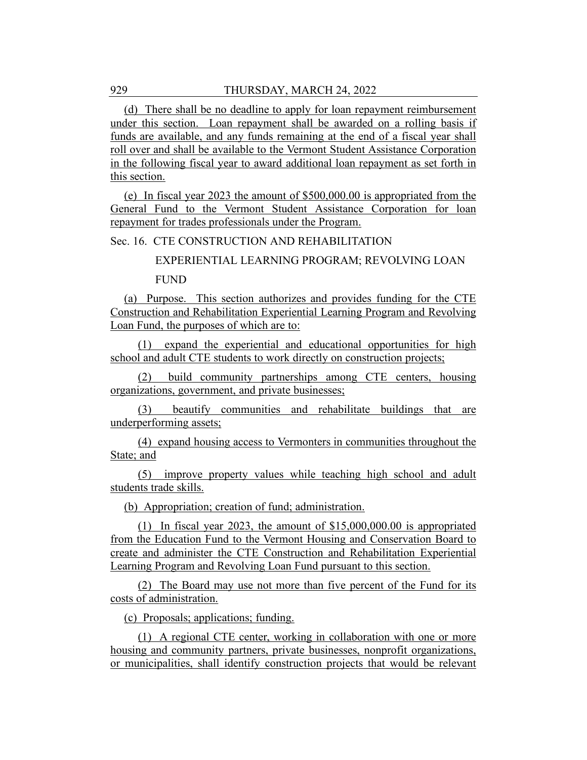(d) There shall be no deadline to apply for loan repayment reimbursement under this section. Loan repayment shall be awarded on a rolling basis if funds are available, and any funds remaining at the end of a fiscal year shall roll over and shall be available to the Vermont Student Assistance Corporation in the following fiscal year to award additional loan repayment as set forth in this section.

(e) In fiscal year 2023 the amount of $500,000.00 is appropriated from the General Fund to the Vermont Student Assistance Corporation for loan repayment for trades professionals under the Program.

Sec. 16. CTE CONSTRUCTION AND REHABILITATION EXPERIENTIAL LEARNING PROGRAM; REVOLVING LOAN FUND

(a) Purpose. This section authorizes and provides funding for the CTE Construction and Rehabilitation Experiential Learning Program and Revolving Loan Fund, the purposes of which are to:

(1) expand the experiential and educational opportunities for high school and adult CTE students to work directly on construction projects;

(2) build community partnerships among CTE centers, housing organizations, government, and private businesses;

(3) beautify communities and rehabilitate buildings that are underperforming assets;

(4) expand housing access to Vermonters in communities throughout the State; and

(5) improve property values while teaching high school and adult students trade skills.

(b) Appropriation; creation of fund; administration.

(1) In fiscal year 2023, the amount of $15,000,000.00 is appropriated from the Education Fund to the Vermont Housing and Conservation Board to create and administer the CTE Construction and Rehabilitation Experiential Learning Program and Revolving Loan Fund pursuant to this section.

(2) The Board may use not more than five percent of the Fund for its costs of administration.

(c) Proposals; applications; funding.

(1) A regional CTE center, working in collaboration with one or more housing and community partners, private businesses, nonprofit organizations, or municipalities, shall identify construction projects that would be relevant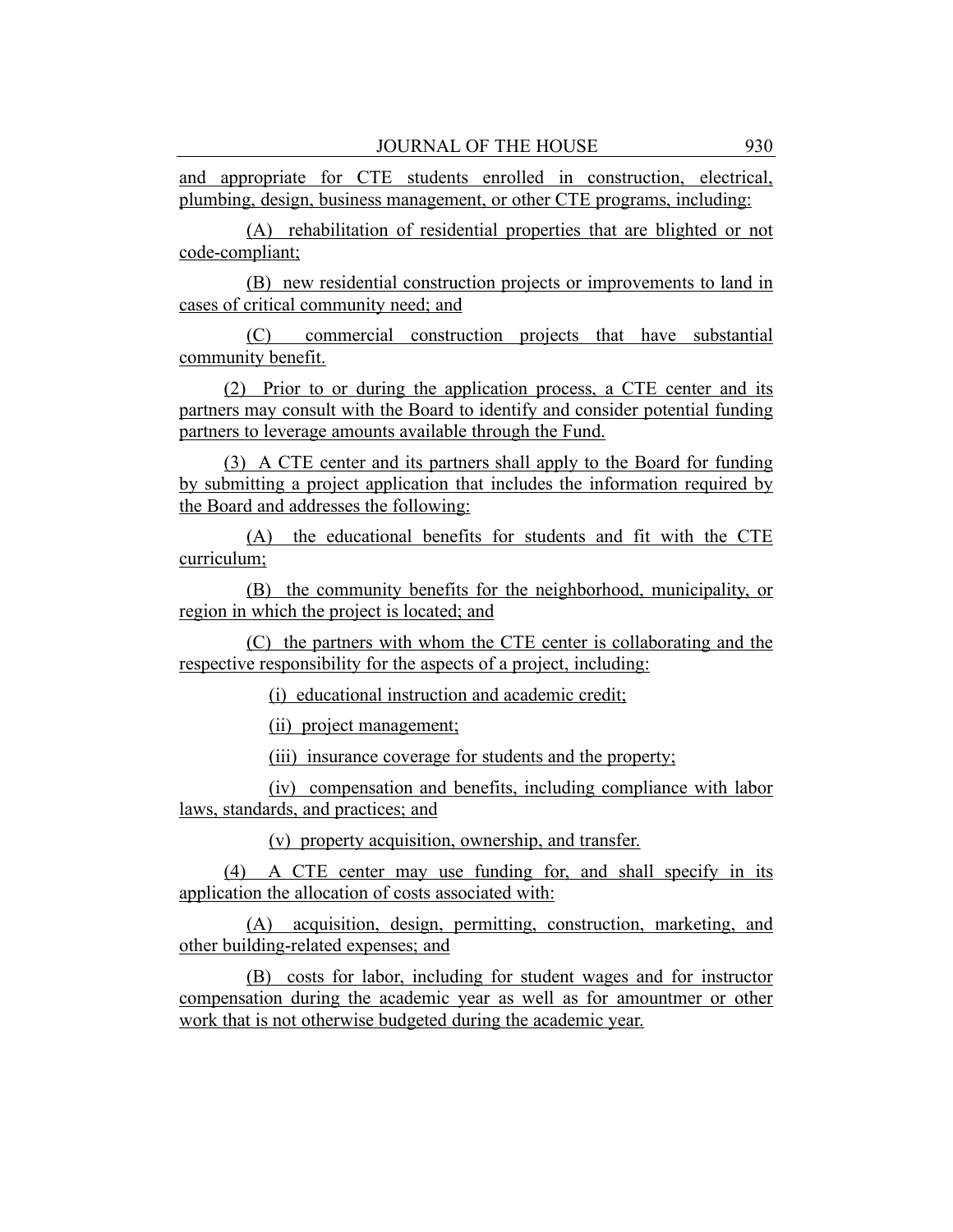and appropriate for CTE students enrolled in construction, electrical, plumbing, design, business management, or other CTE programs, including:

(A) rehabilitation of residential properties that are blighted or not code-compliant;

(B) new residential construction projects or improvements to land in cases of critical community need; and

(C) commercial construction projects that have substantial community benefit.

(2) Prior to or during the application process, a CTE center and its partners may consult with the Board to identify and consider potential funding partners to leverage amounts available through the Fund.

(3) A CTE center and its partners shall apply to the Board for funding by submitting a project application that includes the information required by the Board and addresses the following:

(A) the educational benefits for students and fit with the CTE curriculum;

(B) the community benefits for the neighborhood, municipality, or region in which the project is located; and

(C) the partners with whom the CTE center is collaborating and the respective responsibility for the aspects of a project, including:

(i) educational instruction and academic credit;

(ii) project management;

(iii) insurance coverage for students and the property;

(iv) compensation and benefits, including compliance with labor laws, standards, and practices; and

(v) property acquisition, ownership, and transfer.

(4) A CTE center may use funding for, and shall specify in its application the allocation of costs associated with:

(A) acquisition, design, permitting, construction, marketing, and other building-related expenses; and

(B) costs for labor, including for student wages and for instructor compensation during the academic year as well as for amountmer or other work that is not otherwise budgeted during the academic year.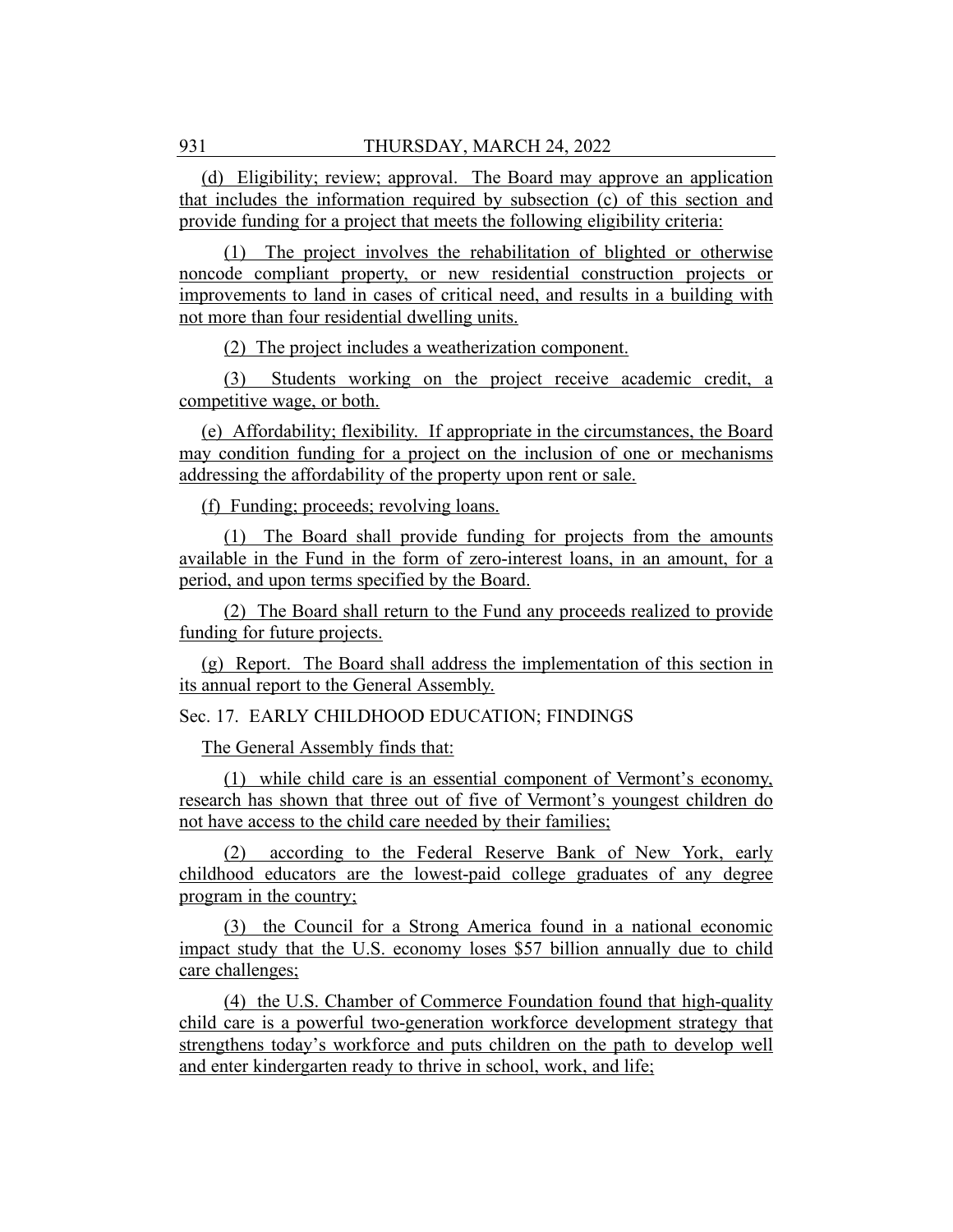(d) Eligibility; review; approval. The Board may approve an application that includes the information required by subsection (c) of this section and provide funding for a project that meets the following eligibility criteria:

(1) The project involves the rehabilitation of blighted or otherwise noncode compliant property, or new residential construction projects or improvements to land in cases of critical need, and results in a building with not more than four residential dwelling units.

(2) The project includes a weatherization component.

(3) Students working on the project receive academic credit, a competitive wage, or both.

(e) Affordability; flexibility. If appropriate in the circumstances, the Board may condition funding for a project on the inclusion of one or mechanisms addressing the affordability of the property upon rent or sale.

(f) Funding; proceeds; revolving loans.

(1) The Board shall provide funding for projects from the amounts available in the Fund in the form of zero-interest loans, in an amount, for a period, and upon terms specified by the Board.

(2) The Board shall return to the Fund any proceeds realized to provide funding for future projects.

(g) Report. The Board shall address the implementation of this section in its annual report to the General Assembly.

Sec. 17. EARLY CHILDHOOD EDUCATION; FINDINGS

The General Assembly finds that:

(1) while child care is an essential component of Vermont's economy, research has shown that three out of five of Vermont's youngest children do not have access to the child care needed by their families;

(2) according to the Federal Reserve Bank of New York, early childhood educators are the lowest-paid college graduates of any degree program in the country;

(3) the Council for a Strong America found in a national economic impact study that the U.S. economy loses $57 billion annually due to child care challenges;

(4) the U.S. Chamber of Commerce Foundation found that high-quality child care is a powerful two-generation workforce development strategy that strengthens today's workforce and puts children on the path to develop well and enter kindergarten ready to thrive in school, work, and life;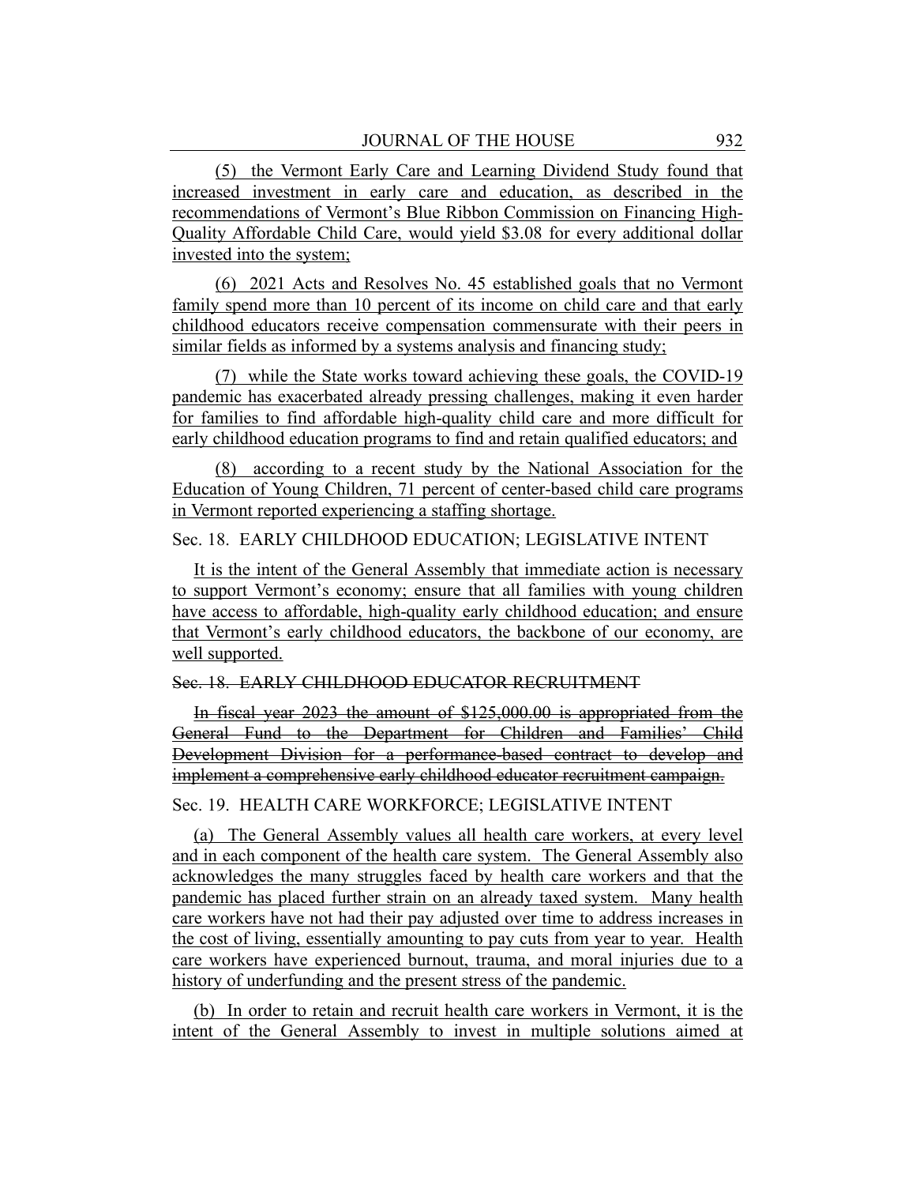(5) the Vermont Early Care and Learning Dividend Study found that increased investment in early care and education, as described in the recommendations of Vermont's Blue Ribbon Commission on Financing High-Quality Affordable Child Care, would yield $3.08 for every additional dollar invested into the system;

(6) 2021 Acts and Resolves No. 45 established goals that no Vermont family spend more than 10 percent of its income on child care and that early childhood educators receive compensation commensurate with their peers in similar fields as informed by a systems analysis and financing study;

(7) while the State works toward achieving these goals, the COVID-19 pandemic has exacerbated already pressing challenges, making it even harder for families to find affordable high-quality child care and more difficult for early childhood education programs to find and retain qualified educators; and

(8) according to a recent study by the National Association for the Education of Young Children, 71 percent of center-based child care programs in Vermont reported experiencing a staffing shortage.

Sec. 18. EARLY CHILDHOOD EDUCATION; LEGISLATIVE INTENT

It is the intent of the General Assembly that immediate action is necessary to support Vermont's economy; ensure that all families with young children have access to affordable, high-quality early childhood education; and ensure that Vermont's early childhood educators, the backbone of our economy, are well supported.

~~Sec. 18. EARLY CHILDHOOD EDUCATOR RECRUITMENT~~

~~In fiscal year 2023 the amount of $125,000.00 is appropriated from the General Fund to the Department for Children and Families' Child Development Division for a performance-based contract to develop and implement a comprehensive early childhood educator recruitment campaign.~~

Sec. 19. HEALTH CARE WORKFORCE; LEGISLATIVE INTENT

(a) The General Assembly values all health care workers, at every level and in each component of the health care system. The General Assembly also acknowledges the many struggles faced by health care workers and that the pandemic has placed further strain on an already taxed system. Many health care workers have not had their pay adjusted over time to address increases in the cost of living, essentially amounting to pay cuts from year to year. Health care workers have experienced burnout, trauma, and moral injuries due to a history of underfunding and the present stress of the pandemic.

(b) In order to retain and recruit health care workers in Vermont, it is the intent of the General Assembly to invest in multiple solutions aimed at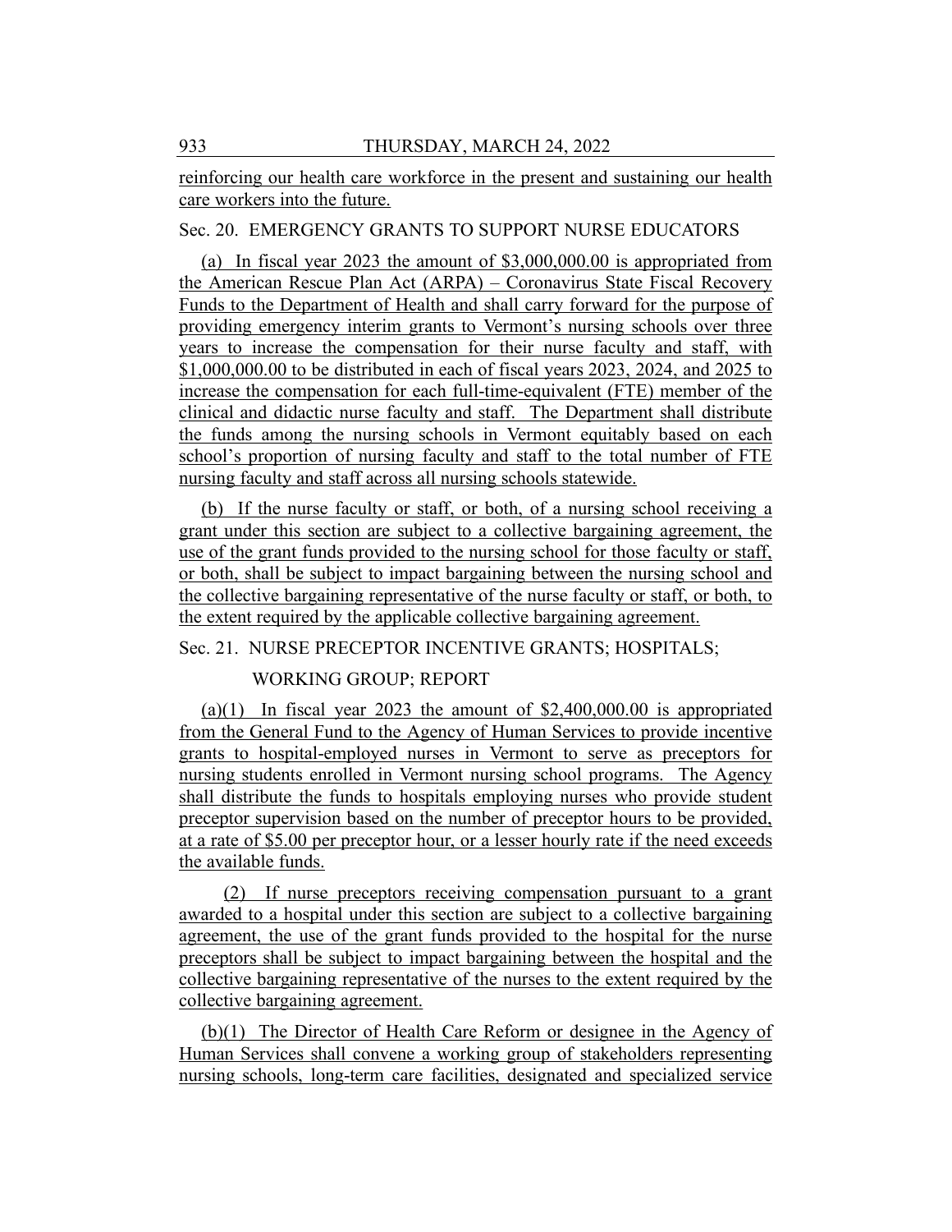reinforcing our health care workforce in the present and sustaining our health care workers into the future.

Sec. 20. EMERGENCY GRANTS TO SUPPORT NURSE EDUCATORS

(a) In fiscal year 2023 the amount of $3,000,000.00 is appropriated from the American Rescue Plan Act (ARPA) – Coronavirus State Fiscal Recovery Funds to the Department of Health and shall carry forward for the purpose of providing emergency interim grants to Vermont's nursing schools over three years to increase the compensation for their nurse faculty and staff, with $1,000,000.00 to be distributed in each of fiscal years 2023, 2024, and 2025 to increase the compensation for each full-time-equivalent (FTE) member of the clinical and didactic nurse faculty and staff. The Department shall distribute the funds among the nursing schools in Vermont equitably based on each school's proportion of nursing faculty and staff to the total number of FTE nursing faculty and staff across all nursing schools statewide.

(b) If the nurse faculty or staff, or both, of a nursing school receiving a grant under this section are subject to a collective bargaining agreement, the use of the grant funds provided to the nursing school for those faculty or staff, or both, shall be subject to impact bargaining between the nursing school and the collective bargaining representative of the nurse faculty or staff, or both, to the extent required by the applicable collective bargaining agreement.

Sec. 21. NURSE PRECEPTOR INCENTIVE GRANTS; HOSPITALS; WORKING GROUP; REPORT

(a)(1) In fiscal year 2023 the amount of $2,400,000.00 is appropriated from the General Fund to the Agency of Human Services to provide incentive grants to hospital-employed nurses in Vermont to serve as preceptors for nursing students enrolled in Vermont nursing school programs. The Agency shall distribute the funds to hospitals employing nurses who provide student preceptor supervision based on the number of preceptor hours to be provided, at a rate of $5.00 per preceptor hour, or a lesser hourly rate if the need exceeds the available funds.

(2) If nurse preceptors receiving compensation pursuant to a grant awarded to a hospital under this section are subject to a collective bargaining agreement, the use of the grant funds provided to the hospital for the nurse preceptors shall be subject to impact bargaining between the hospital and the collective bargaining representative of the nurses to the extent required by the collective bargaining agreement.

(b)(1) The Director of Health Care Reform or designee in the Agency of Human Services shall convene a working group of stakeholders representing nursing schools, long-term care facilities, designated and specialized service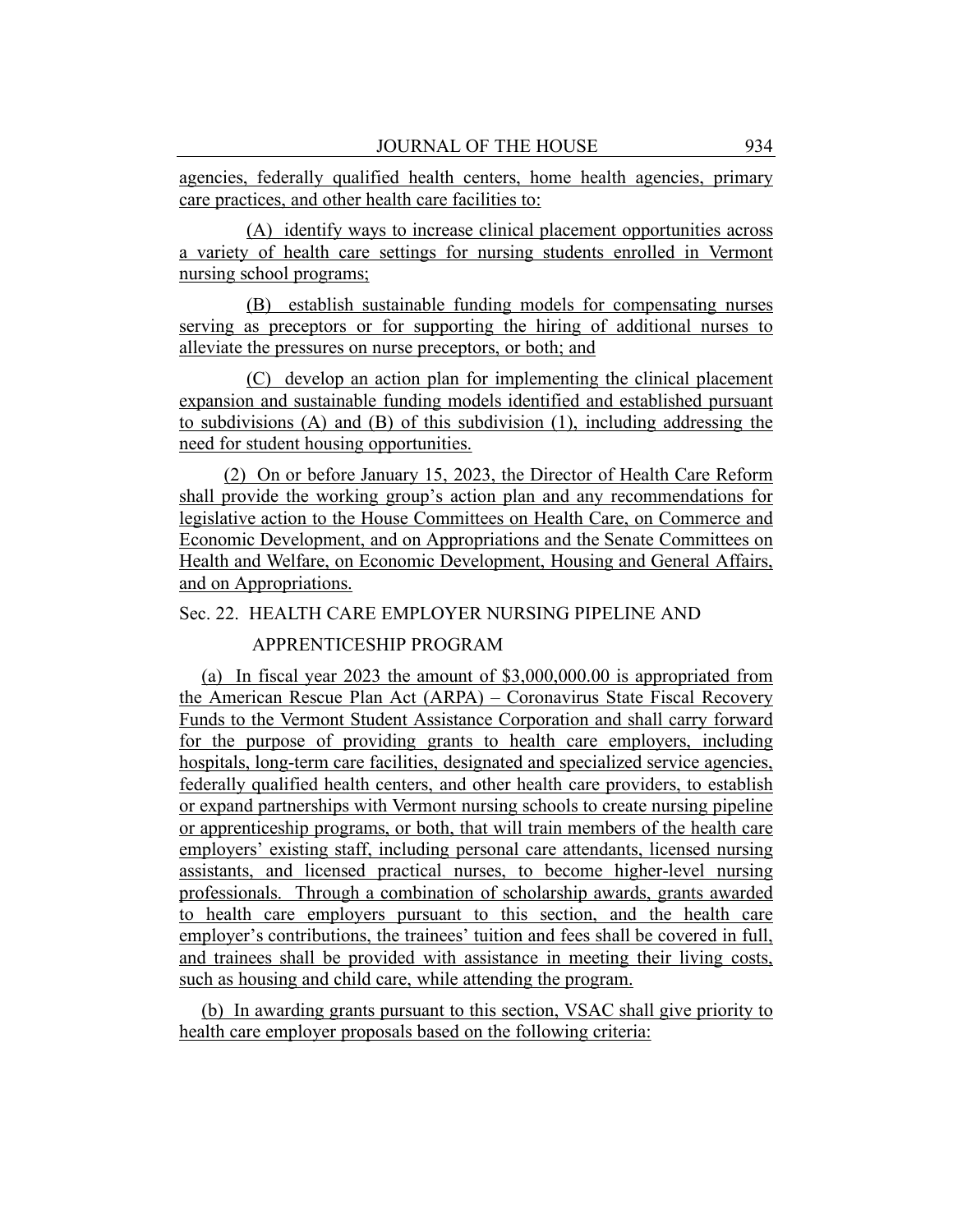agencies, federally qualified health centers, home health agencies, primary care practices, and other health care facilities to:

(A) identify ways to increase clinical placement opportunities across a variety of health care settings for nursing students enrolled in Vermont nursing school programs;

(B) establish sustainable funding models for compensating nurses serving as preceptors or for supporting the hiring of additional nurses to alleviate the pressures on nurse preceptors, or both; and

(C) develop an action plan for implementing the clinical placement expansion and sustainable funding models identified and established pursuant to subdivisions (A) and (B) of this subdivision (1), including addressing the need for student housing opportunities.

(2) On or before January 15, 2023, the Director of Health Care Reform shall provide the working group's action plan and any recommendations for legislative action to the House Committees on Health Care, on Commerce and Economic Development, and on Appropriations and the Senate Committees on Health and Welfare, on Economic Development, Housing and General Affairs, and on Appropriations.

Sec. 22. HEALTH CARE EMPLOYER NURSING PIPELINE AND APPRENTICESHIP PROGRAM

(a) In fiscal year 2023 the amount of $3,000,000.00 is appropriated from the American Rescue Plan Act (ARPA) – Coronavirus State Fiscal Recovery Funds to the Vermont Student Assistance Corporation and shall carry forward for the purpose of providing grants to health care employers, including hospitals, long-term care facilities, designated and specialized service agencies, federally qualified health centers, and other health care providers, to establish or expand partnerships with Vermont nursing schools to create nursing pipeline or apprenticeship programs, or both, that will train members of the health care employers' existing staff, including personal care attendants, licensed nursing assistants, and licensed practical nurses, to become higher-level nursing professionals. Through a combination of scholarship awards, grants awarded to health care employers pursuant to this section, and the health care employer's contributions, the trainees' tuition and fees shall be covered in full, and trainees shall be provided with assistance in meeting their living costs, such as housing and child care, while attending the program.

(b) In awarding grants pursuant to this section, VSAC shall give priority to health care employer proposals based on the following criteria: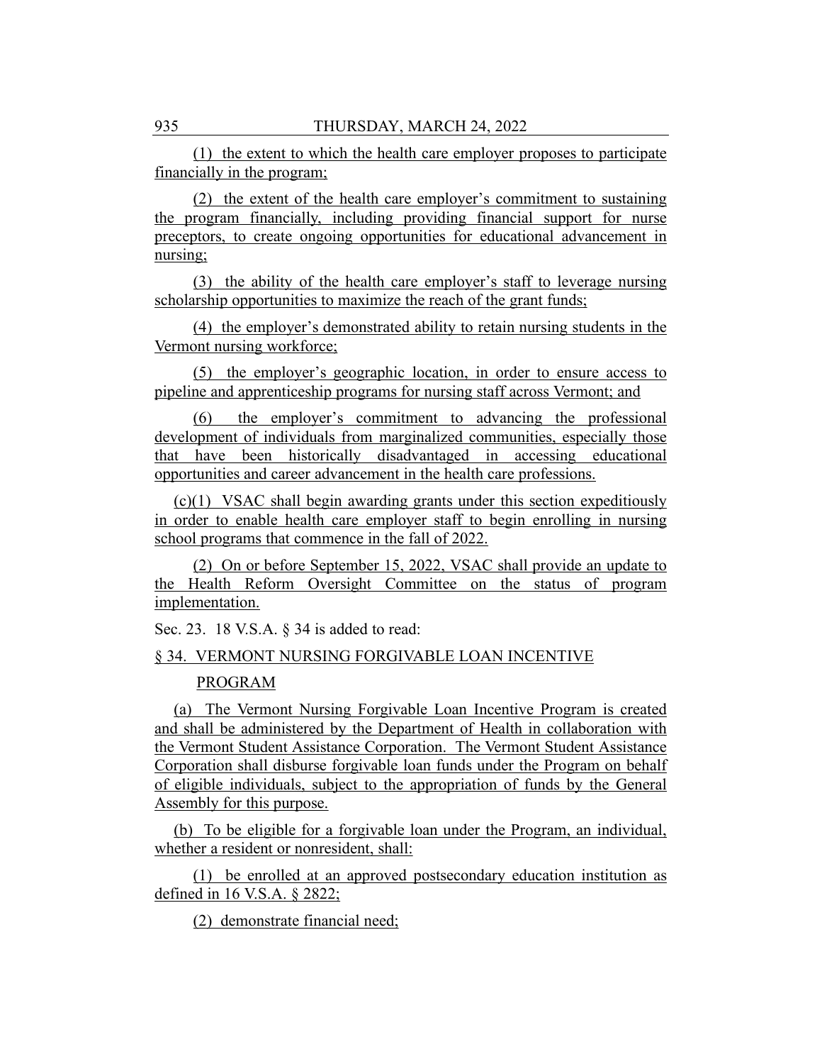(1) the extent to which the health care employer proposes to participate financially in the program;

(2) the extent of the health care employer's commitment to sustaining the program financially, including providing financial support for nurse preceptors, to create ongoing opportunities for educational advancement in nursing;

(3) the ability of the health care employer's staff to leverage nursing scholarship opportunities to maximize the reach of the grant funds;

(4) the employer's demonstrated ability to retain nursing students in the Vermont nursing workforce;

(5) the employer's geographic location, in order to ensure access to pipeline and apprenticeship programs for nursing staff across Vermont; and

(6) the employer's commitment to advancing the professional development of individuals from marginalized communities, especially those that have been historically disadvantaged in accessing educational opportunities and career advancement in the health care professions.

(c)(1) VSAC shall begin awarding grants under this section expeditiously in order to enable health care employer staff to begin enrolling in nursing school programs that commence in the fall of 2022.

(2) On or before September 15, 2022, VSAC shall provide an update to the Health Reform Oversight Committee on the status of program implementation.

Sec. 23. 18 V.S.A. § 34 is added to read:

§ 34. VERMONT NURSING FORGIVABLE LOAN INCENTIVE PROGRAM

(a) The Vermont Nursing Forgivable Loan Incentive Program is created and shall be administered by the Department of Health in collaboration with the Vermont Student Assistance Corporation. The Vermont Student Assistance Corporation shall disburse forgivable loan funds under the Program on behalf of eligible individuals, subject to the appropriation of funds by the General Assembly for this purpose.

(b) To be eligible for a forgivable loan under the Program, an individual, whether a resident or nonresident, shall:

(1) be enrolled at an approved postsecondary education institution as defined in 16 V.S.A. § 2822;

(2) demonstrate financial need;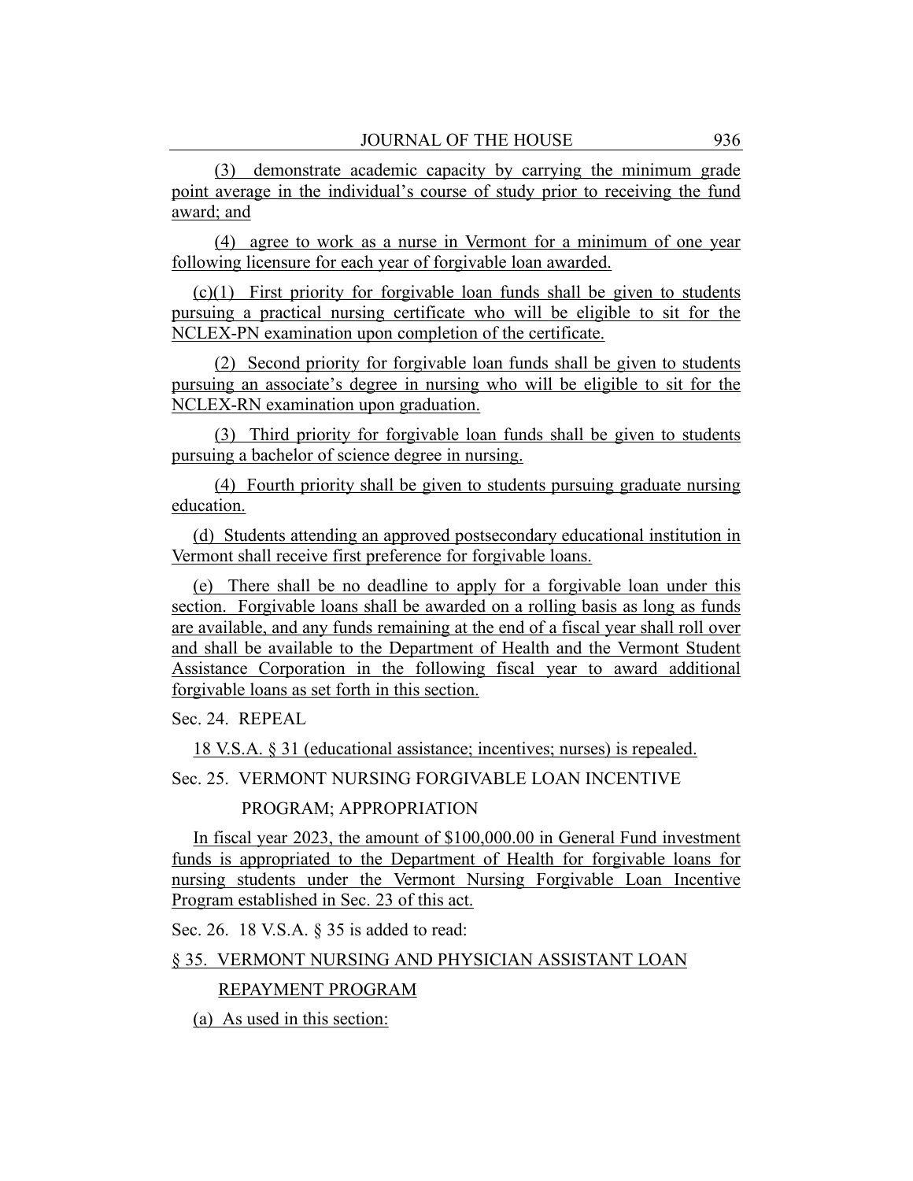(3) demonstrate academic capacity by carrying the minimum grade point average in the individual's course of study prior to receiving the fund award; and

(4) agree to work as a nurse in Vermont for a minimum of one year following licensure for each year of forgivable loan awarded.

(c)(1) First priority for forgivable loan funds shall be given to students pursuing a practical nursing certificate who will be eligible to sit for the NCLEX-PN examination upon completion of the certificate.

(2) Second priority for forgivable loan funds shall be given to students pursuing an associate's degree in nursing who will be eligible to sit for the NCLEX-RN examination upon graduation.

(3) Third priority for forgivable loan funds shall be given to students pursuing a bachelor of science degree in nursing.

(4) Fourth priority shall be given to students pursuing graduate nursing education.

(d) Students attending an approved postsecondary educational institution in Vermont shall receive first preference for forgivable loans.

(e) There shall be no deadline to apply for a forgivable loan under this section. Forgivable loans shall be awarded on a rolling basis as long as funds are available, and any funds remaining at the end of a fiscal year shall roll over and shall be available to the Department of Health and the Vermont Student Assistance Corporation in the following fiscal year to award additional forgivable loans as set forth in this section.

Sec. 24. REPEAL

18 V.S.A. § 31 (educational assistance; incentives; nurses) is repealed.

Sec. 25. VERMONT NURSING FORGIVABLE LOAN INCENTIVE PROGRAM; APPROPRIATION

In fiscal year 2023, the amount of $100,000.00 in General Fund investment funds is appropriated to the Department of Health for forgivable loans for nursing students under the Vermont Nursing Forgivable Loan Incentive Program established in Sec. 23 of this act.

Sec. 26. 18 V.S.A. § 35 is added to read:

§ 35. VERMONT NURSING AND PHYSICIAN ASSISTANT LOAN REPAYMENT PROGRAM

(a) As used in this section: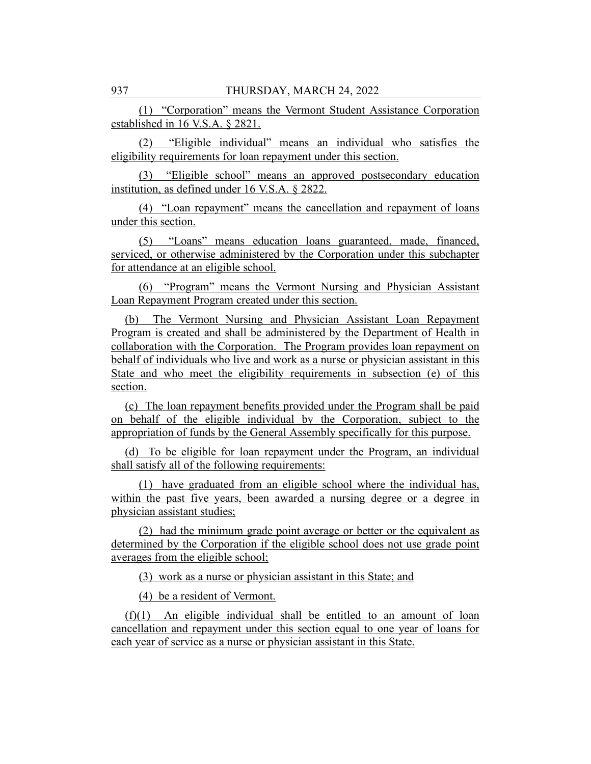(1) "Corporation" means the Vermont Student Assistance Corporation established in 16 V.S.A. § 2821.

(2) "Eligible individual" means an individual who satisfies the eligibility requirements for loan repayment under this section.

(3) "Eligible school" means an approved postsecondary education institution, as defined under 16 V.S.A. § 2822.

(4) "Loan repayment" means the cancellation and repayment of loans under this section.

(5) "Loans" means education loans guaranteed, made, financed, serviced, or otherwise administered by the Corporation under this subchapter for attendance at an eligible school.

(6) "Program" means the Vermont Nursing and Physician Assistant Loan Repayment Program created under this section.

(b) The Vermont Nursing and Physician Assistant Loan Repayment Program is created and shall be administered by the Department of Health in collaboration with the Corporation. The Program provides loan repayment on behalf of individuals who live and work as a nurse or physician assistant in this State and who meet the eligibility requirements in subsection (e) of this section.

(c) The loan repayment benefits provided under the Program shall be paid on behalf of the eligible individual by the Corporation, subject to the appropriation of funds by the General Assembly specifically for this purpose.

(d) To be eligible for loan repayment under the Program, an individual shall satisfy all of the following requirements:

(1) have graduated from an eligible school where the individual has, within the past five years, been awarded a nursing degree or a degree in physician assistant studies;

(2) had the minimum grade point average or better or the equivalent as determined by the Corporation if the eligible school does not use grade point averages from the eligible school;

(3) work as a nurse or physician assistant in this State; and

(4) be a resident of Vermont.

(f)(1) An eligible individual shall be entitled to an amount of loan cancellation and repayment under this section equal to one year of loans for each year of service as a nurse or physician assistant in this State.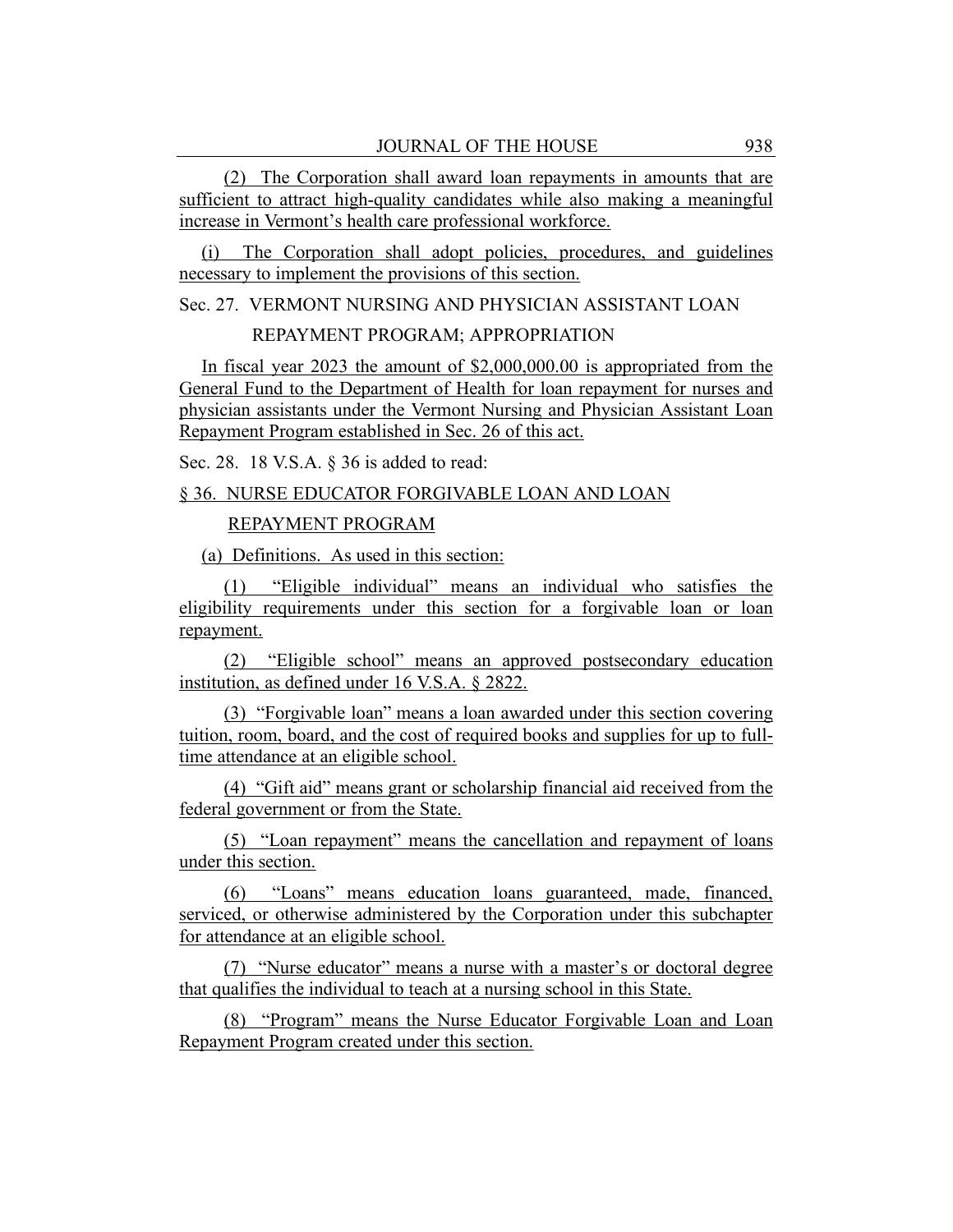(2) The Corporation shall award loan repayments in amounts that are sufficient to attract high-quality candidates while also making a meaningful increase in Vermont's health care professional workforce.

(i) The Corporation shall adopt policies, procedures, and guidelines necessary to implement the provisions of this section.

Sec. 27. VERMONT NURSING AND PHYSICIAN ASSISTANT LOAN REPAYMENT PROGRAM; APPROPRIATION

In fiscal year 2023 the amount of $2,000,000.00 is appropriated from the General Fund to the Department of Health for loan repayment for nurses and physician assistants under the Vermont Nursing and Physician Assistant Loan Repayment Program established in Sec. 26 of this act.

Sec. 28. 18 V.S.A. § 36 is added to read:

§ 36. NURSE EDUCATOR FORGIVABLE LOAN AND LOAN REPAYMENT PROGRAM

(a) Definitions. As used in this section:

(1) "Eligible individual" means an individual who satisfies the eligibility requirements under this section for a forgivable loan or loan repayment.

(2) "Eligible school" means an approved postsecondary education institution, as defined under 16 V.S.A. § 2822.

(3) "Forgivable loan" means a loan awarded under this section covering tuition, room, board, and the cost of required books and supplies for up to full-time attendance at an eligible school.

(4) "Gift aid" means grant or scholarship financial aid received from the federal government or from the State.

(5) "Loan repayment" means the cancellation and repayment of loans under this section.

(6) "Loans" means education loans guaranteed, made, financed, serviced, or otherwise administered by the Corporation under this subchapter for attendance at an eligible school.

(7) "Nurse educator" means a nurse with a master's or doctoral degree that qualifies the individual to teach at a nursing school in this State.

(8) "Program" means the Nurse Educator Forgivable Loan and Loan Repayment Program created under this section.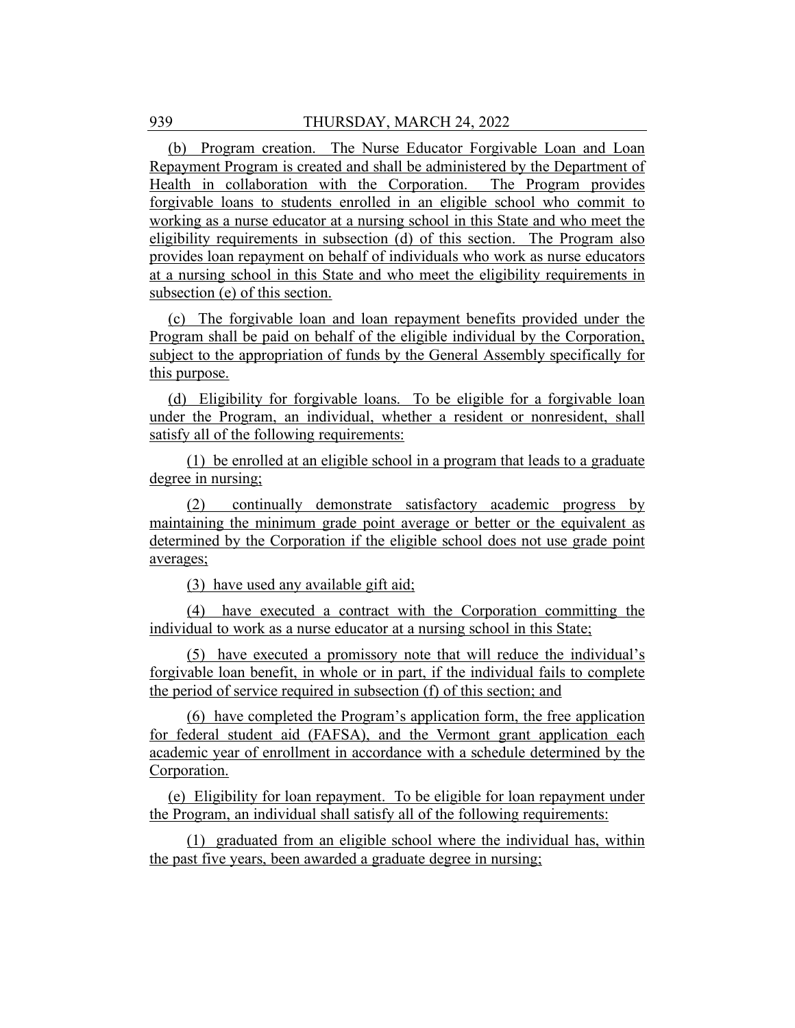(b) Program creation. The Nurse Educator Forgivable Loan and Loan Repayment Program is created and shall be administered by the Department of Health in collaboration with the Corporation. The Program provides forgivable loans to students enrolled in an eligible school who commit to working as a nurse educator at a nursing school in this State and who meet the eligibility requirements in subsection (d) of this section. The Program also provides loan repayment on behalf of individuals who work as nurse educators at a nursing school in this State and who meet the eligibility requirements in subsection (e) of this section.

(c) The forgivable loan and loan repayment benefits provided under the Program shall be paid on behalf of the eligible individual by the Corporation, subject to the appropriation of funds by the General Assembly specifically for this purpose.

(d) Eligibility for forgivable loans. To be eligible for a forgivable loan under the Program, an individual, whether a resident or nonresident, shall satisfy all of the following requirements:

(1) be enrolled at an eligible school in a program that leads to a graduate degree in nursing;

(2) continually demonstrate satisfactory academic progress by maintaining the minimum grade point average or better or the equivalent as determined by the Corporation if the eligible school does not use grade point averages;

(3) have used any available gift aid;

(4) have executed a contract with the Corporation committing the individual to work as a nurse educator at a nursing school in this State;

(5) have executed a promissory note that will reduce the individual's forgivable loan benefit, in whole or in part, if the individual fails to complete the period of service required in subsection (f) of this section; and

(6) have completed the Program's application form, the free application for federal student aid (FAFSA), and the Vermont grant application each academic year of enrollment in accordance with a schedule determined by the Corporation.

(e) Eligibility for loan repayment. To be eligible for loan repayment under the Program, an individual shall satisfy all of the following requirements:

(1) graduated from an eligible school where the individual has, within the past five years, been awarded a graduate degree in nursing;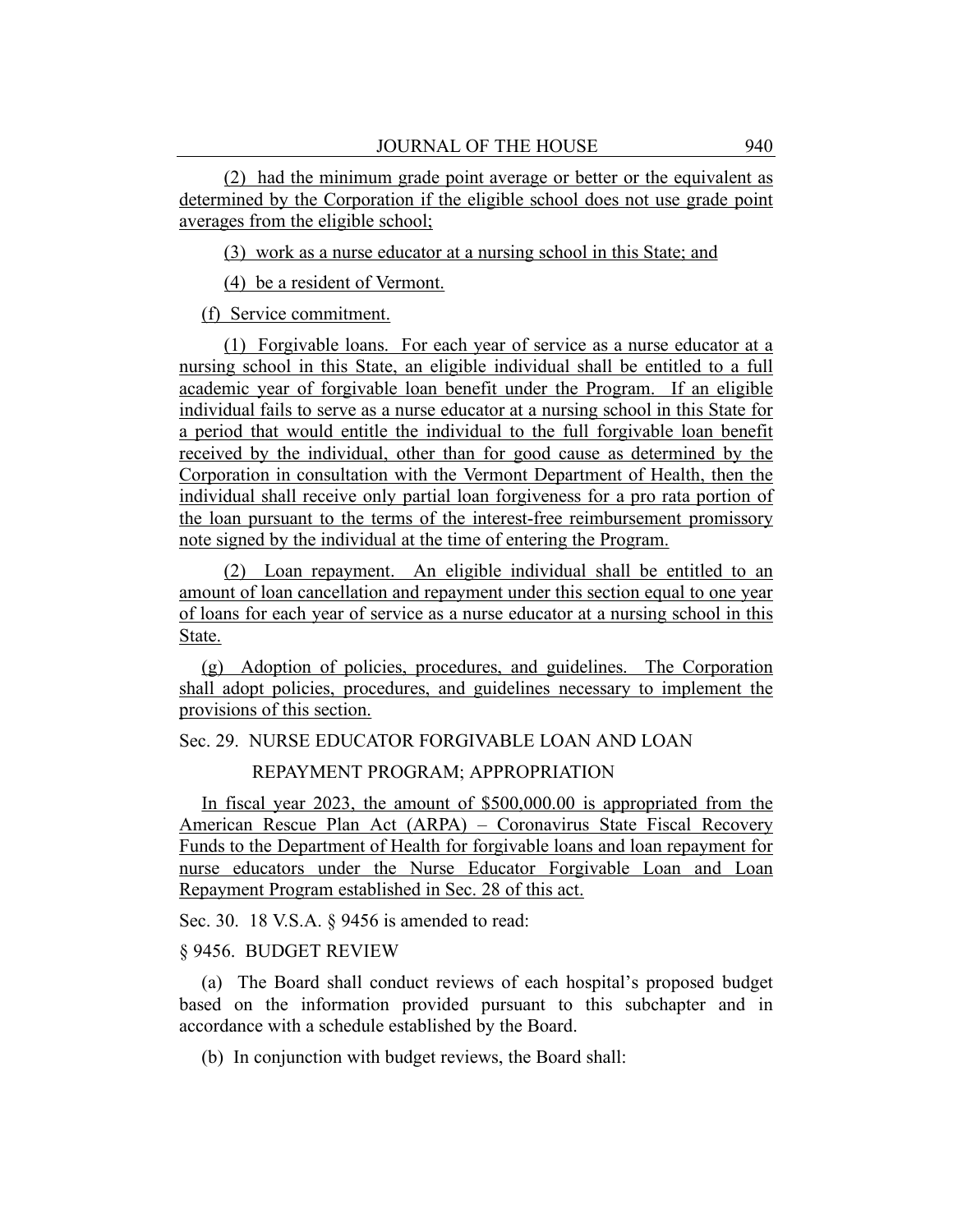(2) had the minimum grade point average or better or the equivalent as determined by the Corporation if the eligible school does not use grade point averages from the eligible school;

(3) work as a nurse educator at a nursing school in this State; and

(4) be a resident of Vermont.

(f) Service commitment.

(1) Forgivable loans. For each year of service as a nurse educator at a nursing school in this State, an eligible individual shall be entitled to a full academic year of forgivable loan benefit under the Program. If an eligible individual fails to serve as a nurse educator at a nursing school in this State for a period that would entitle the individual to the full forgivable loan benefit received by the individual, other than for good cause as determined by the Corporation in consultation with the Vermont Department of Health, then the individual shall receive only partial loan forgiveness for a pro rata portion of the loan pursuant to the terms of the interest-free reimbursement promissory note signed by the individual at the time of entering the Program.

(2) Loan repayment. An eligible individual shall be entitled to an amount of loan cancellation and repayment under this section equal to one year of loans for each year of service as a nurse educator at a nursing school in this State.

(g) Adoption of policies, procedures, and guidelines. The Corporation shall adopt policies, procedures, and guidelines necessary to implement the provisions of this section.

Sec. 29. NURSE EDUCATOR FORGIVABLE LOAN AND LOAN REPAYMENT PROGRAM; APPROPRIATION

In fiscal year 2023, the amount of $500,000.00 is appropriated from the American Rescue Plan Act (ARPA) – Coronavirus State Fiscal Recovery Funds to the Department of Health for forgivable loans and loan repayment for nurse educators under the Nurse Educator Forgivable Loan and Loan Repayment Program established in Sec. 28 of this act.

Sec. 30. 18 V.S.A. § 9456 is amended to read:

§ 9456. BUDGET REVIEW

(a) The Board shall conduct reviews of each hospital's proposed budget based on the information provided pursuant to this subchapter and in accordance with a schedule established by the Board.

(b) In conjunction with budget reviews, the Board shall: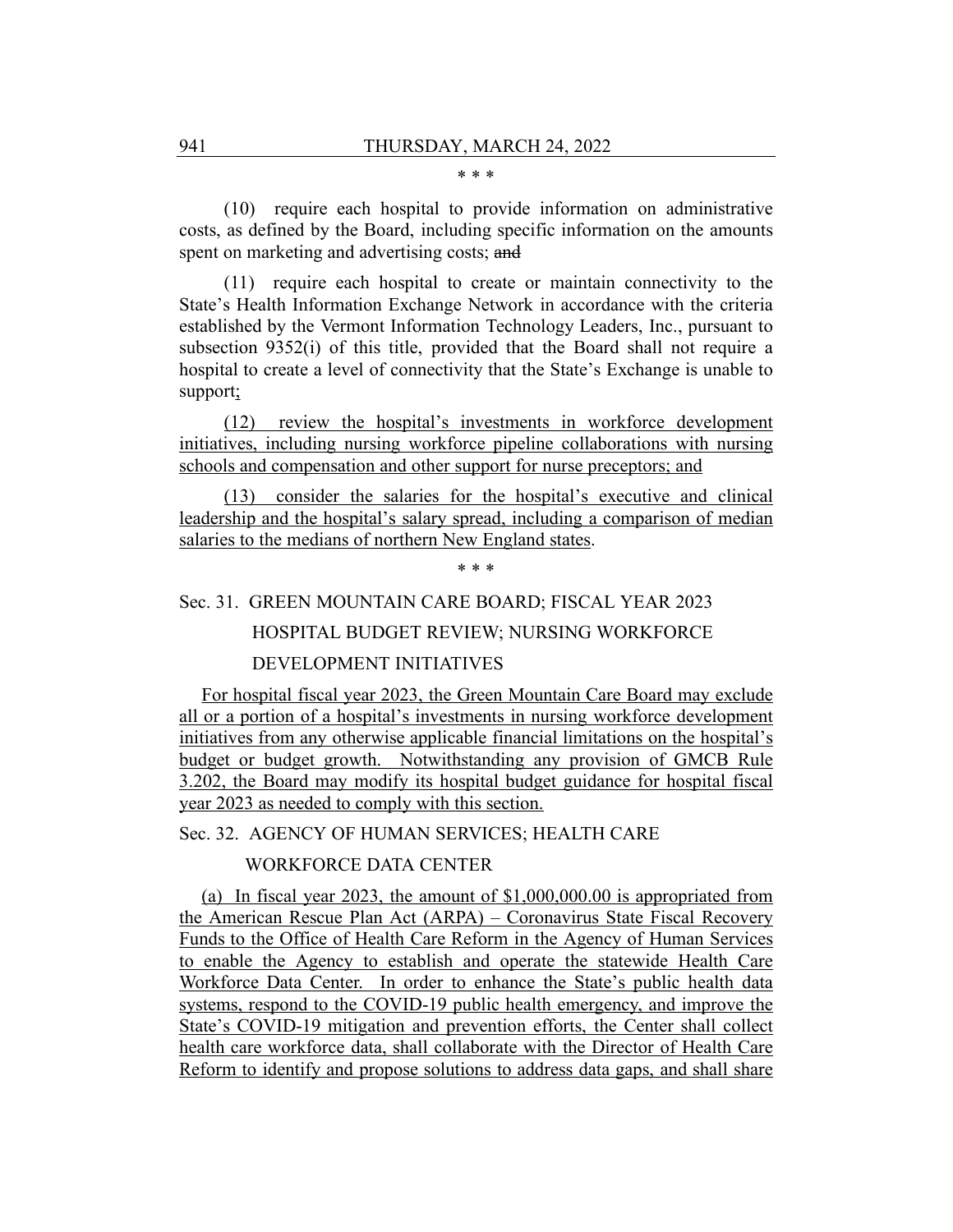\* \* \*

(10) require each hospital to provide information on administrative costs, as defined by the Board, including specific information on the amounts spent on marketing and advertising costs; ~~and~~

(11) require each hospital to create or maintain connectivity to the State's Health Information Exchange Network in accordance with the criteria established by the Vermont Information Technology Leaders, Inc., pursuant to subsection 9352(i) of this title, provided that the Board shall not require a hospital to create a level of connectivity that the State's Exchange is unable to support<u>;</u>

<u>(12) review the hospital's investments in workforce development initiatives, including nursing workforce pipeline collaborations with nursing schools and compensation and other support for nurse preceptors; and</u>

<u>(13) consider the salaries for the hospital's executive and clinical leadership and the hospital's salary spread, including a comparison of median salaries to the medians of northern New England states</u>.

\* \* \*

Sec. 31. GREEN MOUNTAIN CARE BOARD; FISCAL YEAR 2023 HOSPITAL BUDGET REVIEW; NURSING WORKFORCE DEVELOPMENT INITIATIVES

<u>For hospital fiscal year 2023, the Green Mountain Care Board may exclude all or a portion of a hospital's investments in nursing workforce development initiatives from any otherwise applicable financial limitations on the hospital's budget or budget growth. Notwithstanding any provision of GMCB Rule 3.202, the Board may modify its hospital budget guidance for hospital fiscal year 2023 as needed to comply with this section.</u>

Sec. 32. AGENCY OF HUMAN SERVICES; HEALTH CARE WORKFORCE DATA CENTER

<u>(a) In fiscal year 2023, the amount of $1,000,000.00 is appropriated from the American Rescue Plan Act (ARPA) – Coronavirus State Fiscal Recovery Funds to the Office of Health Care Reform in the Agency of Human Services to enable the Agency to establish and operate the statewide Health Care Workforce Data Center. In order to enhance the State's public health data systems, respond to the COVID-19 public health emergency, and improve the State's COVID-19 mitigation and prevention efforts, the Center shall collect health care workforce data, shall collaborate with the Director of Health Care Reform to identify and propose solutions to address data gaps, and shall share</u>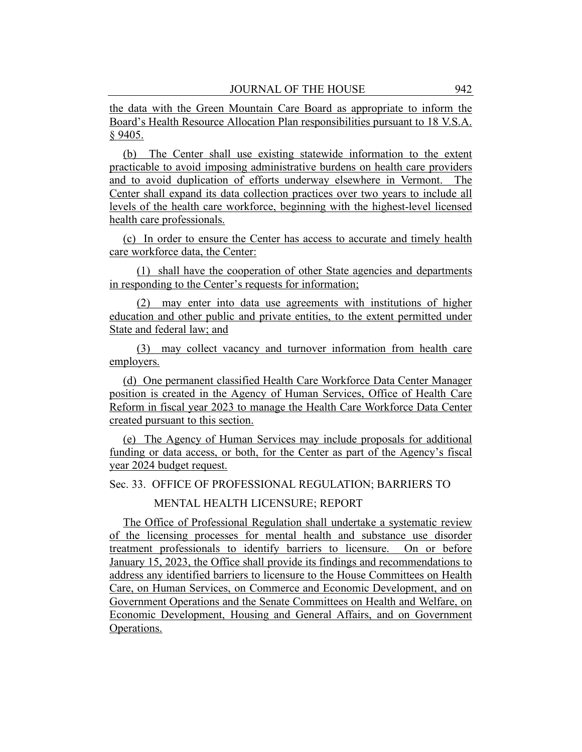the data with the Green Mountain Care Board as appropriate to inform the Board's Health Resource Allocation Plan responsibilities pursuant to 18 V.S.A. § 9405.

(b) The Center shall use existing statewide information to the extent practicable to avoid imposing administrative burdens on health care providers and to avoid duplication of efforts underway elsewhere in Vermont. The Center shall expand its data collection practices over two years to include all levels of the health care workforce, beginning with the highest-level licensed health care professionals.

(c) In order to ensure the Center has access to accurate and timely health care workforce data, the Center:

(1) shall have the cooperation of other State agencies and departments in responding to the Center's requests for information;

(2) may enter into data use agreements with institutions of higher education and other public and private entities, to the extent permitted under State and federal law; and

(3) may collect vacancy and turnover information from health care employers.

(d) One permanent classified Health Care Workforce Data Center Manager position is created in the Agency of Human Services, Office of Health Care Reform in fiscal year 2023 to manage the Health Care Workforce Data Center created pursuant to this section.

(e) The Agency of Human Services may include proposals for additional funding or data access, or both, for the Center as part of the Agency's fiscal year 2024 budget request.

Sec. 33. OFFICE OF PROFESSIONAL REGULATION; BARRIERS TO MENTAL HEALTH LICENSURE; REPORT

The Office of Professional Regulation shall undertake a systematic review of the licensing processes for mental health and substance use disorder treatment professionals to identify barriers to licensure. On or before January 15, 2023, the Office shall provide its findings and recommendations to address any identified barriers to licensure to the House Committees on Health Care, on Human Services, on Commerce and Economic Development, and on Government Operations and the Senate Committees on Health and Welfare, on Economic Development, Housing and General Affairs, and on Government Operations.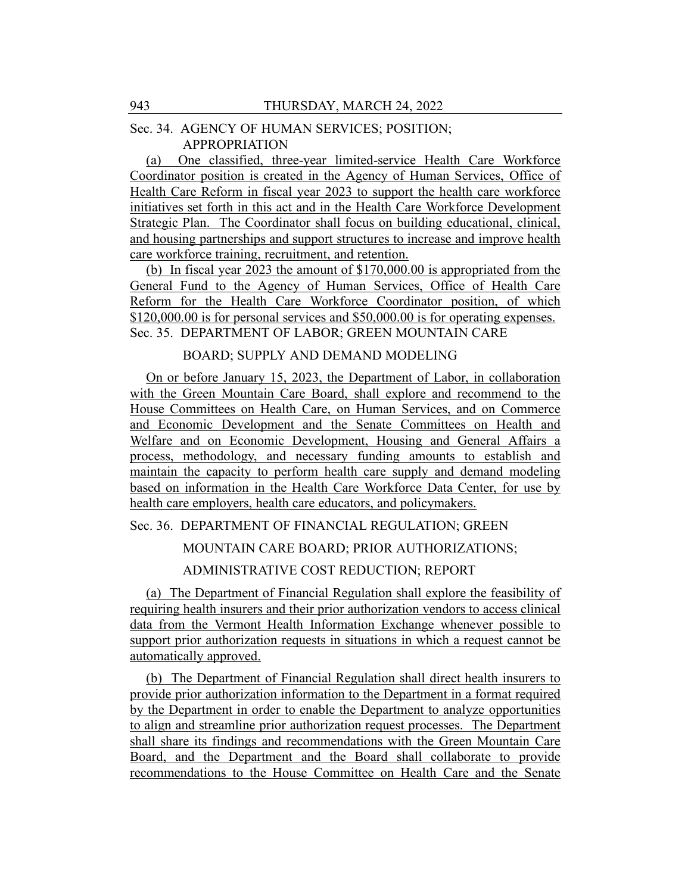Sec. 34. AGENCY OF HUMAN SERVICES; POSITION; APPROPRIATION

(a) One classified, three-year limited-service Health Care Workforce Coordinator position is created in the Agency of Human Services, Office of Health Care Reform in fiscal year 2023 to support the health care workforce initiatives set forth in this act and in the Health Care Workforce Development Strategic Plan. The Coordinator shall focus on building educational, clinical, and housing partnerships and support structures to increase and improve health care workforce training, recruitment, and retention.

(b) In fiscal year 2023 the amount of $170,000.00 is appropriated from the General Fund to the Agency of Human Services, Office of Health Care Reform for the Health Care Workforce Coordinator position, of which $120,000.00 is for personal services and $50,000.00 is for operating expenses.

Sec. 35. DEPARTMENT OF LABOR; GREEN MOUNTAIN CARE BOARD; SUPPLY AND DEMAND MODELING

On or before January 15, 2023, the Department of Labor, in collaboration with the Green Mountain Care Board, shall explore and recommend to the House Committees on Health Care, on Human Services, and on Commerce and Economic Development and the Senate Committees on Health and Welfare and on Economic Development, Housing and General Affairs a process, methodology, and necessary funding amounts to establish and maintain the capacity to perform health care supply and demand modeling based on information in the Health Care Workforce Data Center, for use by health care employers, health care educators, and policymakers.

Sec. 36. DEPARTMENT OF FINANCIAL REGULATION; GREEN MOUNTAIN CARE BOARD; PRIOR AUTHORIZATIONS; ADMINISTRATIVE COST REDUCTION; REPORT

(a) The Department of Financial Regulation shall explore the feasibility of requiring health insurers and their prior authorization vendors to access clinical data from the Vermont Health Information Exchange whenever possible to support prior authorization requests in situations in which a request cannot be automatically approved.

(b) The Department of Financial Regulation shall direct health insurers to provide prior authorization information to the Department in a format required by the Department in order to enable the Department to analyze opportunities to align and streamline prior authorization request processes. The Department shall share its findings and recommendations with the Green Mountain Care Board, and the Department and the Board shall collaborate to provide recommendations to the House Committee on Health Care and the Senate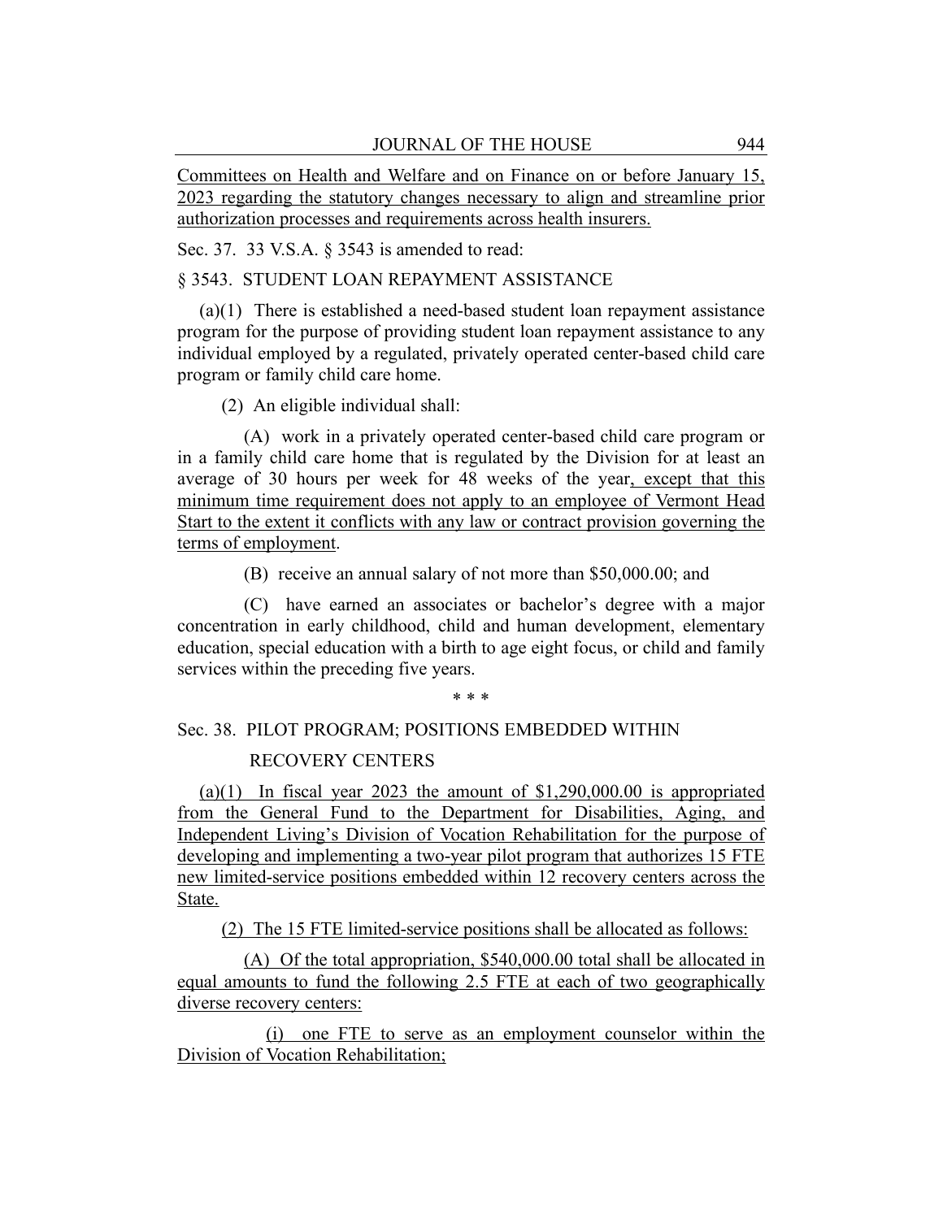Committees on Health and Welfare and on Finance on or before January 15, 2023 regarding the statutory changes necessary to align and streamline prior authorization processes and requirements across health insurers.

Sec. 37. 33 V.S.A. § 3543 is amended to read:

§ 3543. STUDENT LOAN REPAYMENT ASSISTANCE

(a)(1) There is established a need-based student loan repayment assistance program for the purpose of providing student loan repayment assistance to any individual employed by a regulated, privately operated center-based child care program or family child care home.

(2) An eligible individual shall:

(A) work in a privately operated center-based child care program or in a family child care home that is regulated by the Division for at least an average of 30 hours per week for 48 weeks of the year, except that this minimum time requirement does not apply to an employee of Vermont Head Start to the extent it conflicts with any law or contract provision governing the terms of employment.

(B) receive an annual salary of not more than $50,000.00; and

(C) have earned an associates or bachelor's degree with a major concentration in early childhood, child and human development, elementary education, special education with a birth to age eight focus, or child and family services within the preceding five years.

\* \* \*

Sec. 38. PILOT PROGRAM; POSITIONS EMBEDDED WITHIN RECOVERY CENTERS

(a)(1) In fiscal year 2023 the amount of $1,290,000.00 is appropriated from the General Fund to the Department for Disabilities, Aging, and Independent Living's Division of Vocation Rehabilitation for the purpose of developing and implementing a two-year pilot program that authorizes 15 FTE new limited-service positions embedded within 12 recovery centers across the State.

(2) The 15 FTE limited-service positions shall be allocated as follows:

(A) Of the total appropriation, $540,000.00 total shall be allocated in equal amounts to fund the following 2.5 FTE at each of two geographically diverse recovery centers:

(i) one FTE to serve as an employment counselor within the Division of Vocation Rehabilitation;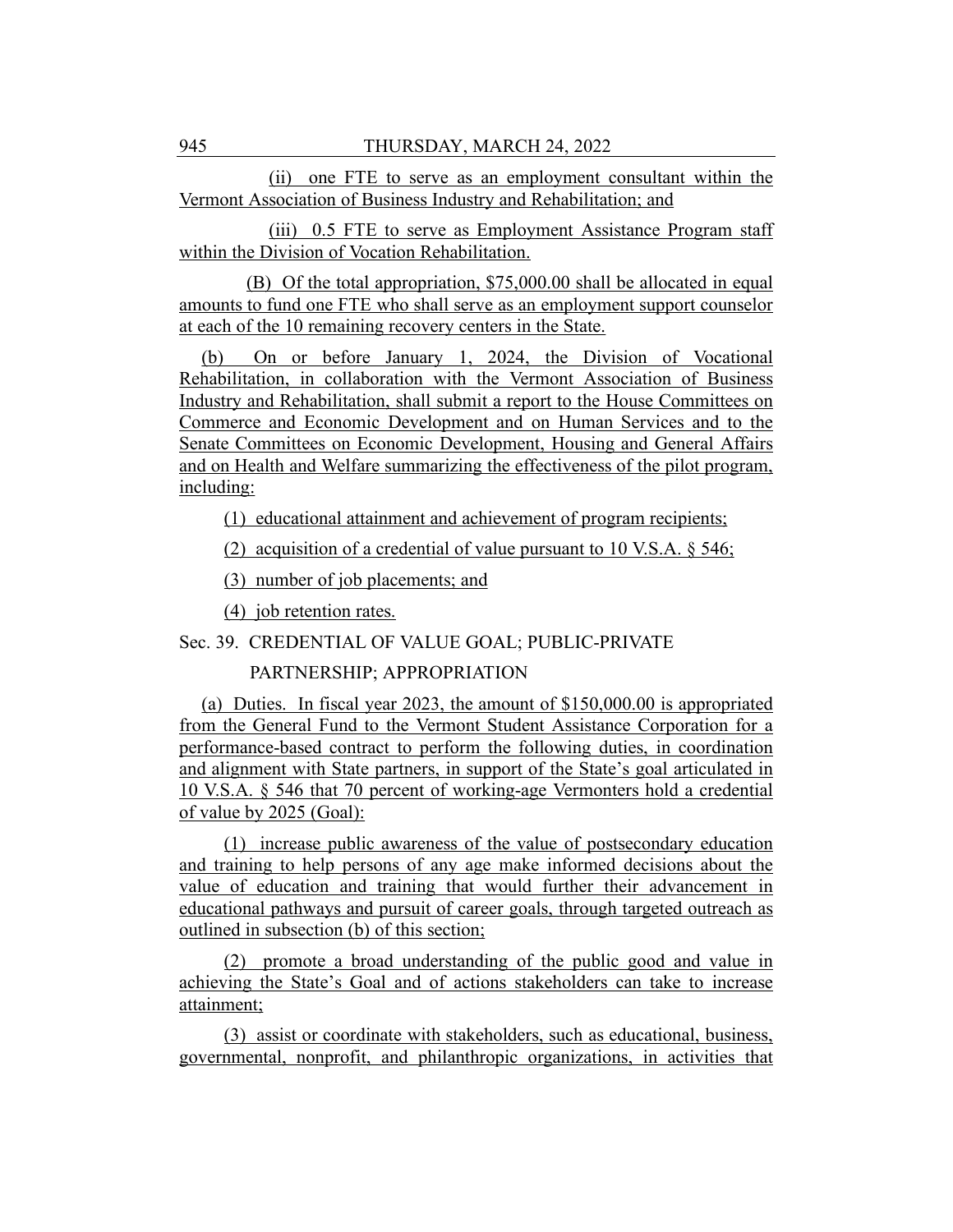(ii) one FTE to serve as an employment consultant within the Vermont Association of Business Industry and Rehabilitation; and

(iii) 0.5 FTE to serve as Employment Assistance Program staff within the Division of Vocation Rehabilitation.

(B) Of the total appropriation, $75,000.00 shall be allocated in equal amounts to fund one FTE who shall serve as an employment support counselor at each of the 10 remaining recovery centers in the State.

(b) On or before January 1, 2024, the Division of Vocational Rehabilitation, in collaboration with the Vermont Association of Business Industry and Rehabilitation, shall submit a report to the House Committees on Commerce and Economic Development and on Human Services and to the Senate Committees on Economic Development, Housing and General Affairs and on Health and Welfare summarizing the effectiveness of the pilot program, including:

(1) educational attainment and achievement of program recipients;

(2) acquisition of a credential of value pursuant to 10 V.S.A. § 546;

(3) number of job placements; and

(4) job retention rates.

Sec. 39. CREDENTIAL OF VALUE GOAL; PUBLIC-PRIVATE PARTNERSHIP; APPROPRIATION

(a) Duties. In fiscal year 2023, the amount of $150,000.00 is appropriated from the General Fund to the Vermont Student Assistance Corporation for a performance-based contract to perform the following duties, in coordination and alignment with State partners, in support of the State's goal articulated in 10 V.S.A. § 546 that 70 percent of working-age Vermonters hold a credential of value by 2025 (Goal):

(1) increase public awareness of the value of postsecondary education and training to help persons of any age make informed decisions about the value of education and training that would further their advancement in educational pathways and pursuit of career goals, through targeted outreach as outlined in subsection (b) of this section;

(2) promote a broad understanding of the public good and value in achieving the State's Goal and of actions stakeholders can take to increase attainment;

(3) assist or coordinate with stakeholders, such as educational, business, governmental, nonprofit, and philanthropic organizations, in activities that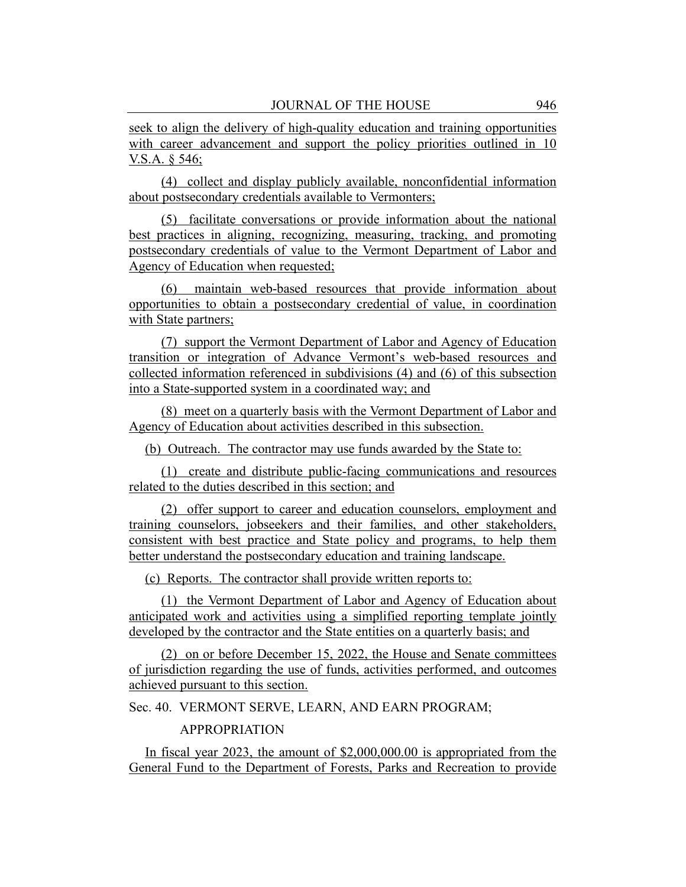seek to align the delivery of high-quality education and training opportunities with career advancement and support the policy priorities outlined in 10 V.S.A. § 546;

(4) collect and display publicly available, nonconfidential information about postsecondary credentials available to Vermonters;

(5) facilitate conversations or provide information about the national best practices in aligning, recognizing, measuring, tracking, and promoting postsecondary credentials of value to the Vermont Department of Labor and Agency of Education when requested;

(6) maintain web-based resources that provide information about opportunities to obtain a postsecondary credential of value, in coordination with State partners;

(7) support the Vermont Department of Labor and Agency of Education transition or integration of Advance Vermont's web-based resources and collected information referenced in subdivisions (4) and (6) of this subsection into a State-supported system in a coordinated way; and

(8) meet on a quarterly basis with the Vermont Department of Labor and Agency of Education about activities described in this subsection.

(b) Outreach. The contractor may use funds awarded by the State to:

(1) create and distribute public-facing communications and resources related to the duties described in this section; and

(2) offer support to career and education counselors, employment and training counselors, jobseekers and their families, and other stakeholders, consistent with best practice and State policy and programs, to help them better understand the postsecondary education and training landscape.

(c) Reports. The contractor shall provide written reports to:

(1) the Vermont Department of Labor and Agency of Education about anticipated work and activities using a simplified reporting template jointly developed by the contractor and the State entities on a quarterly basis; and

(2) on or before December 15, 2022, the House and Senate committees of jurisdiction regarding the use of funds, activities performed, and outcomes achieved pursuant to this section.

Sec. 40. VERMONT SERVE, LEARN, AND EARN PROGRAM; APPROPRIATION

In fiscal year 2023, the amount of $2,000,000.00 is appropriated from the General Fund to the Department of Forests, Parks and Recreation to provide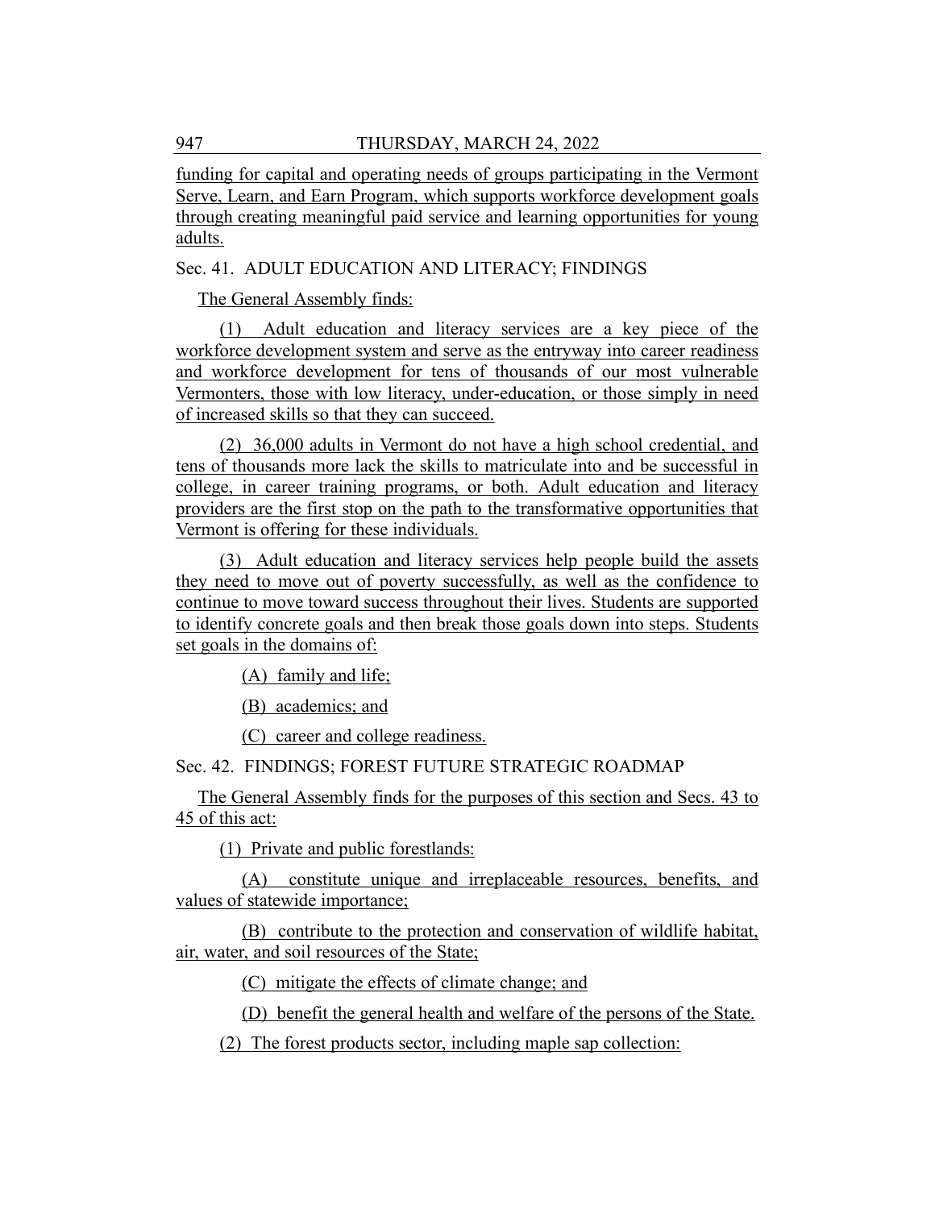funding for capital and operating needs of groups participating in the Vermont Serve, Learn, and Earn Program, which supports workforce development goals through creating meaningful paid service and learning opportunities for young adults.

Sec. 41. ADULT EDUCATION AND LITERACY; FINDINGS

The General Assembly finds:

(1) Adult education and literacy services are a key piece of the workforce development system and serve as the entryway into career readiness and workforce development for tens of thousands of our most vulnerable Vermonters, those with low literacy, under-education, or those simply in need of increased skills so that they can succeed.

(2) 36,000 adults in Vermont do not have a high school credential, and tens of thousands more lack the skills to matriculate into and be successful in college, in career training programs, or both. Adult education and literacy providers are the first stop on the path to the transformative opportunities that Vermont is offering for these individuals.

(3) Adult education and literacy services help people build the assets they need to move out of poverty successfully, as well as the confidence to continue to move toward success throughout their lives. Students are supported to identify concrete goals and then break those goals down into steps. Students set goals in the domains of:

(A) family and life;

(B) academics; and

(C) career and college readiness.

Sec. 42. FINDINGS; FOREST FUTURE STRATEGIC ROADMAP

The General Assembly finds for the purposes of this section and Secs. 43 to 45 of this act:

(1) Private and public forestlands:

(A) constitute unique and irreplaceable resources, benefits, and values of statewide importance;

(B) contribute to the protection and conservation of wildlife habitat, air, water, and soil resources of the State;

(C) mitigate the effects of climate change; and

(D) benefit the general health and welfare of the persons of the State.

(2) The forest products sector, including maple sap collection: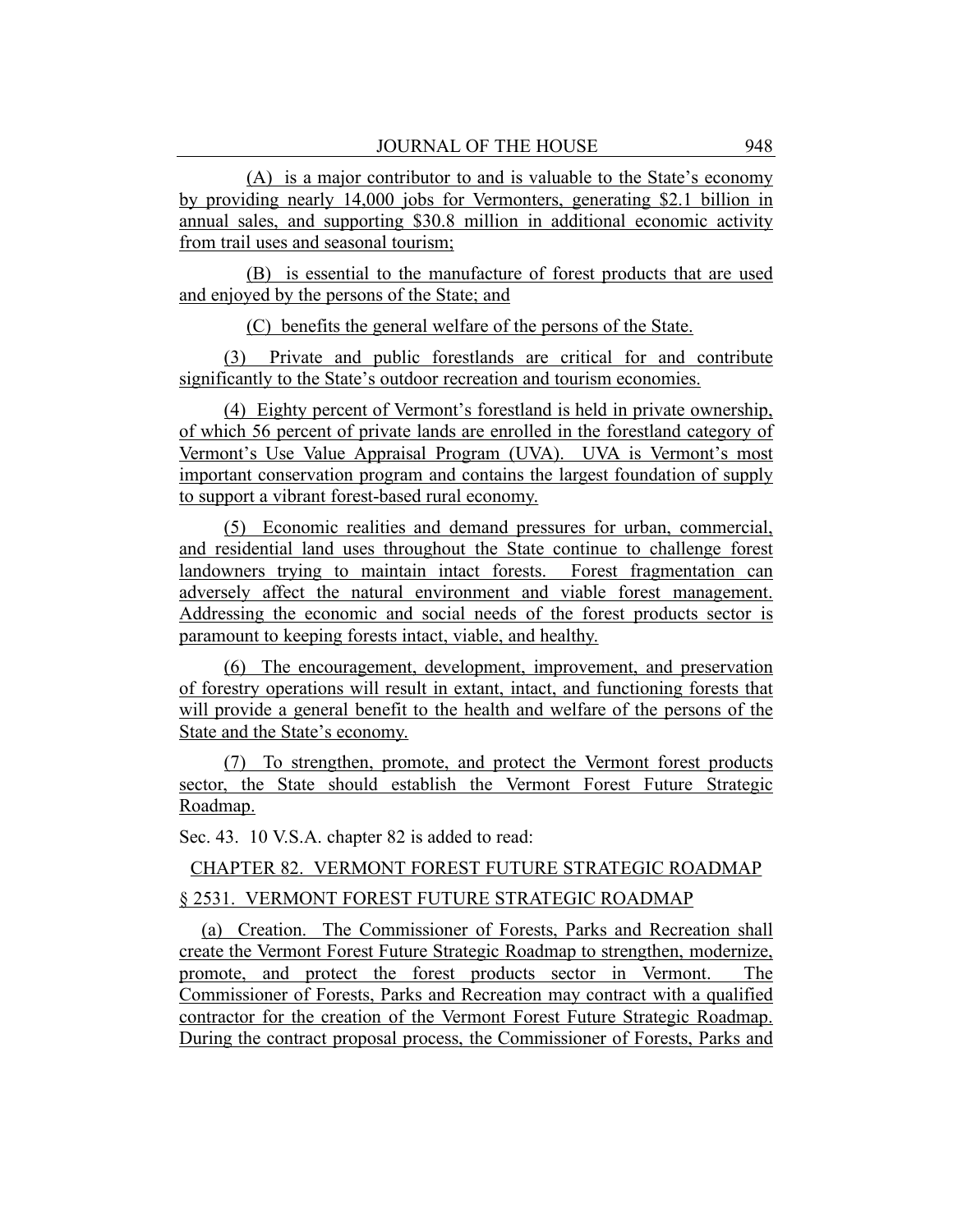(A) is a major contributor to and is valuable to the State's economy by providing nearly 14,000 jobs for Vermonters, generating $2.1 billion in annual sales, and supporting $30.8 million in additional economic activity from trail uses and seasonal tourism;

(B) is essential to the manufacture of forest products that are used and enjoyed by the persons of the State; and

(C) benefits the general welfare of the persons of the State.

(3) Private and public forestlands are critical for and contribute significantly to the State's outdoor recreation and tourism economies.

(4) Eighty percent of Vermont's forestland is held in private ownership, of which 56 percent of private lands are enrolled in the forestland category of Vermont's Use Value Appraisal Program (UVA). UVA is Vermont's most important conservation program and contains the largest foundation of supply to support a vibrant forest-based rural economy.

(5) Economic realities and demand pressures for urban, commercial, and residential land uses throughout the State continue to challenge forest landowners trying to maintain intact forests. Forest fragmentation can adversely affect the natural environment and viable forest management. Addressing the economic and social needs of the forest products sector is paramount to keeping forests intact, viable, and healthy.

(6) The encouragement, development, improvement, and preservation of forestry operations will result in extant, intact, and functioning forests that will provide a general benefit to the health and welfare of the persons of the State and the State's economy.

(7) To strengthen, promote, and protect the Vermont forest products sector, the State should establish the Vermont Forest Future Strategic Roadmap.

Sec. 43. 10 V.S.A. chapter 82 is added to read:

CHAPTER 82. VERMONT FOREST FUTURE STRATEGIC ROADMAP

§ 2531. VERMONT FOREST FUTURE STRATEGIC ROADMAP

(a) Creation. The Commissioner of Forests, Parks and Recreation shall create the Vermont Forest Future Strategic Roadmap to strengthen, modernize, promote, and protect the forest products sector in Vermont. The Commissioner of Forests, Parks and Recreation may contract with a qualified contractor for the creation of the Vermont Forest Future Strategic Roadmap. During the contract proposal process, the Commissioner of Forests, Parks and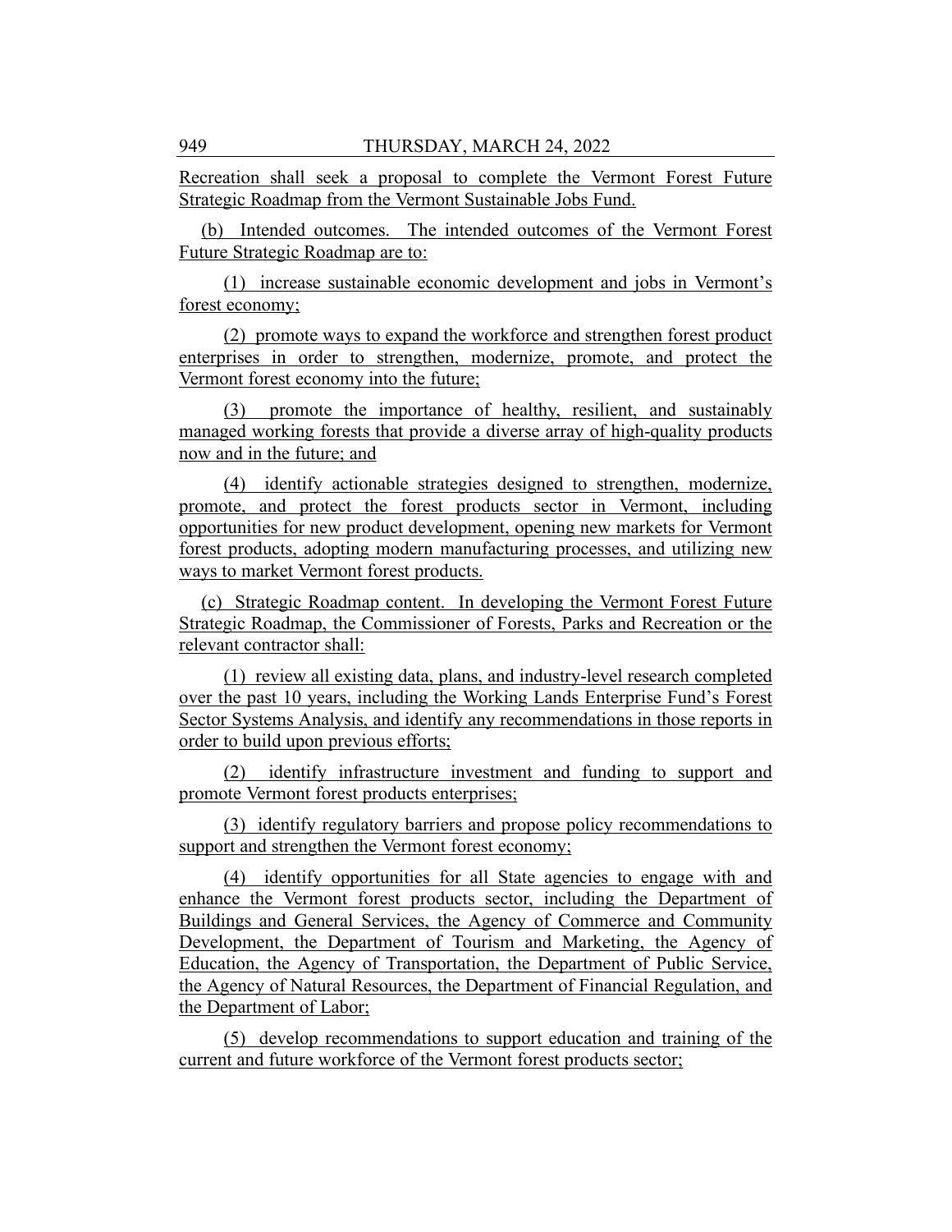Recreation shall seek a proposal to complete the Vermont Forest Future Strategic Roadmap from the Vermont Sustainable Jobs Fund.

(b) Intended outcomes. The intended outcomes of the Vermont Forest Future Strategic Roadmap are to:

(1) increase sustainable economic development and jobs in Vermont's forest economy;

(2) promote ways to expand the workforce and strengthen forest product enterprises in order to strengthen, modernize, promote, and protect the Vermont forest economy into the future;

(3) promote the importance of healthy, resilient, and sustainably managed working forests that provide a diverse array of high-quality products now and in the future; and

(4) identify actionable strategies designed to strengthen, modernize, promote, and protect the forest products sector in Vermont, including opportunities for new product development, opening new markets for Vermont forest products, adopting modern manufacturing processes, and utilizing new ways to market Vermont forest products.

(c) Strategic Roadmap content. In developing the Vermont Forest Future Strategic Roadmap, the Commissioner of Forests, Parks and Recreation or the relevant contractor shall:

(1) review all existing data, plans, and industry-level research completed over the past 10 years, including the Working Lands Enterprise Fund's Forest Sector Systems Analysis, and identify any recommendations in those reports in order to build upon previous efforts;

(2) identify infrastructure investment and funding to support and promote Vermont forest products enterprises;

(3) identify regulatory barriers and propose policy recommendations to support and strengthen the Vermont forest economy;

(4) identify opportunities for all State agencies to engage with and enhance the Vermont forest products sector, including the Department of Buildings and General Services, the Agency of Commerce and Community Development, the Department of Tourism and Marketing, the Agency of Education, the Agency of Transportation, the Department of Public Service, the Agency of Natural Resources, the Department of Financial Regulation, and the Department of Labor;

(5) develop recommendations to support education and training of the current and future workforce of the Vermont forest products sector;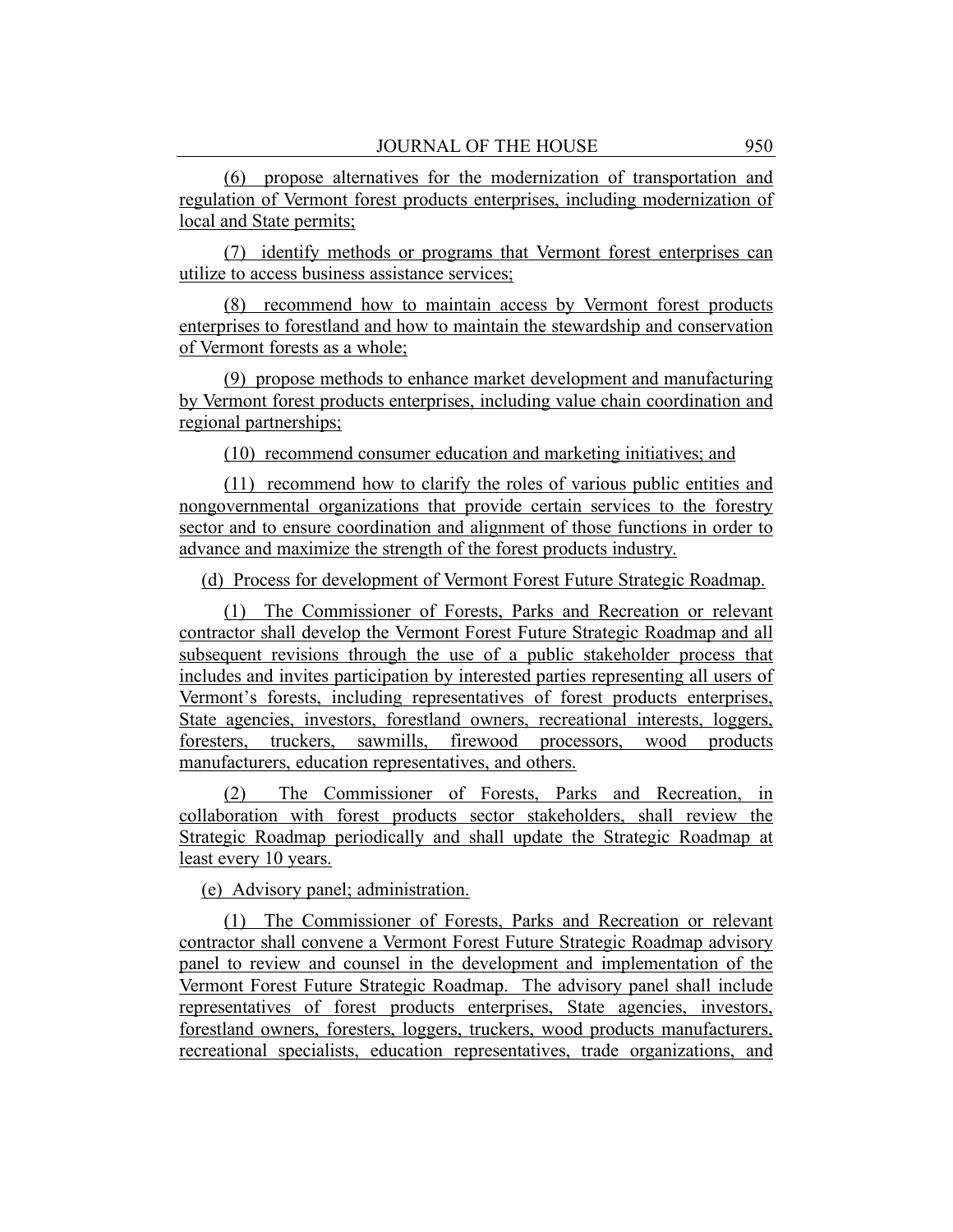(6) propose alternatives for the modernization of transportation and regulation of Vermont forest products enterprises, including modernization of local and State permits;

(7) identify methods or programs that Vermont forest enterprises can utilize to access business assistance services;

(8) recommend how to maintain access by Vermont forest products enterprises to forestland and how to maintain the stewardship and conservation of Vermont forests as a whole;

(9) propose methods to enhance market development and manufacturing by Vermont forest products enterprises, including value chain coordination and regional partnerships;

(10) recommend consumer education and marketing initiatives; and

(11) recommend how to clarify the roles of various public entities and nongovernmental organizations that provide certain services to the forestry sector and to ensure coordination and alignment of those functions in order to advance and maximize the strength of the forest products industry.

(d) Process for development of Vermont Forest Future Strategic Roadmap.

(1) The Commissioner of Forests, Parks and Recreation or relevant contractor shall develop the Vermont Forest Future Strategic Roadmap and all subsequent revisions through the use of a public stakeholder process that includes and invites participation by interested parties representing all users of Vermont's forests, including representatives of forest products enterprises, State agencies, investors, forestland owners, recreational interests, loggers, foresters, truckers, sawmills, firewood processors, wood products manufacturers, education representatives, and others.

(2) The Commissioner of Forests, Parks and Recreation, in collaboration with forest products sector stakeholders, shall review the Strategic Roadmap periodically and shall update the Strategic Roadmap at least every 10 years.

(e) Advisory panel; administration.

(1) The Commissioner of Forests, Parks and Recreation or relevant contractor shall convene a Vermont Forest Future Strategic Roadmap advisory panel to review and counsel in the development and implementation of the Vermont Forest Future Strategic Roadmap. The advisory panel shall include representatives of forest products enterprises, State agencies, investors, forestland owners, foresters, loggers, truckers, wood products manufacturers, recreational specialists, education representatives, trade organizations, and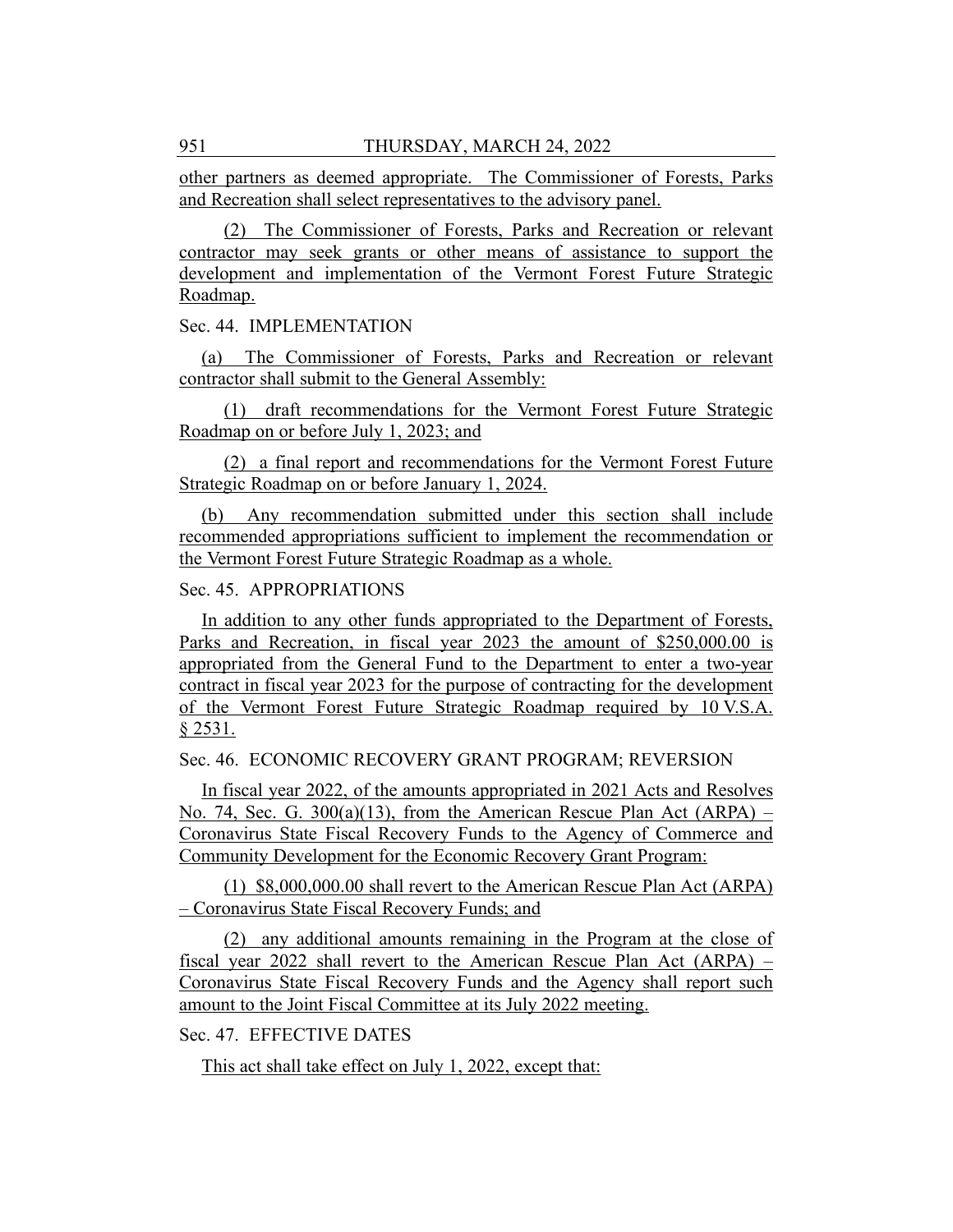other partners as deemed appropriate. The Commissioner of Forests, Parks and Recreation shall select representatives to the advisory panel.

(2) The Commissioner of Forests, Parks and Recreation or relevant contractor may seek grants or other means of assistance to support the development and implementation of the Vermont Forest Future Strategic Roadmap.

Sec. 44. IMPLEMENTATION

(a) The Commissioner of Forests, Parks and Recreation or relevant contractor shall submit to the General Assembly:

(1) draft recommendations for the Vermont Forest Future Strategic Roadmap on or before July 1, 2023; and

(2) a final report and recommendations for the Vermont Forest Future Strategic Roadmap on or before January 1, 2024.

(b) Any recommendation submitted under this section shall include recommended appropriations sufficient to implement the recommendation or the Vermont Forest Future Strategic Roadmap as a whole.

Sec. 45. APPROPRIATIONS

In addition to any other funds appropriated to the Department of Forests, Parks and Recreation, in fiscal year 2023 the amount of $250,000.00 is appropriated from the General Fund to the Department to enter a two-year contract in fiscal year 2023 for the purpose of contracting for the development of the Vermont Forest Future Strategic Roadmap required by 10 V.S.A. § 2531.

Sec. 46. ECONOMIC RECOVERY GRANT PROGRAM; REVERSION

In fiscal year 2022, of the amounts appropriated in 2021 Acts and Resolves No. 74, Sec. G. 300(a)(13), from the American Rescue Plan Act (ARPA) – Coronavirus State Fiscal Recovery Funds to the Agency of Commerce and Community Development for the Economic Recovery Grant Program:

(1) $8,000,000.00 shall revert to the American Rescue Plan Act (ARPA) – Coronavirus State Fiscal Recovery Funds; and

(2) any additional amounts remaining in the Program at the close of fiscal year 2022 shall revert to the American Rescue Plan Act (ARPA) – Coronavirus State Fiscal Recovery Funds and the Agency shall report such amount to the Joint Fiscal Committee at its July 2022 meeting.

Sec. 47. EFFECTIVE DATES

This act shall take effect on July 1, 2022, except that: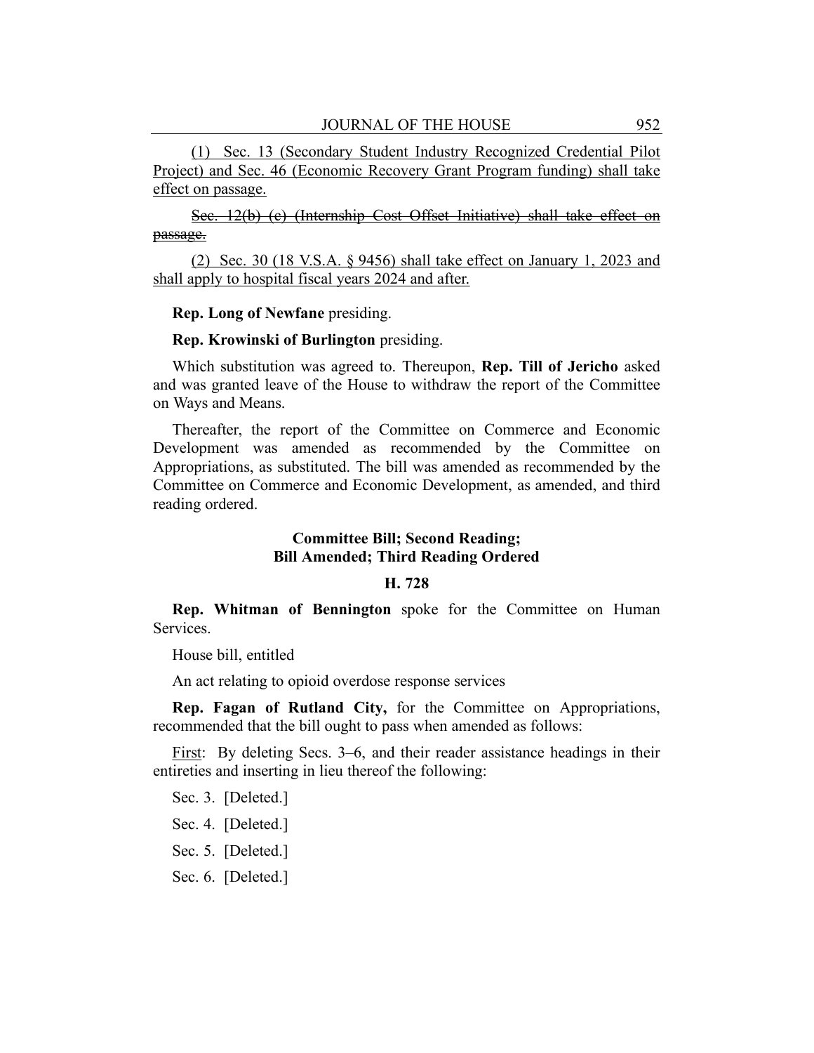(1) Sec. 13 (Secondary Student Industry Recognized Credential Pilot Project) and Sec. 46 (Economic Recovery Grant Program funding) shall take effect on passage.

~~Sec. 12(b) (c) (Internship Cost Offset Initiative) shall take effect on passage.~~

(2) Sec. 30 (18 V.S.A. § 9456) shall take effect on January 1, 2023 and shall apply to hospital fiscal years 2024 and after.

**Rep. Long of Newfane** presiding.

**Rep. Krowinski of Burlington** presiding.

Which substitution was agreed to. Thereupon, **Rep. Till of Jericho** asked and was granted leave of the House to withdraw the report of the Committee on Ways and Means.

Thereafter, the report of the Committee on Commerce and Economic Development was amended as recommended by the Committee on Appropriations, as substituted. The bill was amended as recommended by the Committee on Commerce and Economic Development, as amended, and third reading ordered.

## Committee Bill; Second Reading; Bill Amended; Third Reading Ordered

### H. 728

**Rep. Whitman of Bennington** spoke for the Committee on Human Services.

House bill, entitled

An act relating to opioid overdose response services

**Rep. Fagan of Rutland City,** for the Committee on Appropriations, recommended that the bill ought to pass when amended as follows:

First: By deleting Secs. 3–6, and their reader assistance headings in their entireties and inserting in lieu thereof the following:

Sec. 3. [Deleted.]

Sec. 4. [Deleted.]

Sec. 5. [Deleted.]

Sec. 6. [Deleted.]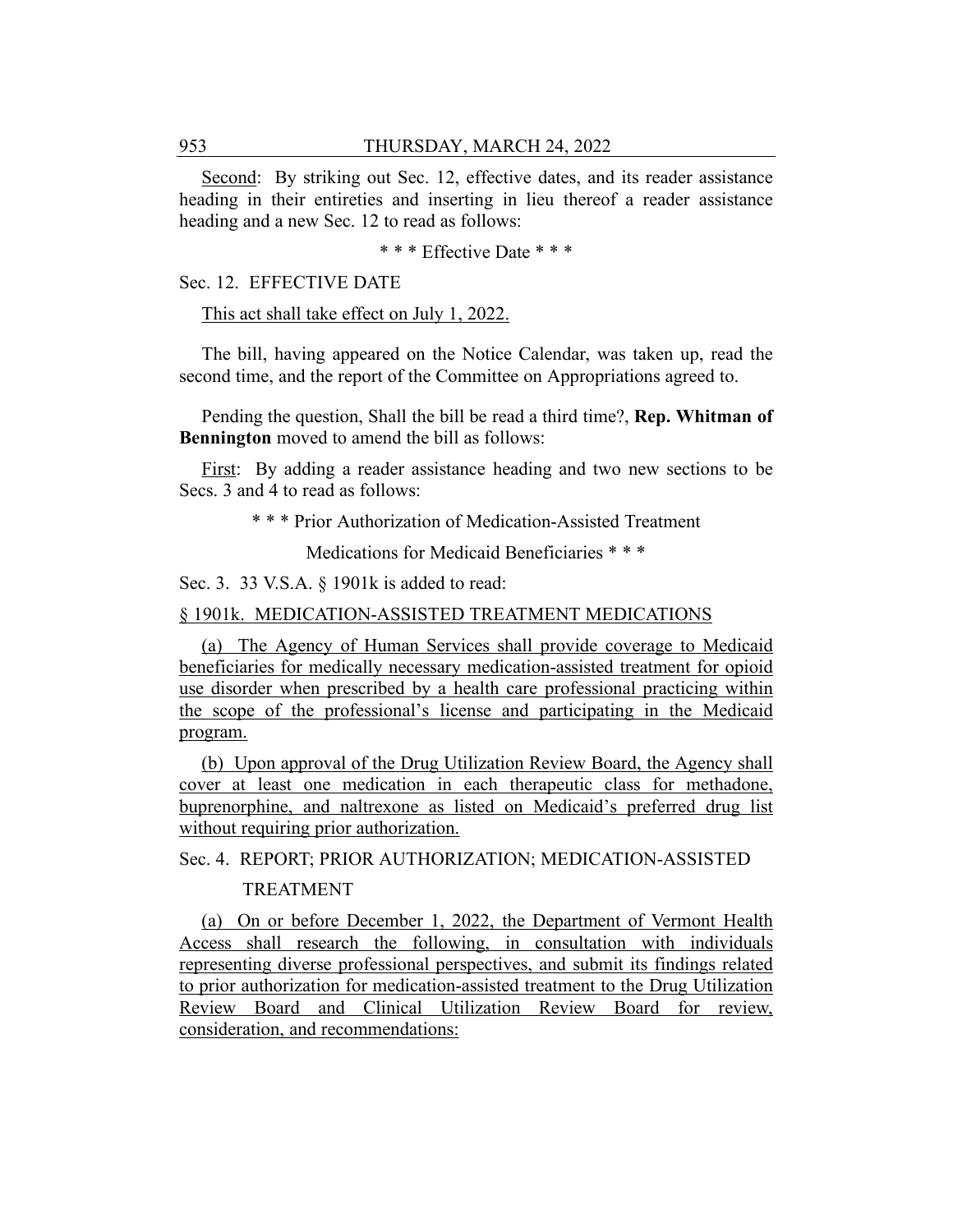Second: By striking out Sec. 12, effective dates, and its reader assistance heading in their entireties and inserting in lieu thereof a reader assistance heading and a new Sec. 12 to read as follows:

\* \* \* Effective Date \* \* \*

Sec. 12. EFFECTIVE DATE

This act shall take effect on July 1, 2022.

The bill, having appeared on the Notice Calendar, was taken up, read the second time, and the report of the Committee on Appropriations agreed to.

Pending the question, Shall the bill be read a third time?, **Rep. Whitman of Bennington** moved to amend the bill as follows:

First: By adding a reader assistance heading and two new sections to be Secs. 3 and 4 to read as follows:

\* \* \* Prior Authorization of Medication-Assisted Treatment Medications for Medicaid Beneficiaries \* \* \*

Sec. 3. 33 V.S.A. § 1901k is added to read:

§ 1901k. MEDICATION-ASSISTED TREATMENT MEDICATIONS

(a) The Agency of Human Services shall provide coverage to Medicaid beneficiaries for medically necessary medication-assisted treatment for opioid use disorder when prescribed by a health care professional practicing within the scope of the professional's license and participating in the Medicaid program.

(b) Upon approval of the Drug Utilization Review Board, the Agency shall cover at least one medication in each therapeutic class for methadone, buprenorphine, and naltrexone as listed on Medicaid's preferred drug list without requiring prior authorization.

Sec. 4. REPORT; PRIOR AUTHORIZATION; MEDICATION-ASSISTED TREATMENT

(a) On or before December 1, 2022, the Department of Vermont Health Access shall research the following, in consultation with individuals representing diverse professional perspectives, and submit its findings related to prior authorization for medication-assisted treatment to the Drug Utilization Review Board and Clinical Utilization Review Board for review, consideration, and recommendations: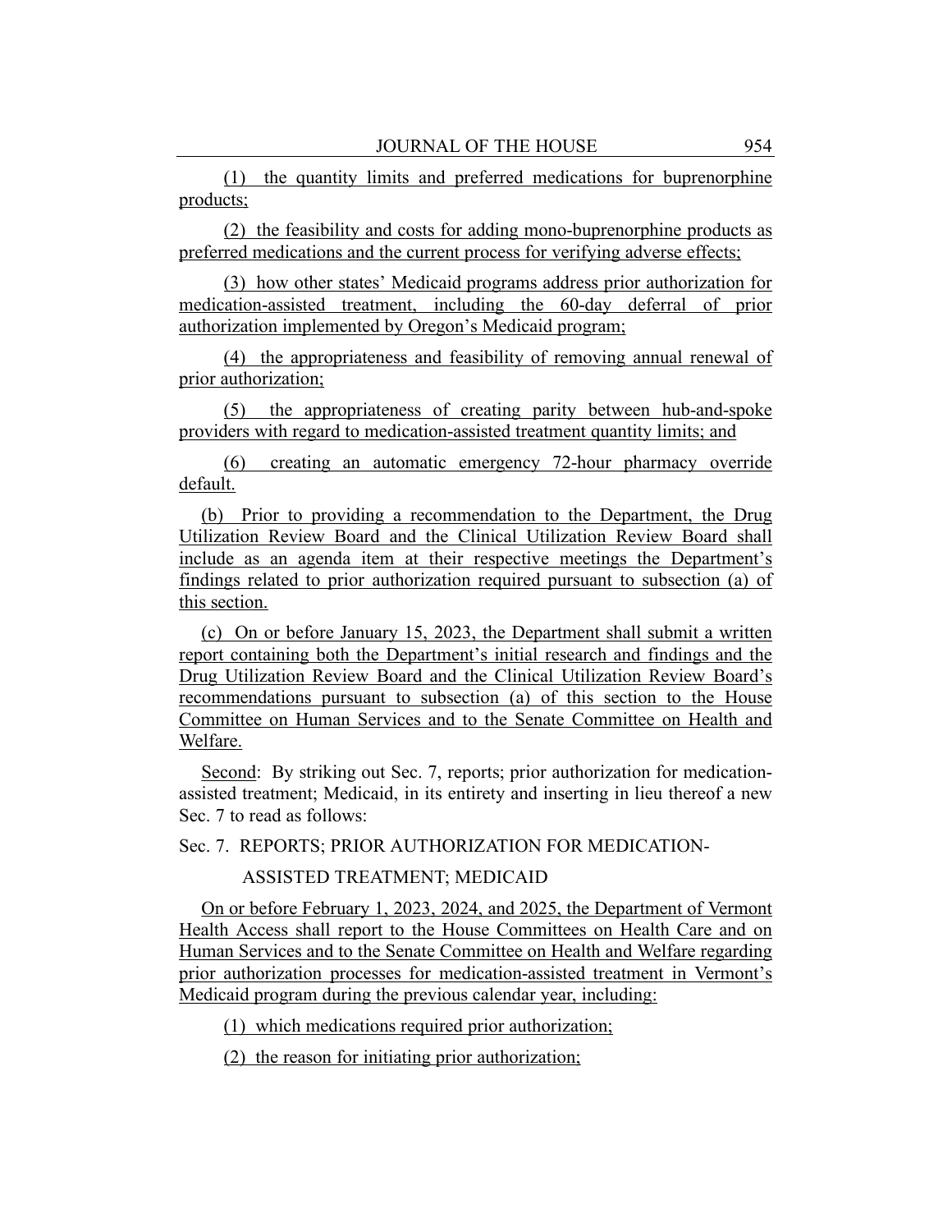(1) the quantity limits and preferred medications for buprenorphine products;

(2) the feasibility and costs for adding mono-buprenorphine products as preferred medications and the current process for verifying adverse effects;

(3) how other states' Medicaid programs address prior authorization for medication-assisted treatment, including the 60-day deferral of prior authorization implemented by Oregon's Medicaid program;

(4) the appropriateness and feasibility of removing annual renewal of prior authorization;

(5) the appropriateness of creating parity between hub-and-spoke providers with regard to medication-assisted treatment quantity limits; and

(6) creating an automatic emergency 72-hour pharmacy override default.

(b) Prior to providing a recommendation to the Department, the Drug Utilization Review Board and the Clinical Utilization Review Board shall include as an agenda item at their respective meetings the Department's findings related to prior authorization required pursuant to subsection (a) of this section.

(c) On or before January 15, 2023, the Department shall submit a written report containing both the Department's initial research and findings and the Drug Utilization Review Board and the Clinical Utilization Review Board's recommendations pursuant to subsection (a) of this section to the House Committee on Human Services and to the Senate Committee on Health and Welfare.

Second: By striking out Sec. 7, reports; prior authorization for medication-assisted treatment; Medicaid, in its entirety and inserting in lieu thereof a new Sec. 7 to read as follows:

Sec. 7. REPORTS; PRIOR AUTHORIZATION FOR MEDICATION-ASSISTED TREATMENT; MEDICAID

On or before February 1, 2023, 2024, and 2025, the Department of Vermont Health Access shall report to the House Committees on Health Care and on Human Services and to the Senate Committee on Health and Welfare regarding prior authorization processes for medication-assisted treatment in Vermont's Medicaid program during the previous calendar year, including:

(1) which medications required prior authorization;

(2) the reason for initiating prior authorization;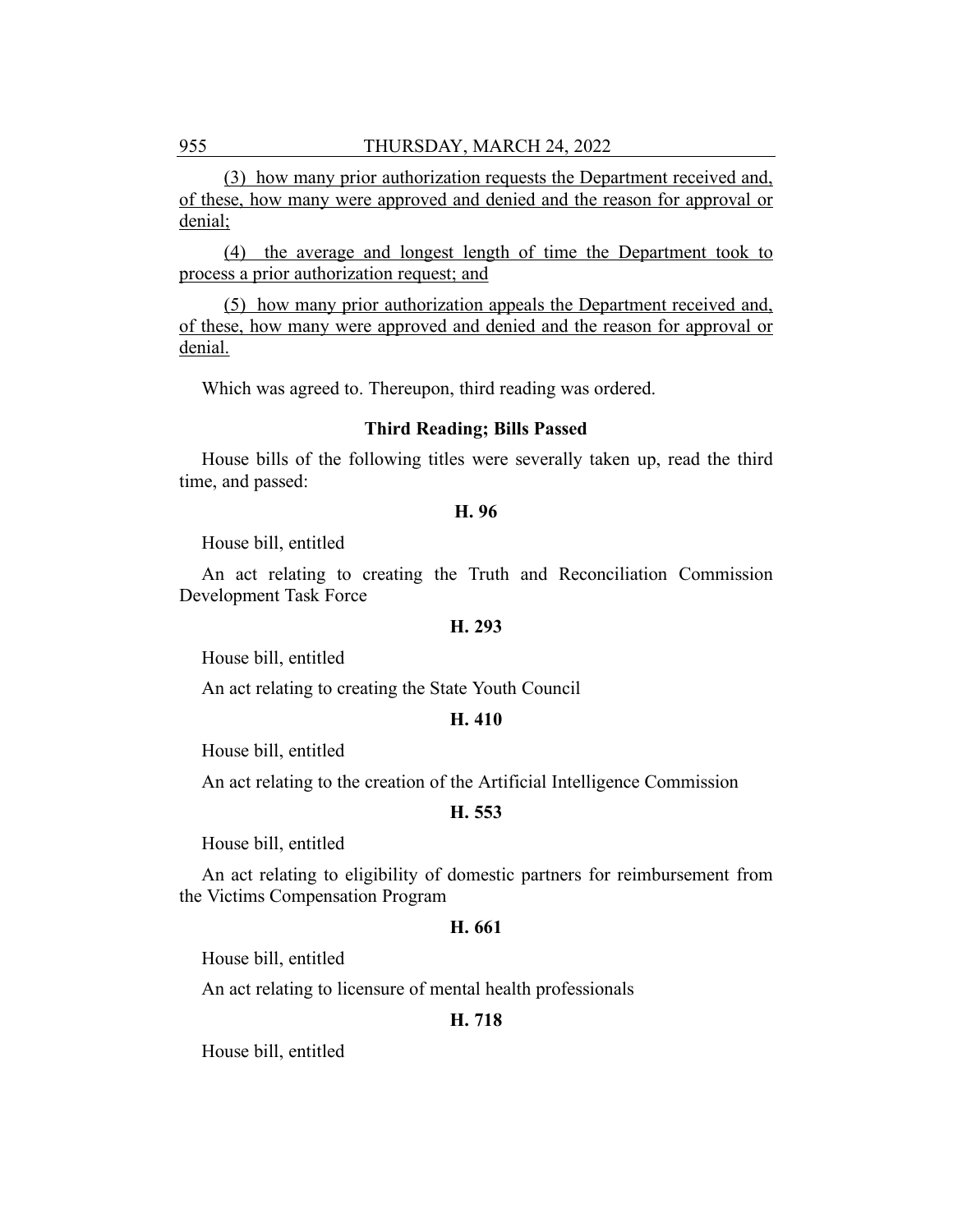(3) how many prior authorization requests the Department received and, of these, how many were approved and denied and the reason for approval or denial;

(4) the average and longest length of time the Department took to process a prior authorization request; and

(5) how many prior authorization appeals the Department received and, of these, how many were approved and denied and the reason for approval or denial.

Which was agreed to. Thereupon, third reading was ordered.

**Third Reading; Bills Passed**

House bills of the following titles were severally taken up, read the third time, and passed:

**H. 96**

House bill, entitled

An act relating to creating the Truth and Reconciliation Commission Development Task Force

**H. 293**

House bill, entitled

An act relating to creating the State Youth Council

**H. 410**

House bill, entitled

An act relating to the creation of the Artificial Intelligence Commission

**H. 553**

House bill, entitled

An act relating to eligibility of domestic partners for reimbursement from the Victims Compensation Program

**H. 661**

House bill, entitled

An act relating to licensure of mental health professionals

**H. 718**

House bill, entitled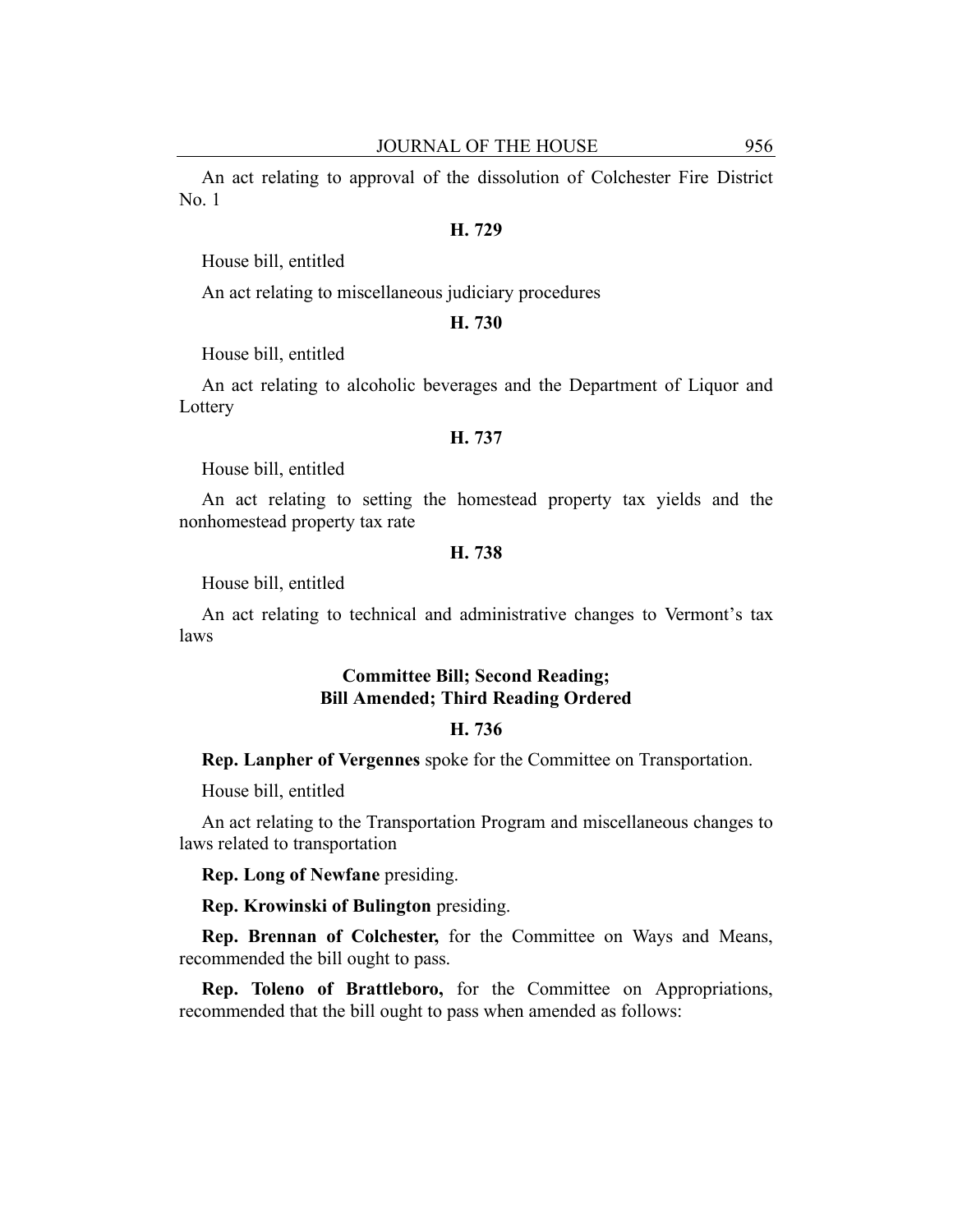An act relating to approval of the dissolution of Colchester Fire District No. 1

**H. 729**

House bill, entitled

An act relating to miscellaneous judiciary procedures

**H. 730**

House bill, entitled

An act relating to alcoholic beverages and the Department of Liquor and Lottery

**H. 737**

House bill, entitled

An act relating to setting the homestead property tax yields and the nonhomestead property tax rate

**H. 738**

House bill, entitled

An act relating to technical and administrative changes to Vermont's tax laws

## Committee Bill; Second Reading; Bill Amended; Third Reading Ordered

**H. 736**

**Rep. Lanpher of Vergennes** spoke for the Committee on Transportation.

House bill, entitled

An act relating to the Transportation Program and miscellaneous changes to laws related to transportation

**Rep. Long of Newfane** presiding.

**Rep. Krowinski of Bulington** presiding.

**Rep. Brennan of Colchester,** for the Committee on Ways and Means, recommended the bill ought to pass.

**Rep. Toleno of Brattleboro,** for the Committee on Appropriations, recommended that the bill ought to pass when amended as follows: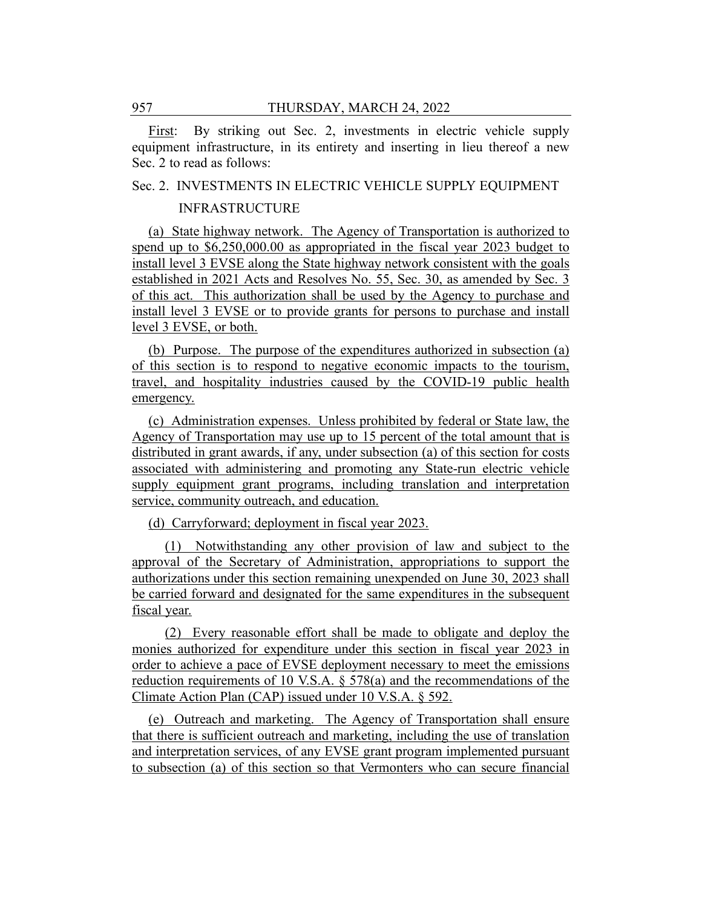First: By striking out Sec. 2, investments in electric vehicle supply equipment infrastructure, in its entirety and inserting in lieu thereof a new Sec. 2 to read as follows:

Sec. 2. INVESTMENTS IN ELECTRIC VEHICLE SUPPLY EQUIPMENT INFRASTRUCTURE

(a) State highway network. The Agency of Transportation is authorized to spend up to $6,250,000.00 as appropriated in the fiscal year 2023 budget to install level 3 EVSE along the State highway network consistent with the goals established in 2021 Acts and Resolves No. 55, Sec. 30, as amended by Sec. 3 of this act. This authorization shall be used by the Agency to purchase and install level 3 EVSE or to provide grants for persons to purchase and install level 3 EVSE, or both.

(b) Purpose. The purpose of the expenditures authorized in subsection (a) of this section is to respond to negative economic impacts to the tourism, travel, and hospitality industries caused by the COVID-19 public health emergency.

(c) Administration expenses. Unless prohibited by federal or State law, the Agency of Transportation may use up to 15 percent of the total amount that is distributed in grant awards, if any, under subsection (a) of this section for costs associated with administering and promoting any State-run electric vehicle supply equipment grant programs, including translation and interpretation service, community outreach, and education.

(d) Carryforward; deployment in fiscal year 2023.

(1) Notwithstanding any other provision of law and subject to the approval of the Secretary of Administration, appropriations to support the authorizations under this section remaining unexpended on June 30, 2023 shall be carried forward and designated for the same expenditures in the subsequent fiscal year.

(2) Every reasonable effort shall be made to obligate and deploy the monies authorized for expenditure under this section in fiscal year 2023 in order to achieve a pace of EVSE deployment necessary to meet the emissions reduction requirements of 10 V.S.A. § 578(a) and the recommendations of the Climate Action Plan (CAP) issued under 10 V.S.A. § 592.

(e) Outreach and marketing. The Agency of Transportation shall ensure that there is sufficient outreach and marketing, including the use of translation and interpretation services, of any EVSE grant program implemented pursuant to subsection (a) of this section so that Vermonters who can secure financial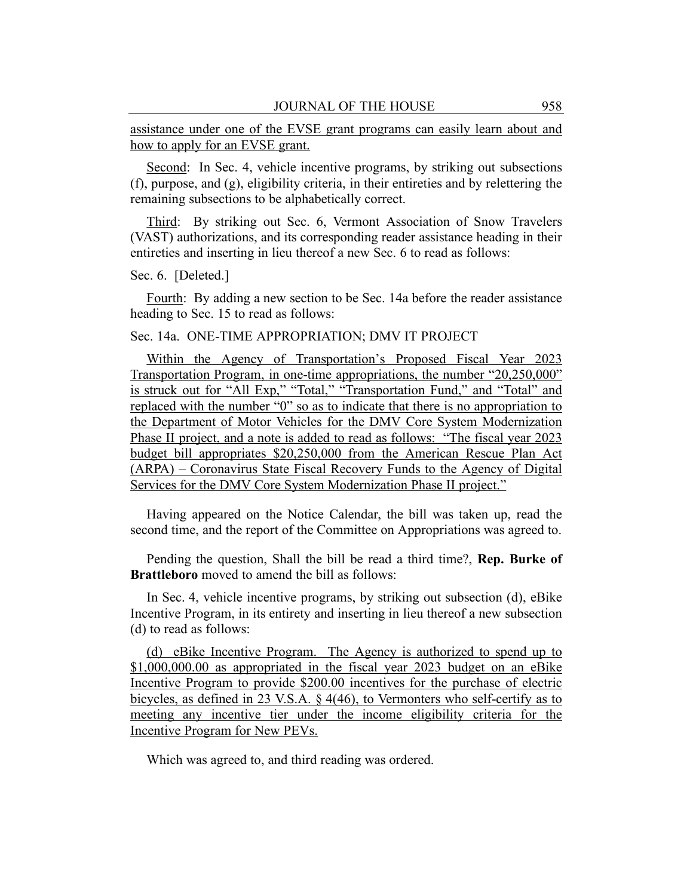assistance under one of the EVSE grant programs can easily learn about and how to apply for an EVSE grant.

Second: In Sec. 4, vehicle incentive programs, by striking out subsections (f), purpose, and (g), eligibility criteria, in their entireties and by relettering the remaining subsections to be alphabetically correct.

Third: By striking out Sec. 6, Vermont Association of Snow Travelers (VAST) authorizations, and its corresponding reader assistance heading in their entireties and inserting in lieu thereof a new Sec. 6 to read as follows:

Sec. 6. [Deleted.]

Fourth: By adding a new section to be Sec. 14a before the reader assistance heading to Sec. 15 to read as follows:

Sec. 14a. ONE-TIME APPROPRIATION; DMV IT PROJECT

Within the Agency of Transportation's Proposed Fiscal Year 2023 Transportation Program, in one-time appropriations, the number "20,250,000" is struck out for "All Exp," "Total," "Transportation Fund," and "Total" and replaced with the number "0" so as to indicate that there is no appropriation to the Department of Motor Vehicles for the DMV Core System Modernization Phase II project, and a note is added to read as follows: "The fiscal year 2023 budget bill appropriates $20,250,000 from the American Rescue Plan Act (ARPA) – Coronavirus State Fiscal Recovery Funds to the Agency of Digital Services for the DMV Core System Modernization Phase II project."

Having appeared on the Notice Calendar, the bill was taken up, read the second time, and the report of the Committee on Appropriations was agreed to.

Pending the question, Shall the bill be read a third time?, **Rep. Burke of Brattleboro** moved to amend the bill as follows:

In Sec. 4, vehicle incentive programs, by striking out subsection (d), eBike Incentive Program, in its entirety and inserting in lieu thereof a new subsection (d) to read as follows:

(d) eBike Incentive Program. The Agency is authorized to spend up to $1,000,000.00 as appropriated in the fiscal year 2023 budget on an eBike Incentive Program to provide $200.00 incentives for the purchase of electric bicycles, as defined in 23 V.S.A. § 4(46), to Vermonters who self-certify as to meeting any incentive tier under the income eligibility criteria for the Incentive Program for New PEVs.

Which was agreed to, and third reading was ordered.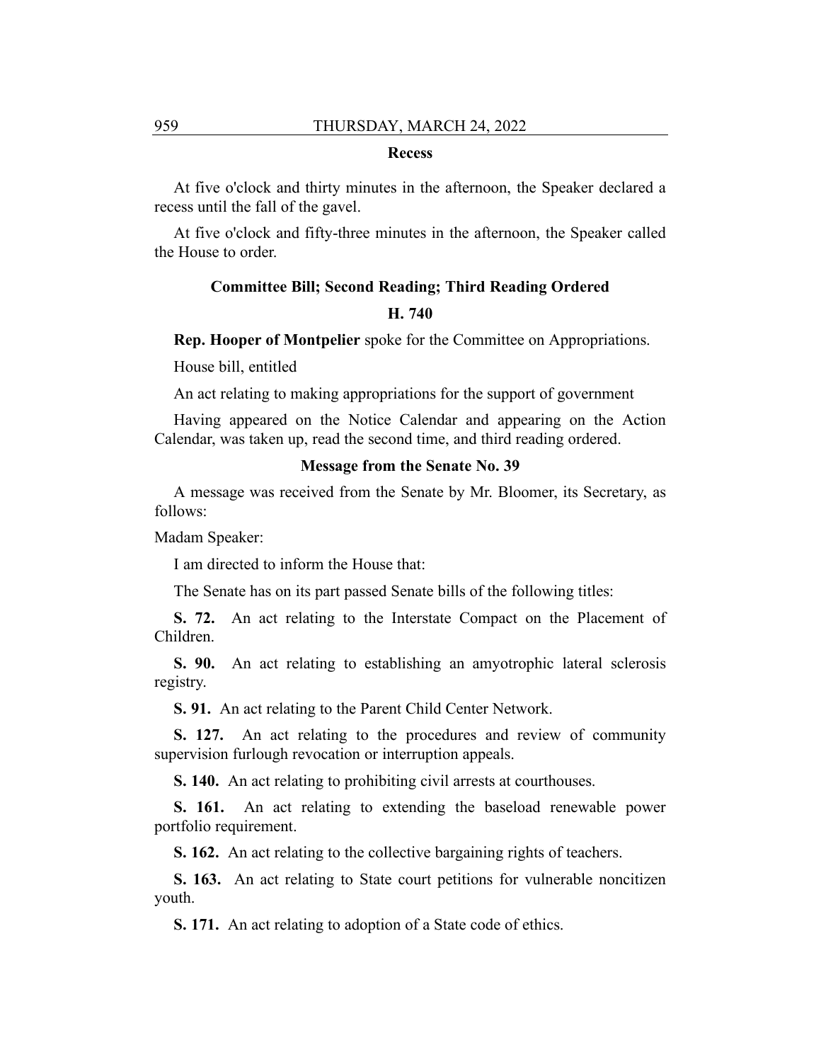### Recess

At five o'clock and thirty minutes in the afternoon, the Speaker declared a recess until the fall of the gavel.

At five o'clock and fifty-three minutes in the afternoon, the Speaker called the House to order.

### Committee Bill; Second Reading; Third Reading Ordered

### H. 740

**Rep. Hooper of Montpelier** spoke for the Committee on Appropriations.

House bill, entitled

An act relating to making appropriations for the support of government

Having appeared on the Notice Calendar and appearing on the Action Calendar, was taken up, read the second time, and third reading ordered.

### Message from the Senate No. 39

A message was received from the Senate by Mr. Bloomer, its Secretary, as follows:

Madam Speaker:

I am directed to inform the House that:

The Senate has on its part passed Senate bills of the following titles:

**S. 72.** An act relating to the Interstate Compact on the Placement of Children.

**S. 90.** An act relating to establishing an amyotrophic lateral sclerosis registry.

**S. 91.** An act relating to the Parent Child Center Network.

**S. 127.** An act relating to the procedures and review of community supervision furlough revocation or interruption appeals.

**S. 140.** An act relating to prohibiting civil arrests at courthouses.

**S. 161.** An act relating to extending the baseload renewable power portfolio requirement.

**S. 162.** An act relating to the collective bargaining rights of teachers.

**S. 163.** An act relating to State court petitions for vulnerable noncitizen youth.

**S. 171.** An act relating to adoption of a State code of ethics.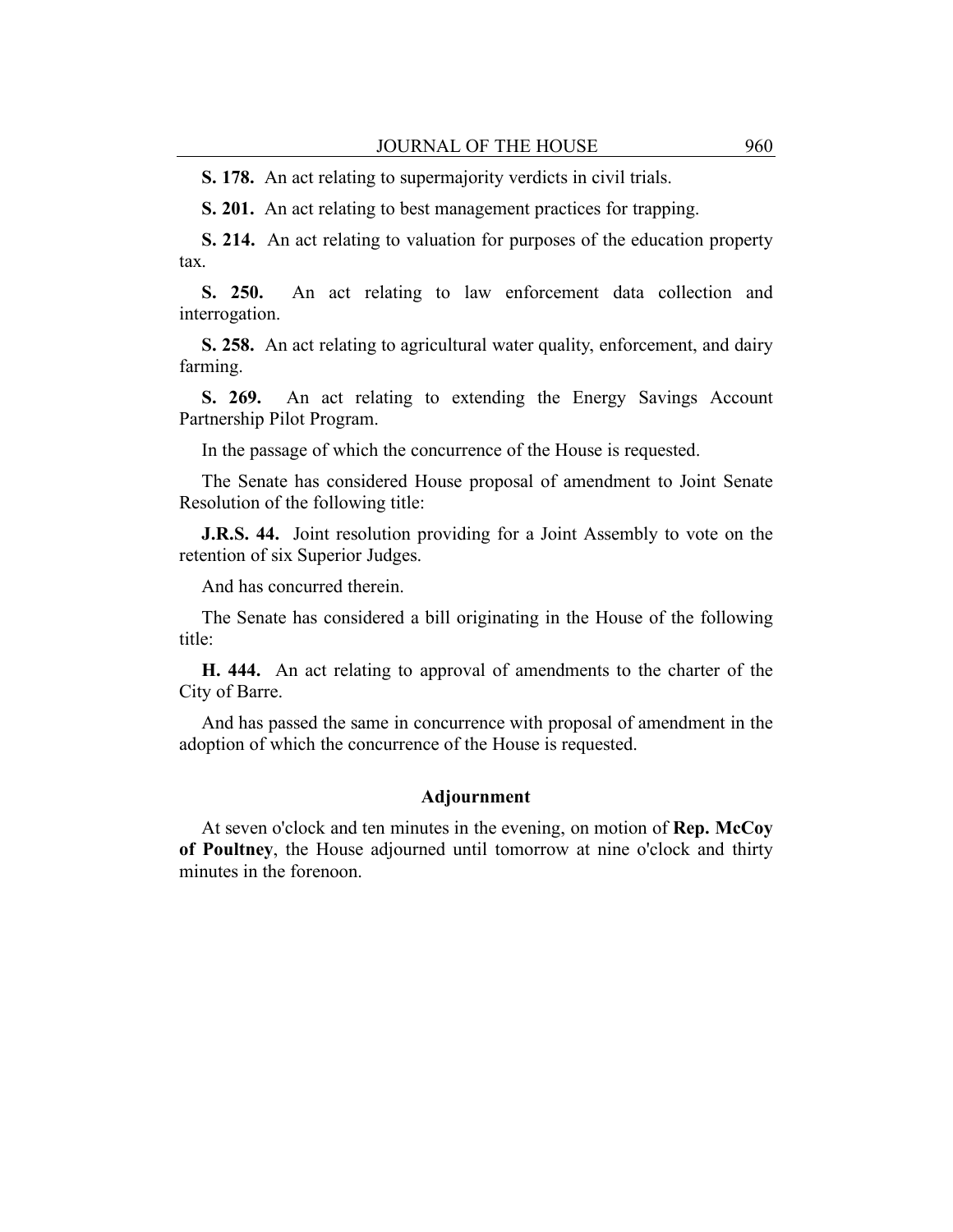**S. 178.** An act relating to supermajority verdicts in civil trials.

**S. 201.** An act relating to best management practices for trapping.

**S. 214.** An act relating to valuation for purposes of the education property tax.

**S. 250.** An act relating to law enforcement data collection and interrogation.

**S. 258.** An act relating to agricultural water quality, enforcement, and dairy farming.

**S. 269.** An act relating to extending the Energy Savings Account Partnership Pilot Program.

In the passage of which the concurrence of the House is requested.

The Senate has considered House proposal of amendment to Joint Senate Resolution of the following title:

**J.R.S. 44.** Joint resolution providing for a Joint Assembly to vote on the retention of six Superior Judges.

And has concurred therein.

The Senate has considered a bill originating in the House of the following title:

**H. 444.** An act relating to approval of amendments to the charter of the City of Barre.

And has passed the same in concurrence with proposal of amendment in the adoption of which the concurrence of the House is requested.

### Adjournment

At seven o'clock and ten minutes in the evening, on motion of **Rep. McCoy of Poultney**, the House adjourned until tomorrow at nine o'clock and thirty minutes in the forenoon.